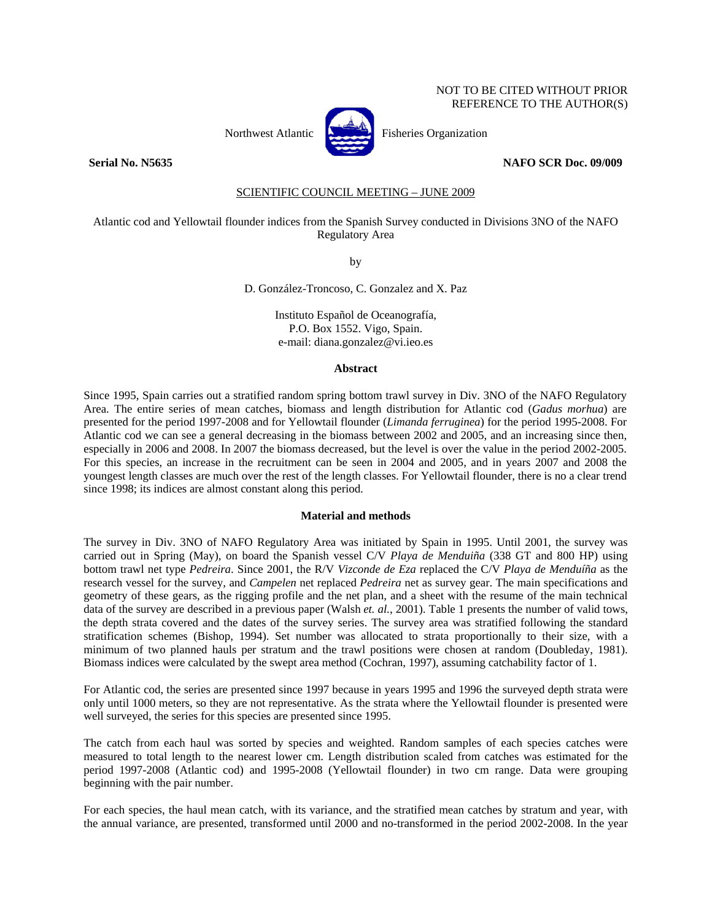NOT TO BE CITED WITHOUT PRIOR
REFERENCE TO THE AUTHOR(S)

Northwest Atlantic Fisheries Organization

**Serial No. N5635** **NAFO SCR Doc. 09/009**

SCIENTIFIC COUNCIL MEETING – JUNE 2009

Atlantic cod and Yellowtail flounder indices from the Spanish Survey conducted in Divisions 3NO of the NAFO Regulatory Area

by

D. González-Troncoso, C. Gonzalez and X. Paz

Instituto Español de Oceanografía,
P.O. Box 1552. Vigo, Spain.
e-mail: diana.gonzalez@vi.ieo.es

## Abstract

Since 1995, Spain carries out a stratified random spring bottom trawl survey in Div. 3NO of the NAFO Regulatory Area. The entire series of mean catches, biomass and length distribution for Atlantic cod (*Gadus morhua*) are presented for the period 1997-2008 and for Yellowtail flounder (*Limanda ferruginea*) for the period 1995-2008. For Atlantic cod we can see a general decreasing in the biomass between 2002 and 2005, and an increasing since then, especially in 2006 and 2008. In 2007 the biomass decreased, but the level is over the value in the period 2002-2005. For this species, an increase in the recruitment can be seen in 2004 and 2005, and in years 2007 and 2008 the youngest length classes are much over the rest of the length classes. For Yellowtail flounder, there is no a clear trend since 1998; its indices are almost constant along this period.

## Material and methods

The survey in Div. 3NO of NAFO Regulatory Area was initiated by Spain in 1995. Until 2001, the survey was carried out in Spring (May), on board the Spanish vessel C/V *Playa de Menduiña* (338 GT and 800 HP) using bottom trawl net type *Pedreira*. Since 2001, the R/V *Vizconde de Eza* replaced the C/V *Playa de Menduíña* as the research vessel for the survey, and *Campelen* net replaced *Pedreira* net as survey gear. The main specifications and geometry of these gears, as the rigging profile and the net plan, and a sheet with the resume of the main technical data of the survey are described in a previous paper (Walsh *et. al.*, 2001). Table 1 presents the number of valid tows, the depth strata covered and the dates of the survey series. The survey area was stratified following the standard stratification schemes (Bishop, 1994). Set number was allocated to strata proportionally to their size, with a minimum of two planned hauls per stratum and the trawl positions were chosen at random (Doubleday, 1981). Biomass indices were calculated by the swept area method (Cochran, 1997), assuming catchability factor of 1.

For Atlantic cod, the series are presented since 1997 because in years 1995 and 1996 the surveyed depth strata were only until 1000 meters, so they are not representative. As the strata where the Yellowtail flounder is presented were well surveyed, the series for this species are presented since 1995.

The catch from each haul was sorted by species and weighted. Random samples of each species catches were measured to total length to the nearest lower cm. Length distribution scaled from catches was estimated for the period 1997-2008 (Atlantic cod) and 1995-2008 (Yellowtail flounder) in two cm range. Data were grouping beginning with the pair number.

For each species, the haul mean catch, with its variance, and the stratified mean catches by stratum and year, with the annual variance, are presented, transformed until 2000 and no-transformed in the period 2002-2008. In the year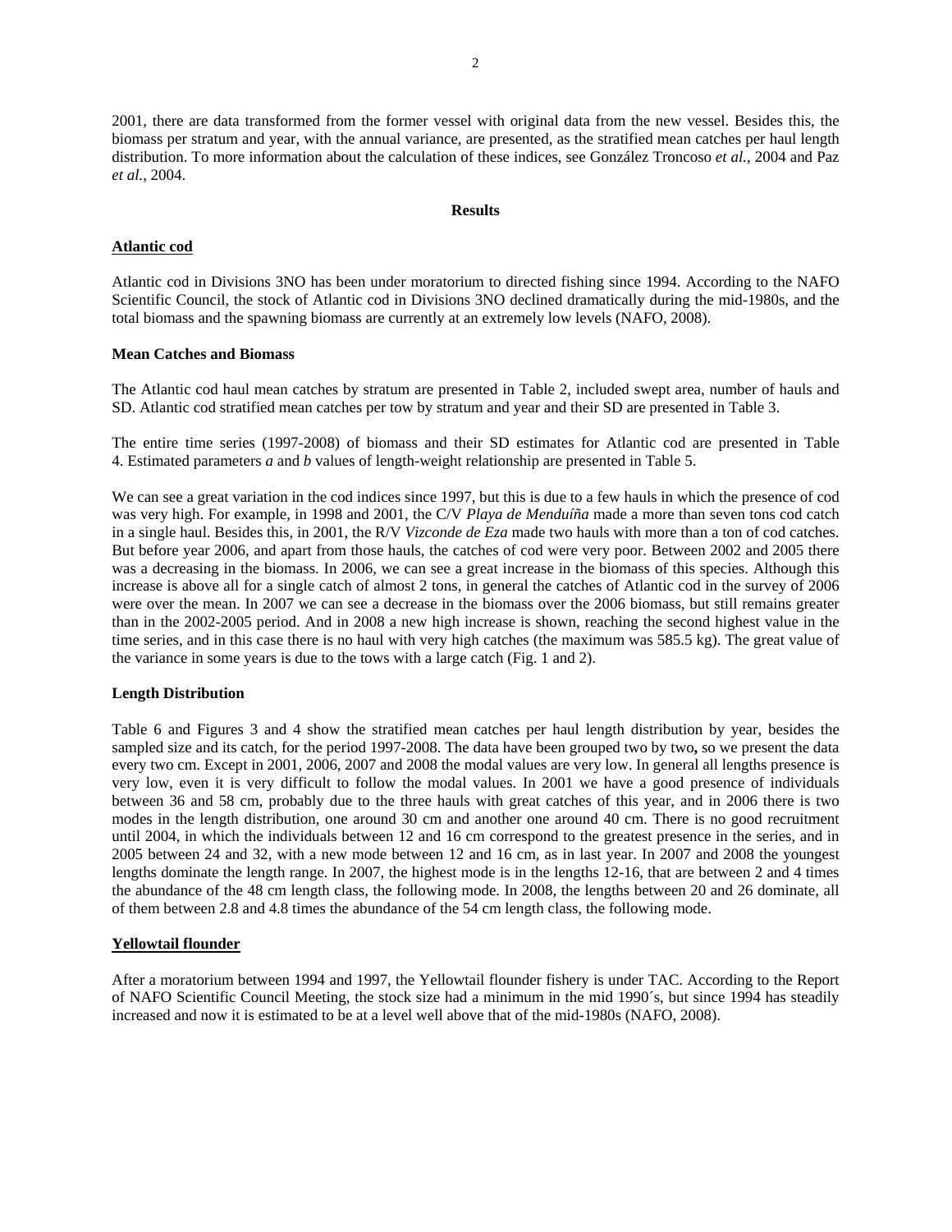2001, there are data transformed from the former vessel with original data from the new vessel. Besides this, the biomass per stratum and year, with the annual variance, are presented, as the stratified mean catches per haul length distribution. To more information about the calculation of these indices, see González Troncoso *et al.*, 2004 and Paz *et al.*, 2004.

## Results

### Atlantic cod

Atlantic cod in Divisions 3NO has been under moratorium to directed fishing since 1994. According to the NAFO Scientific Council, the stock of Atlantic cod in Divisions 3NO declined dramatically during the mid-1980s, and the total biomass and the spawning biomass are currently at an extremely low levels (NAFO, 2008).

#### Mean Catches and Biomass

The Atlantic cod haul mean catches by stratum are presented in Table 2, included swept area, number of hauls and SD. Atlantic cod stratified mean catches per tow by stratum and year and their SD are presented in Table 3.

The entire time series (1997-2008) of biomass and their SD estimates for Atlantic cod are presented in Table 4. Estimated parameters *a* and *b* values of length-weight relationship are presented in Table 5.

We can see a great variation in the cod indices since 1997, but this is due to a few hauls in which the presence of cod was very high. For example, in 1998 and 2001, the C/V *Playa de Menduíña* made a more than seven tons cod catch in a single haul. Besides this, in 2001, the R/V *Vizconde de Eza* made two hauls with more than a ton of cod catches. But before year 2006, and apart from those hauls, the catches of cod were very poor. Between 2002 and 2005 there was a decreasing in the biomass. In 2006, we can see a great increase in the biomass of this species. Although this increase is above all for a single catch of almost 2 tons, in general the catches of Atlantic cod in the survey of 2006 were over the mean. In 2007 we can see a decrease in the biomass over the 2006 biomass, but still remains greater than in the 2002-2005 period. And in 2008 a new high increase is shown, reaching the second highest value in the time series, and in this case there is no haul with very high catches (the maximum was 585.5 kg). The great value of the variance in some years is due to the tows with a large catch (Fig. 1 and 2).

#### Length Distribution

Table 6 and Figures 3 and 4 show the stratified mean catches per haul length distribution by year, besides the sampled size and its catch, for the period 1997-2008. The data have been grouped two by two**,** so we present the data every two cm. Except in 2001, 2006, 2007 and 2008 the modal values are very low. In general all lengths presence is very low, even it is very difficult to follow the modal values. In 2001 we have a good presence of individuals between 36 and 58 cm, probably due to the three hauls with great catches of this year, and in 2006 there is two modes in the length distribution, one around 30 cm and another one around 40 cm. There is no good recruitment until 2004, in which the individuals between 12 and 16 cm correspond to the greatest presence in the series, and in 2005 between 24 and 32, with a new mode between 12 and 16 cm, as in last year. In 2007 and 2008 the youngest lengths dominate the length range. In 2007, the highest mode is in the lengths 12-16, that are between 2 and 4 times the abundance of the 48 cm length class, the following mode. In 2008, the lengths between 20 and 26 dominate, all of them between 2.8 and 4.8 times the abundance of the 54 cm length class, the following mode.

### Yellowtail flounder

After a moratorium between 1994 and 1997, the Yellowtail flounder fishery is under TAC. According to the Report of NAFO Scientific Council Meeting, the stock size had a minimum in the mid 1990´s, but since 1994 has steadily increased and now it is estimated to be at a level well above that of the mid-1980s (NAFO, 2008).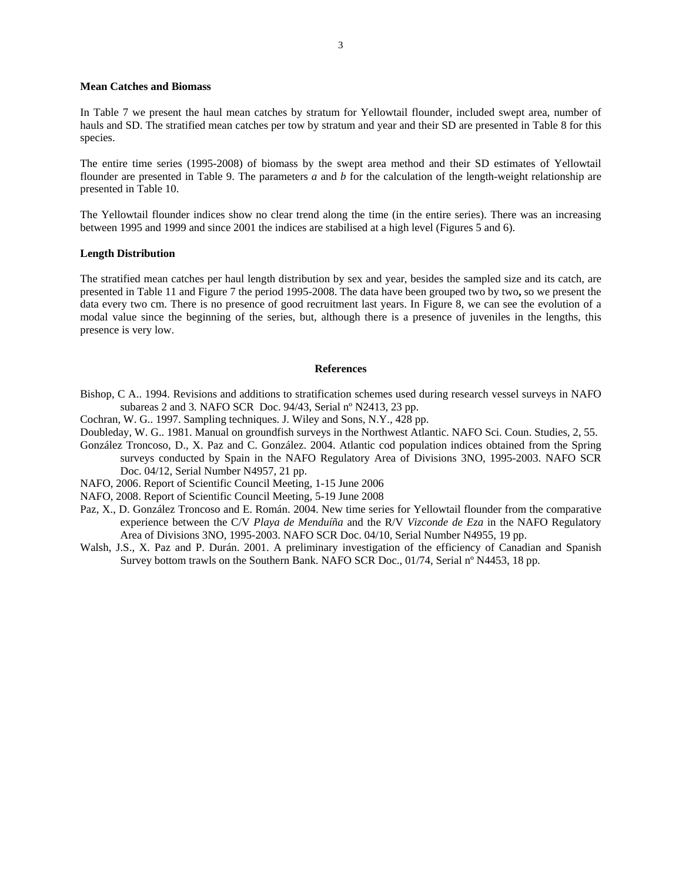**Mean Catches and Biomass**

In Table 7 we present the haul mean catches by stratum for Yellowtail flounder, included swept area, number of hauls and SD. The stratified mean catches per tow by stratum and year and their SD are presented in Table 8 for this species.

The entire time series (1995-2008) of biomass by the swept area method and their SD estimates of Yellowtail flounder are presented in Table 9. The parameters *a* and *b* for the calculation of the length-weight relationship are presented in Table 10.

The Yellowtail flounder indices show no clear trend along the time (in the entire series). There was an increasing between 1995 and 1999 and since 2001 the indices are stabilised at a high level (Figures 5 and 6).

**Length Distribution**

The stratified mean catches per haul length distribution by sex and year, besides the sampled size and its catch, are presented in Table 11 and Figure 7 the period 1995-2008. The data have been grouped two by two**,** so we present the data every two cm. There is no presence of good recruitment last years. In Figure 8, we can see the evolution of a modal value since the beginning of the series, but, although there is a presence of juveniles in the lengths, this presence is very low.

## References

Bishop, C A.. 1994. Revisions and additions to stratification schemes used during research vessel surveys in NAFO subareas 2 and 3*.* NAFO SCR Doc. 94/43, Serial nº N2413, 23 pp.

Cochran, W. G.. 1997. Sampling techniques. J. Wiley and Sons, N.Y., 428 pp.

Doubleday, W. G.. 1981. Manual on groundfish surveys in the Northwest Atlantic. NAFO Sci. Coun. Studies, 2, 55.

González Troncoso, D., X. Paz and C. González. 2004. Atlantic cod population indices obtained from the Spring surveys conducted by Spain in the NAFO Regulatory Area of Divisions 3NO, 1995-2003. NAFO SCR Doc. 04/12, Serial Number N4957, 21 pp.

NAFO, 2006. Report of Scientific Council Meeting, 1-15 June 2006

NAFO, 2008. Report of Scientific Council Meeting, 5-19 June 2008

Paz, X., D. González Troncoso and E. Román. 2004. New time series for Yellowtail flounder from the comparative experience between the C/V *Playa de Menduíña* and the R/V *Vizconde de Eza* in the NAFO Regulatory Area of Divisions 3NO, 1995-2003. NAFO SCR Doc. 04/10, Serial Number N4955, 19 pp.

Walsh, J.S., X. Paz and P. Durán. 2001. A preliminary investigation of the efficiency of Canadian and Spanish Survey bottom trawls on the Southern Bank. NAFO SCR Doc., 01/74, Serial nº N4453, 18 pp.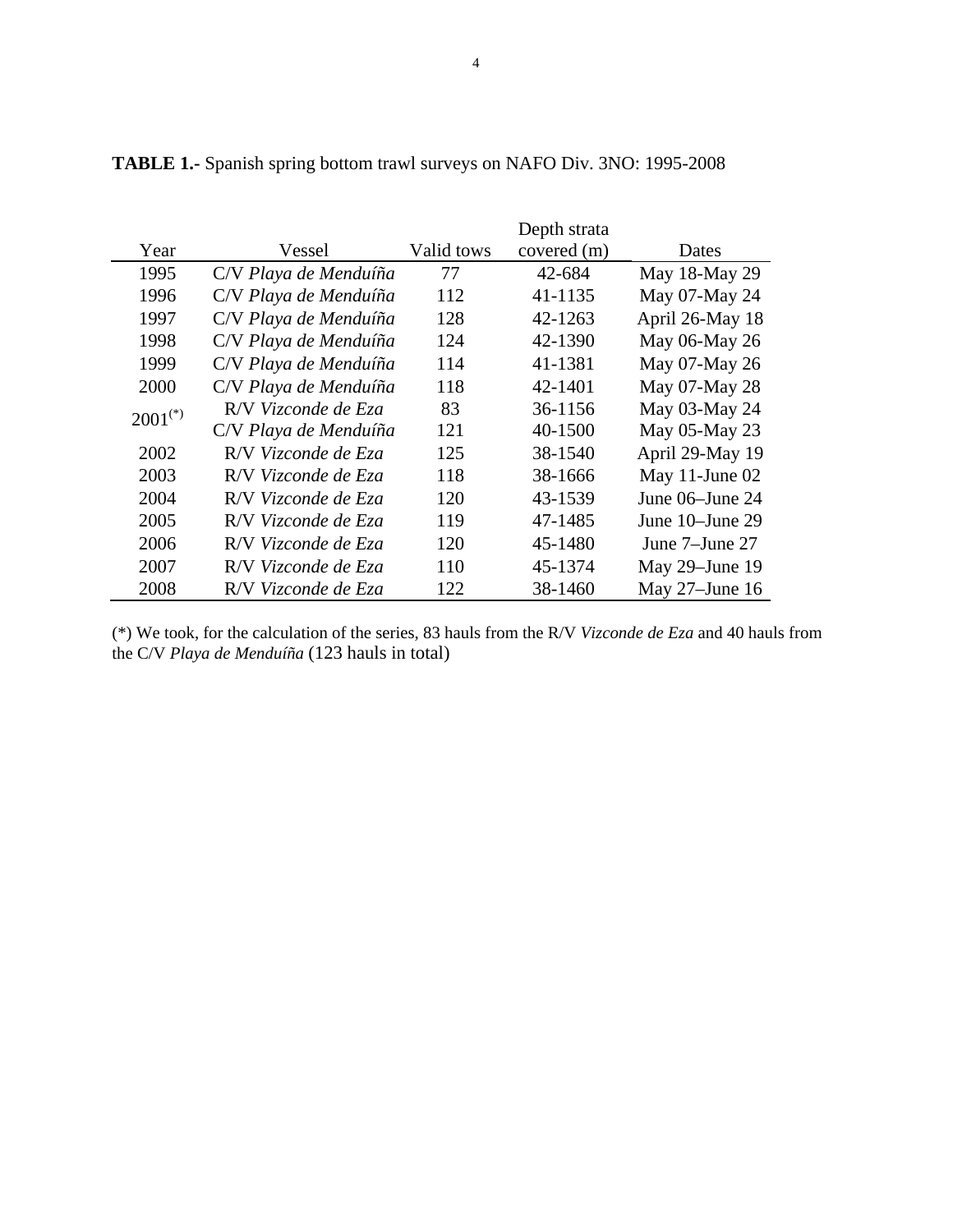**TABLE 1.-** Spanish spring bottom trawl surveys on NAFO Div. 3NO: 1995-2008

| Year | Vessel | Valid tows | Depth strata covered (m) | Dates |
|---|---|---|---|---|
| 1995 | C/V *Playa de Menduíña* | 77 | 42-684 | May 18-May 29 |
| 1996 | C/V *Playa de Menduíña* | 112 | 41-1135 | May 07-May 24 |
| 1997 | C/V *Playa de Menduíña* | 128 | 42-1263 | April 26-May 18 |
| 1998 | C/V *Playa de Menduíña* | 124 | 42-1390 | May 06-May 26 |
| 1999 | C/V *Playa de Menduíña* | 114 | 41-1381 | May 07-May 26 |
| 2000 | C/V *Playa de Menduíña* | 118 | 42-1401 | May 07-May 28 |
| 2001(*) | R/V *Vizconde de Eza* | 83 | 36-1156 | May 03-May 24 |
| | C/V *Playa de Menduíña* | 121 | 40-1500 | May 05-May 23 |
| 2002 | R/V *Vizconde de Eza* | 125 | 38-1540 | April 29-May 19 |
| 2003 | R/V *Vizconde de Eza* | 118 | 38-1666 | May 11-June 02 |
| 2004 | R/V *Vizconde de Eza* | 120 | 43-1539 | June 06–June 24 |
| 2005 | R/V *Vizconde de Eza* | 119 | 47-1485 | June 10–June 29 |
| 2006 | R/V *Vizconde de Eza* | 120 | 45-1480 | June 7–June 27 |
| 2007 | R/V *Vizconde de Eza* | 110 | 45-1374 | May 29–June 19 |
| 2008 | R/V *Vizconde de Eza* | 122 | 38-1460 | May 27–June 16 |

(*) We took, for the calculation of the series, 83 hauls from the R/V *Vizconde de Eza* and 40 hauls from the C/V *Playa de Menduíña* (123 hauls in total)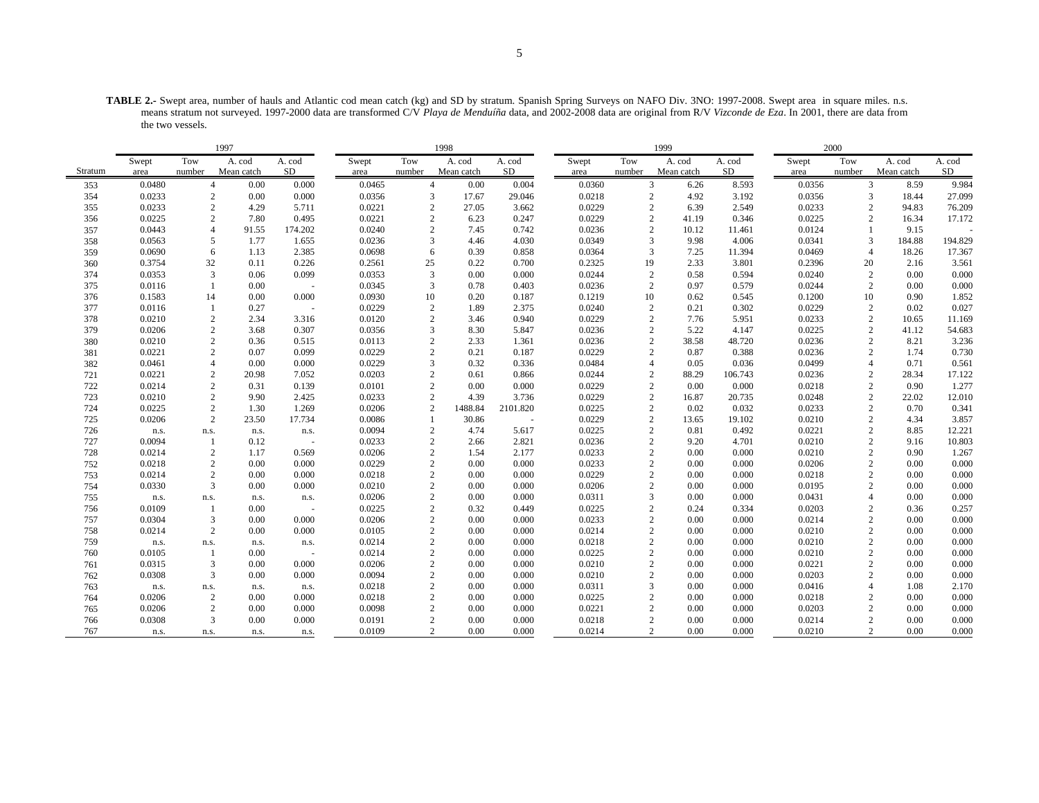**TABLE 2.-** Swept area, number of hauls and Atlantic cod mean catch (kg) and SD by stratum. Spanish Spring Surveys on NAFO Div. 3NO: 1997-2008. Swept area in square miles. n.s. means stratum not surveyed. 1997-2000 data are transformed C/V *Playa de Menduíña* data, and 2002-2008 data are original from R/V *Vizconde de Eza*. In 2001, there are data from the two vessels.

| | 1997 | | | | 1998 | | | | 1999 | | | | 2000 | | | |
|---|---|---|---|---|---|---|---|---|---|---|---|---|---|---|---|---|
| Stratum | Swept area | Tow number | A. cod Mean catch | A. cod SD | Swept area | Tow number | A. cod Mean catch | A. cod SD | Swept area | Tow number | A. cod Mean catch | A. cod SD | Swept area | Tow number | A. cod Mean catch | A. cod SD |
| 353 | 0.0480 | 4 | 0.00 | 0.000 | 0.0465 | 4 | 0.00 | 0.004 | 0.0360 | 3 | 6.26 | 8.593 | 0.0356 | 3 | 8.59 | 9.984 |
| 354 | 0.0233 | 2 | 0.00 | 0.000 | 0.0356 | 3 | 17.67 | 29.046 | 0.0218 | 2 | 4.92 | 3.192 | 0.0356 | 3 | 18.44 | 27.099 |
| 355 | 0.0233 | 2 | 4.29 | 5.711 | 0.0221 | 2 | 27.05 | 3.662 | 0.0229 | 2 | 6.39 | 2.549 | 0.0233 | 2 | 94.83 | 76.209 |
| 356 | 0.0225 | 2 | 7.80 | 0.495 | 0.0221 | 2 | 6.23 | 0.247 | 0.0229 | 2 | 41.19 | 0.346 | 0.0225 | 2 | 16.34 | 17.172 |
| 357 | 0.0443 | 4 | 91.55 | 174.202 | 0.0240 | 2 | 7.45 | 0.742 | 0.0236 | 2 | 10.12 | 11.461 | 0.0124 | 1 | 9.15 | - |
| 358 | 0.0563 | 5 | 1.77 | 1.655 | 0.0236 | 3 | 4.46 | 4.030 | 0.0349 | 3 | 9.98 | 4.006 | 0.0341 | 3 | 184.88 | 194.829 |
| 359 | 0.0690 | 6 | 1.13 | 2.385 | 0.0698 | 6 | 0.39 | 0.858 | 0.0364 | 3 | 7.25 | 11.394 | 0.0469 | 4 | 18.26 | 17.367 |
| 360 | 0.3754 | 32 | 0.11 | 0.226 | 0.2561 | 25 | 0.22 | 0.700 | 0.2325 | 19 | 2.33 | 3.801 | 0.2396 | 20 | 2.16 | 3.561 |
| 374 | 0.0353 | 3 | 0.06 | 0.099 | 0.0353 | 3 | 0.00 | 0.000 | 0.0244 | 2 | 0.58 | 0.594 | 0.0240 | 2 | 0.00 | 0.000 |
| 375 | 0.0116 | 1 | 0.00 | - | 0.0345 | 3 | 0.78 | 0.403 | 0.0236 | 2 | 0.97 | 0.579 | 0.0244 | 2 | 0.00 | 0.000 |
| 376 | 0.1583 | 14 | 0.00 | 0.000 | 0.0930 | 10 | 0.20 | 0.187 | 0.1219 | 10 | 0.62 | 0.545 | 0.1200 | 10 | 0.90 | 1.852 |
| 377 | 0.0116 | 1 | 0.27 | - | 0.0229 | 2 | 1.89 | 2.375 | 0.0240 | 2 | 0.21 | 0.302 | 0.0229 | 2 | 0.02 | 0.027 |
| 378 | 0.0210 | 2 | 2.34 | 3.316 | 0.0120 | 2 | 3.46 | 0.940 | 0.0229 | 2 | 7.76 | 5.951 | 0.0233 | 2 | 10.65 | 11.169 |
| 379 | 0.0206 | 2 | 3.68 | 0.307 | 0.0356 | 3 | 8.30 | 5.847 | 0.0236 | 2 | 5.22 | 4.147 | 0.0225 | 2 | 41.12 | 54.683 |
| 380 | 0.0210 | 2 | 0.36 | 0.515 | 0.0113 | 2 | 2.33 | 1.361 | 0.0236 | 2 | 38.58 | 48.720 | 0.0236 | 2 | 8.21 | 3.236 |
| 381 | 0.0221 | 2 | 0.07 | 0.099 | 0.0229 | 2 | 0.21 | 0.187 | 0.0229 | 2 | 0.87 | 0.388 | 0.0236 | 2 | 1.74 | 0.730 |
| 382 | 0.0461 | 4 | 0.00 | 0.000 | 0.0229 | 3 | 0.32 | 0.336 | 0.0484 | 4 | 0.05 | 0.036 | 0.0499 | 4 | 0.71 | 0.561 |
| 721 | 0.0221 | 2 | 20.98 | 7.052 | 0.0203 | 2 | 0.61 | 0.866 | 0.0244 | 2 | 88.29 | 106.743 | 0.0236 | 2 | 28.34 | 17.122 |
| 722 | 0.0214 | 2 | 0.31 | 0.139 | 0.0101 | 2 | 0.00 | 0.000 | 0.0229 | 2 | 0.00 | 0.000 | 0.0218 | 2 | 0.90 | 1.277 |
| 723 | 0.0210 | 2 | 9.90 | 2.425 | 0.0233 | 2 | 4.39 | 3.736 | 0.0229 | 2 | 16.87 | 20.735 | 0.0248 | 2 | 22.02 | 12.010 |
| 724 | 0.0225 | 2 | 1.30 | 1.269 | 0.0206 | 2 | 1488.84 | 2101.820 | 0.0225 | 2 | 0.02 | 0.032 | 0.0233 | 2 | 0.70 | 0.341 |
| 725 | 0.0206 | 2 | 23.50 | 17.734 | 0.0086 | 1 | 30.86 | - | 0.0229 | 2 | 13.65 | 19.102 | 0.0210 | 2 | 4.34 | 3.857 |
| 726 | n.s. | n.s. | n.s. | n.s. | 0.0094 | 2 | 4.74 | 5.617 | 0.0225 | 2 | 0.81 | 0.492 | 0.0221 | 2 | 8.85 | 12.221 |
| 727 | 0.0094 | 1 | 0.12 | - | 0.0233 | 2 | 2.66 | 2.821 | 0.0236 | 2 | 9.20 | 4.701 | 0.0210 | 2 | 9.16 | 10.803 |
| 728 | 0.0214 | 2 | 1.17 | 0.569 | 0.0206 | 2 | 1.54 | 2.177 | 0.0233 | 2 | 0.00 | 0.000 | 0.0210 | 2 | 0.90 | 1.267 |
| 752 | 0.0218 | 2 | 0.00 | 0.000 | 0.0229 | 2 | 0.00 | 0.000 | 0.0233 | 2 | 0.00 | 0.000 | 0.0206 | 2 | 0.00 | 0.000 |
| 753 | 0.0214 | 2 | 0.00 | 0.000 | 0.0218 | 2 | 0.00 | 0.000 | 0.0229 | 2 | 0.00 | 0.000 | 0.0218 | 2 | 0.00 | 0.000 |
| 754 | 0.0330 | 3 | 0.00 | 0.000 | 0.0210 | 2 | 0.00 | 0.000 | 0.0206 | 2 | 0.00 | 0.000 | 0.0195 | 2 | 0.00 | 0.000 |
| 755 | n.s. | n.s. | n.s. | n.s. | 0.0206 | 2 | 0.00 | 0.000 | 0.0311 | 3 | 0.00 | 0.000 | 0.0431 | 4 | 0.00 | 0.000 |
| 756 | 0.0109 | 1 | 0.00 | - | 0.0225 | 2 | 0.32 | 0.449 | 0.0225 | 2 | 0.24 | 0.334 | 0.0203 | 2 | 0.36 | 0.257 |
| 757 | 0.0304 | 3 | 0.00 | 0.000 | 0.0206 | 2 | 0.00 | 0.000 | 0.0233 | 2 | 0.00 | 0.000 | 0.0214 | 2 | 0.00 | 0.000 |
| 758 | 0.0214 | 2 | 0.00 | 0.000 | 0.0105 | 2 | 0.00 | 0.000 | 0.0214 | 2 | 0.00 | 0.000 | 0.0210 | 2 | 0.00 | 0.000 |
| 759 | n.s. | n.s. | n.s. | n.s. | 0.0214 | 2 | 0.00 | 0.000 | 0.0218 | 2 | 0.00 | 0.000 | 0.0210 | 2 | 0.00 | 0.000 |
| 760 | 0.0105 | 1 | 0.00 | - | 0.0214 | 2 | 0.00 | 0.000 | 0.0225 | 2 | 0.00 | 0.000 | 0.0210 | 2 | 0.00 | 0.000 |
| 761 | 0.0315 | 3 | 0.00 | 0.000 | 0.0206 | 2 | 0.00 | 0.000 | 0.0210 | 2 | 0.00 | 0.000 | 0.0221 | 2 | 0.00 | 0.000 |
| 762 | 0.0308 | 3 | 0.00 | 0.000 | 0.0094 | 2 | 0.00 | 0.000 | 0.0210 | 2 | 0.00 | 0.000 | 0.0203 | 2 | 0.00 | 0.000 |
| 763 | n.s. | n.s. | n.s. | n.s. | 0.0218 | 2 | 0.00 | 0.000 | 0.0311 | 3 | 0.00 | 0.000 | 0.0416 | 4 | 1.08 | 2.170 |
| 764 | 0.0206 | 2 | 0.00 | 0.000 | 0.0218 | 2 | 0.00 | 0.000 | 0.0225 | 2 | 0.00 | 0.000 | 0.0218 | 2 | 0.00 | 0.000 |
| 765 | 0.0206 | 2 | 0.00 | 0.000 | 0.0098 | 2 | 0.00 | 0.000 | 0.0221 | 2 | 0.00 | 0.000 | 0.0203 | 2 | 0.00 | 0.000 |
| 766 | 0.0308 | 3 | 0.00 | 0.000 | 0.0191 | 2 | 0.00 | 0.000 | 0.0218 | 2 | 0.00 | 0.000 | 0.0214 | 2 | 0.00 | 0.000 |
| 767 | n.s. | n.s. | n.s. | n.s. | 0.0109 | 2 | 0.00 | 0.000 | 0.0214 | 2 | 0.00 | 0.000 | 0.0210 | 2 | 0.00 | 0.000 |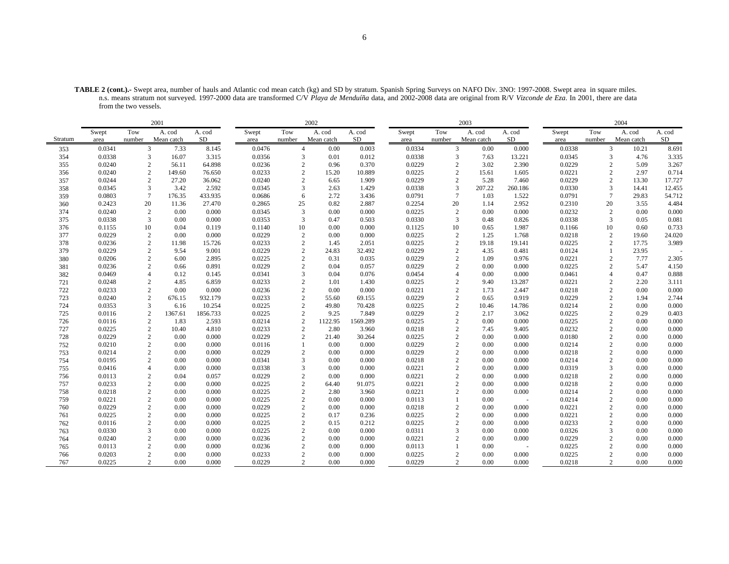**TABLE 2 (cont.).-** Swept area, number of hauls and Atlantic cod mean catch (kg) and SD by stratum. Spanish Spring Surveys on NAFO Div. 3NO: 1997-2008. Swept area in square miles. n.s. means stratum not surveyed. 1997-2000 data are transformed C/V *Playa de Menduíña* data, and 2002-2008 data are original from R/V *Vizconde de Eza*. In 2001, there are data from the two vessels.

| | 2001 | | | | 2002 | | | | 2003 | | | | 2004 | | | |
|---|---|---|---|---|---|---|---|---|---|---|---|---|---|---|---|---|
| Stratum | Swept area | Tow number | A. cod Mean catch | A. cod SD | Swept area | Tow number | A. cod Mean catch | A. cod SD | Swept area | Tow number | A. cod Mean catch | A. cod SD | Swept area | Tow number | A. cod Mean catch | A. cod SD |
| 353 | 0.0341 | 3 | 7.33 | 8.145 | 0.0476 | 4 | 0.00 | 0.003 | 0.0334 | 3 | 0.00 | 0.000 | 0.0338 | 3 | 10.21 | 8.691 |
| 354 | 0.0338 | 3 | 16.07 | 3.315 | 0.0356 | 3 | 0.01 | 0.012 | 0.0338 | 3 | 7.63 | 13.221 | 0.0345 | 3 | 4.76 | 3.335 |
| 355 | 0.0240 | 2 | 56.11 | 64.898 | 0.0236 | 2 | 0.96 | 0.370 | 0.0229 | 2 | 3.02 | 2.390 | 0.0229 | 2 | 5.09 | 3.267 |
| 356 | 0.0240 | 2 | 149.60 | 76.650 | 0.0233 | 2 | 15.20 | 10.889 | 0.0225 | 2 | 15.61 | 1.605 | 0.0221 | 2 | 2.97 | 0.714 |
| 357 | 0.0244 | 2 | 27.20 | 36.062 | 0.0240 | 2 | 6.65 | 1.909 | 0.0229 | 2 | 5.28 | 7.460 | 0.0229 | 2 | 13.30 | 17.727 |
| 358 | 0.0345 | 3 | 3.42 | 2.592 | 0.0345 | 3 | 2.63 | 1.429 | 0.0338 | 3 | 207.22 | 260.186 | 0.0330 | 3 | 14.41 | 12.455 |
| 359 | 0.0803 | 7 | 176.35 | 433.935 | 0.0686 | 6 | 2.72 | 3.436 | 0.0791 | 7 | 1.03 | 1.522 | 0.0791 | 7 | 29.83 | 54.712 |
| 360 | 0.2423 | 20 | 11.36 | 27.470 | 0.2865 | 25 | 0.82 | 2.887 | 0.2254 | 20 | 1.14 | 2.952 | 0.2310 | 20 | 3.55 | 4.484 |
| 374 | 0.0240 | 2 | 0.00 | 0.000 | 0.0345 | 3 | 0.00 | 0.000 | 0.0225 | 2 | 0.00 | 0.000 | 0.0232 | 2 | 0.00 | 0.000 |
| 375 | 0.0338 | 3 | 0.00 | 0.000 | 0.0353 | 3 | 0.47 | 0.503 | 0.0330 | 3 | 0.48 | 0.826 | 0.0338 | 3 | 0.05 | 0.081 |
| 376 | 0.1155 | 10 | 0.04 | 0.119 | 0.1140 | 10 | 0.00 | 0.000 | 0.1125 | 10 | 0.65 | 1.987 | 0.1166 | 10 | 0.60 | 0.733 |
| 377 | 0.0229 | 2 | 0.00 | 0.000 | 0.0229 | 2 | 0.00 | 0.000 | 0.0225 | 2 | 1.25 | 1.768 | 0.0218 | 2 | 19.60 | 24.020 |
| 378 | 0.0236 | 2 | 11.98 | 15.726 | 0.0233 | 2 | 1.45 | 2.051 | 0.0225 | 2 | 19.18 | 19.141 | 0.0225 | 2 | 17.75 | 3.989 |
| 379 | 0.0229 | 2 | 9.54 | 9.001 | 0.0229 | 2 | 24.83 | 32.492 | 0.0229 | 2 | 4.35 | 0.481 | 0.0124 | 1 | 23.95 | - |
| 380 | 0.0206 | 2 | 6.00 | 2.895 | 0.0225 | 2 | 0.31 | 0.035 | 0.0229 | 2 | 1.09 | 0.976 | 0.0221 | 2 | 7.77 | 2.305 |
| 381 | 0.0236 | 2 | 0.66 | 0.891 | 0.0229 | 2 | 0.04 | 0.057 | 0.0229 | 2 | 0.00 | 0.000 | 0.0225 | 2 | 5.47 | 4.150 |
| 382 | 0.0469 | 4 | 0.12 | 0.145 | 0.0341 | 3 | 0.04 | 0.076 | 0.0454 | 4 | 0.00 | 0.000 | 0.0461 | 4 | 0.47 | 0.888 |
| 721 | 0.0248 | 2 | 4.85 | 6.859 | 0.0233 | 2 | 1.01 | 1.430 | 0.0225 | 2 | 9.40 | 13.287 | 0.0221 | 2 | 2.20 | 3.111 |
| 722 | 0.0233 | 2 | 0.00 | 0.000 | 0.0236 | 2 | 0.00 | 0.000 | 0.0221 | 2 | 1.73 | 2.447 | 0.0218 | 2 | 0.00 | 0.000 |
| 723 | 0.0240 | 2 | 676.15 | 932.179 | 0.0233 | 2 | 55.60 | 69.155 | 0.0229 | 2 | 0.65 | 0.919 | 0.0229 | 2 | 1.94 | 2.744 |
| 724 | 0.0353 | 3 | 6.16 | 10.254 | 0.0225 | 2 | 49.80 | 70.428 | 0.0225 | 2 | 10.46 | 14.786 | 0.0214 | 2 | 0.00 | 0.000 |
| 725 | 0.0116 | 2 | 1367.61 | 1856.733 | 0.0225 | 2 | 9.25 | 7.849 | 0.0229 | 2 | 2.17 | 3.062 | 0.0225 | 2 | 0.29 | 0.403 |
| 726 | 0.0116 | 2 | 1.83 | 2.593 | 0.0214 | 2 | 1122.95 | 1569.289 | 0.0225 | 2 | 0.00 | 0.000 | 0.0225 | 2 | 0.00 | 0.000 |
| 727 | 0.0225 | 2 | 10.40 | 4.810 | 0.0233 | 2 | 2.80 | 3.960 | 0.0218 | 2 | 7.45 | 9.405 | 0.0232 | 2 | 0.00 | 0.000 |
| 728 | 0.0229 | 2 | 0.00 | 0.000 | 0.0229 | 2 | 21.40 | 30.264 | 0.0225 | 2 | 0.00 | 0.000 | 0.0180 | 2 | 0.00 | 0.000 |
| 752 | 0.0210 | 2 | 0.00 | 0.000 | 0.0116 | 1 | 0.00 | 0.000 | 0.0229 | 2 | 0.00 | 0.000 | 0.0214 | 2 | 0.00 | 0.000 |
| 753 | 0.0214 | 2 | 0.00 | 0.000 | 0.0229 | 2 | 0.00 | 0.000 | 0.0229 | 2 | 0.00 | 0.000 | 0.0218 | 2 | 0.00 | 0.000 |
| 754 | 0.0195 | 2 | 0.00 | 0.000 | 0.0341 | 3 | 0.00 | 0.000 | 0.0218 | 2 | 0.00 | 0.000 | 0.0214 | 2 | 0.00 | 0.000 |
| 755 | 0.0416 | 4 | 0.00 | 0.000 | 0.0338 | 3 | 0.00 | 0.000 | 0.0221 | 2 | 0.00 | 0.000 | 0.0319 | 3 | 0.00 | 0.000 |
| 756 | 0.0113 | 2 | 0.04 | 0.057 | 0.0229 | 2 | 0.00 | 0.000 | 0.0221 | 2 | 0.00 | 0.000 | 0.0218 | 2 | 0.00 | 0.000 |
| 757 | 0.0233 | 2 | 0.00 | 0.000 | 0.0225 | 2 | 64.40 | 91.075 | 0.0221 | 2 | 0.00 | 0.000 | 0.0218 | 2 | 0.00 | 0.000 |
| 758 | 0.0218 | 2 | 0.00 | 0.000 | 0.0225 | 2 | 2.80 | 3.960 | 0.0221 | 2 | 0.00 | 0.000 | 0.0214 | 2 | 0.00 | 0.000 |
| 759 | 0.0221 | 2 | 0.00 | 0.000 | 0.0225 | 2 | 0.00 | 0.000 | 0.0113 | 1 | 0.00 | - | 0.0214 | 2 | 0.00 | 0.000 |
| 760 | 0.0229 | 2 | 0.00 | 0.000 | 0.0229 | 2 | 0.00 | 0.000 | 0.0218 | 2 | 0.00 | 0.000 | 0.0221 | 2 | 0.00 | 0.000 |
| 761 | 0.0225 | 2 | 0.00 | 0.000 | 0.0225 | 2 | 0.17 | 0.236 | 0.0225 | 2 | 0.00 | 0.000 | 0.0221 | 2 | 0.00 | 0.000 |
| 762 | 0.0116 | 2 | 0.00 | 0.000 | 0.0225 | 2 | 0.15 | 0.212 | 0.0225 | 2 | 0.00 | 0.000 | 0.0233 | 2 | 0.00 | 0.000 |
| 763 | 0.0330 | 3 | 0.00 | 0.000 | 0.0225 | 2 | 0.00 | 0.000 | 0.0311 | 3 | 0.00 | 0.000 | 0.0326 | 3 | 0.00 | 0.000 |
| 764 | 0.0240 | 2 | 0.00 | 0.000 | 0.0236 | 2 | 0.00 | 0.000 | 0.0221 | 2 | 0.00 | 0.000 | 0.0229 | 2 | 0.00 | 0.000 |
| 765 | 0.0113 | 2 | 0.00 | 0.000 | 0.0236 | 2 | 0.00 | 0.000 | 0.0113 | 1 | 0.00 | - | 0.0225 | 2 | 0.00 | 0.000 |
| 766 | 0.0203 | 2 | 0.00 | 0.000 | 0.0233 | 2 | 0.00 | 0.000 | 0.0225 | 2 | 0.00 | 0.000 | 0.0225 | 2 | 0.00 | 0.000 |
| 767 | 0.0225 | 2 | 0.00 | 0.000 | 0.0229 | 2 | 0.00 | 0.000 | 0.0229 | 2 | 0.00 | 0.000 | 0.0218 | 2 | 0.00 | 0.000 |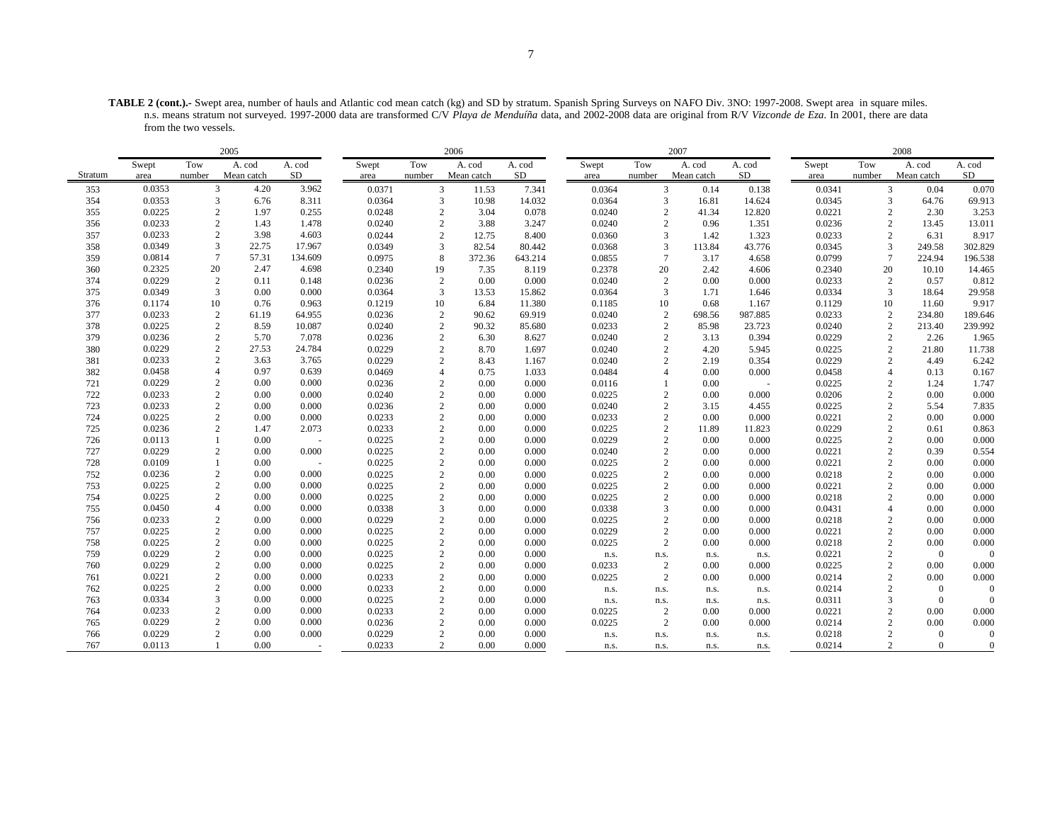**TABLE 2 (cont.).-** Swept area, number of hauls and Atlantic cod mean catch (kg) and SD by stratum. Spanish Spring Surveys on NAFO Div. 3NO: 1997-2008. Swept area in square miles. n.s. means stratum not surveyed. 1997-2000 data are transformed C/V *Playa de Menduíña* data, and 2002-2008 data are original from R/V *Vizconde de Eza*. In 2001, there are data from the two vessels.

| | 2005 | | | | 2006 | | | | 2007 | | | | 2008 | | | |
|---|---|---|---|---|---|---|---|---|---|---|---|---|---|---|---|---|
| Stratum | Swept area | Tow number | A. cod Mean catch | A. cod SD | Swept area | Tow number | A. cod Mean catch | A. cod SD | Swept area | Tow number | A. cod Mean catch | A. cod SD | Swept area | Tow number | A. cod Mean catch | A. cod SD |
| 353 | 0.0353 | 3 | 4.20 | 3.962 | 0.0371 | 3 | 11.53 | 7.341 | 0.0364 | 3 | 0.14 | 0.138 | 0.0341 | 3 | 0.04 | 0.070 |
| 354 | 0.0353 | 3 | 6.76 | 8.311 | 0.0364 | 3 | 10.98 | 14.032 | 0.0364 | 3 | 16.81 | 14.624 | 0.0345 | 3 | 64.76 | 69.913 |
| 355 | 0.0225 | 2 | 1.97 | 0.255 | 0.0248 | 2 | 3.04 | 0.078 | 0.0240 | 2 | 41.34 | 12.820 | 0.0221 | 2 | 2.30 | 3.253 |
| 356 | 0.0233 | 2 | 1.43 | 1.478 | 0.0240 | 2 | 3.88 | 3.247 | 0.0240 | 2 | 0.96 | 1.351 | 0.0236 | 2 | 13.45 | 13.011 |
| 357 | 0.0233 | 2 | 3.98 | 4.603 | 0.0244 | 2 | 12.75 | 8.400 | 0.0360 | 3 | 1.42 | 1.323 | 0.0233 | 2 | 6.31 | 8.917 |
| 358 | 0.0349 | 3 | 22.75 | 17.967 | 0.0349 | 3 | 82.54 | 80.442 | 0.0368 | 3 | 113.84 | 43.776 | 0.0345 | 3 | 249.58 | 302.829 |
| 359 | 0.0814 | 7 | 57.31 | 134.609 | 0.0975 | 8 | 372.36 | 643.214 | 0.0855 | 7 | 3.17 | 4.658 | 0.0799 | 7 | 224.94 | 196.538 |
| 360 | 0.2325 | 20 | 2.47 | 4.698 | 0.2340 | 19 | 7.35 | 8.119 | 0.2378 | 20 | 2.42 | 4.606 | 0.2340 | 20 | 10.10 | 14.465 |
| 374 | 0.0229 | 2 | 0.11 | 0.148 | 0.0236 | 2 | 0.00 | 0.000 | 0.0240 | 2 | 0.00 | 0.000 | 0.0233 | 2 | 0.57 | 0.812 |
| 375 | 0.0349 | 3 | 0.00 | 0.000 | 0.0364 | 3 | 13.53 | 15.862 | 0.0364 | 3 | 1.71 | 1.646 | 0.0334 | 3 | 18.64 | 29.958 |
| 376 | 0.1174 | 10 | 0.76 | 0.963 | 0.1219 | 10 | 6.84 | 11.380 | 0.1185 | 10 | 0.68 | 1.167 | 0.1129 | 10 | 11.60 | 9.917 |
| 377 | 0.0233 | 2 | 61.19 | 64.955 | 0.0236 | 2 | 90.62 | 69.919 | 0.0240 | 2 | 698.56 | 987.885 | 0.0233 | 2 | 234.80 | 189.646 |
| 378 | 0.0225 | 2 | 8.59 | 10.087 | 0.0240 | 2 | 90.32 | 85.680 | 0.0233 | 2 | 85.98 | 23.723 | 0.0240 | 2 | 213.40 | 239.992 |
| 379 | 0.0236 | 2 | 5.70 | 7.078 | 0.0236 | 2 | 6.30 | 8.627 | 0.0240 | 2 | 3.13 | 0.394 | 0.0229 | 2 | 2.26 | 1.965 |
| 380 | 0.0229 | 2 | 27.53 | 24.784 | 0.0229 | 2 | 8.70 | 1.697 | 0.0240 | 2 | 4.20 | 5.945 | 0.0225 | 2 | 21.80 | 11.738 |
| 381 | 0.0233 | 2 | 3.63 | 3.765 | 0.0229 | 2 | 8.43 | 1.167 | 0.0240 | 2 | 2.19 | 0.354 | 0.0229 | 2 | 4.49 | 6.242 |
| 382 | 0.0458 | 4 | 0.97 | 0.639 | 0.0469 | 4 | 0.75 | 1.033 | 0.0484 | 4 | 0.00 | 0.000 | 0.0458 | 4 | 0.13 | 0.167 |
| 721 | 0.0229 | 2 | 0.00 | 0.000 | 0.0236 | 2 | 0.00 | 0.000 | 0.0116 | 1 | 0.00 | - | 0.0225 | 2 | 1.24 | 1.747 |
| 722 | 0.0233 | 2 | 0.00 | 0.000 | 0.0240 | 2 | 0.00 | 0.000 | 0.0225 | 2 | 0.00 | 0.000 | 0.0206 | 2 | 0.00 | 0.000 |
| 723 | 0.0233 | 2 | 0.00 | 0.000 | 0.0236 | 2 | 0.00 | 0.000 | 0.0240 | 2 | 3.15 | 4.455 | 0.0225 | 2 | 5.54 | 7.835 |
| 724 | 0.0225 | 2 | 0.00 | 0.000 | 0.0233 | 2 | 0.00 | 0.000 | 0.0233 | 2 | 0.00 | 0.000 | 0.0221 | 2 | 0.00 | 0.000 |
| 725 | 0.0236 | 2 | 1.47 | 2.073 | 0.0233 | 2 | 0.00 | 0.000 | 0.0225 | 2 | 11.89 | 11.823 | 0.0229 | 2 | 0.61 | 0.863 |
| 726 | 0.0113 | 1 | 0.00 | - | 0.0225 | 2 | 0.00 | 0.000 | 0.0229 | 2 | 0.00 | 0.000 | 0.0225 | 2 | 0.00 | 0.000 |
| 727 | 0.0229 | 2 | 0.00 | 0.000 | 0.0225 | 2 | 0.00 | 0.000 | 0.0240 | 2 | 0.00 | 0.000 | 0.0221 | 2 | 0.39 | 0.554 |
| 728 | 0.0109 | 1 | 0.00 | - | 0.0225 | 2 | 0.00 | 0.000 | 0.0225 | 2 | 0.00 | 0.000 | 0.0221 | 2 | 0.00 | 0.000 |
| 752 | 0.0236 | 2 | 0.00 | 0.000 | 0.0225 | 2 | 0.00 | 0.000 | 0.0225 | 2 | 0.00 | 0.000 | 0.0218 | 2 | 0.00 | 0.000 |
| 753 | 0.0225 | 2 | 0.00 | 0.000 | 0.0225 | 2 | 0.00 | 0.000 | 0.0225 | 2 | 0.00 | 0.000 | 0.0221 | 2 | 0.00 | 0.000 |
| 754 | 0.0225 | 2 | 0.00 | 0.000 | 0.0225 | 2 | 0.00 | 0.000 | 0.0225 | 2 | 0.00 | 0.000 | 0.0218 | 2 | 0.00 | 0.000 |
| 755 | 0.0450 | 4 | 0.00 | 0.000 | 0.0338 | 3 | 0.00 | 0.000 | 0.0338 | 3 | 0.00 | 0.000 | 0.0431 | 4 | 0.00 | 0.000 |
| 756 | 0.0233 | 2 | 0.00 | 0.000 | 0.0229 | 2 | 0.00 | 0.000 | 0.0225 | 2 | 0.00 | 0.000 | 0.0218 | 2 | 0.00 | 0.000 |
| 757 | 0.0225 | 2 | 0.00 | 0.000 | 0.0225 | 2 | 0.00 | 0.000 | 0.0229 | 2 | 0.00 | 0.000 | 0.0221 | 2 | 0.00 | 0.000 |
| 758 | 0.0225 | 2 | 0.00 | 0.000 | 0.0225 | 2 | 0.00 | 0.000 | 0.0225 | 2 | 0.00 | 0.000 | 0.0218 | 2 | 0.00 | 0.000 |
| 759 | 0.0229 | 2 | 0.00 | 0.000 | 0.0225 | 2 | 0.00 | 0.000 | n.s. | n.s. | n.s. | n.s. | 0.0221 | 2 | 0 | 0 |
| 760 | 0.0229 | 2 | 0.00 | 0.000 | 0.0225 | 2 | 0.00 | 0.000 | 0.0233 | 2 | 0.00 | 0.000 | 0.0225 | 2 | 0.00 | 0.000 |
| 761 | 0.0221 | 2 | 0.00 | 0.000 | 0.0233 | 2 | 0.00 | 0.000 | 0.0225 | 2 | 0.00 | 0.000 | 0.0214 | 2 | 0.00 | 0.000 |
| 762 | 0.0225 | 2 | 0.00 | 0.000 | 0.0233 | 2 | 0.00 | 0.000 | n.s. | n.s. | n.s. | n.s. | 0.0214 | 2 | 0 | 0 |
| 763 | 0.0334 | 3 | 0.00 | 0.000 | 0.0225 | 2 | 0.00 | 0.000 | n.s. | n.s. | n.s. | n.s. | 0.0311 | 3 | 0 | 0 |
| 764 | 0.0233 | 2 | 0.00 | 0.000 | 0.0233 | 2 | 0.00 | 0.000 | 0.0225 | 2 | 0.00 | 0.000 | 0.0221 | 2 | 0.00 | 0.000 |
| 765 | 0.0229 | 2 | 0.00 | 0.000 | 0.0236 | 2 | 0.00 | 0.000 | 0.0225 | 2 | 0.00 | 0.000 | 0.0214 | 2 | 0.00 | 0.000 |
| 766 | 0.0229 | 2 | 0.00 | 0.000 | 0.0229 | 2 | 0.00 | 0.000 | n.s. | n.s. | n.s. | n.s. | 0.0218 | 2 | 0 | 0 |
| 767 | 0.0113 | 1 | 0.00 | - | 0.0233 | 2 | 0.00 | 0.000 | n.s. | n.s. | n.s. | n.s. | 0.0214 | 2 | 0 | 0 |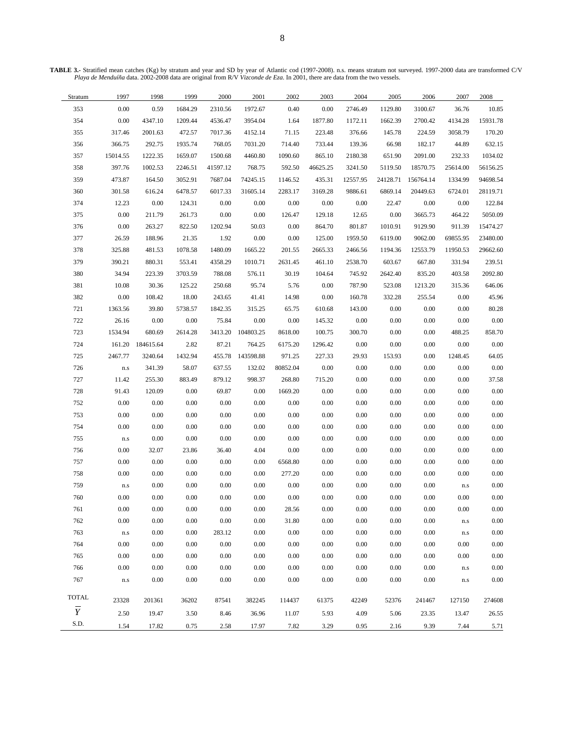**TABLE 3.-** Stratified mean catches (Kg) by stratum and year and SD by year of Atlantic cod (1997-2008). n.s. means stratum not surveyed. 1997-2000 data are transformed C/V *Playa de Menduíña* data. 2002-2008 data are original from R/V *Vizconde de Eza*. In 2001, there are data from the two vessels.

| Stratum | 1997 | 1998 | 1999 | 2000 | 2001 | 2002 | 2003 | 2004 | 2005 | 2006 | 2007 | 2008 |
|---|---|---|---|---|---|---|---|---|---|---|---|---|
| 353 | 0.00 | 0.59 | 1684.29 | 2310.56 | 1972.67 | 0.40 | 0.00 | 2746.49 | 1129.80 | 3100.67 | 36.76 | 10.85 |
| 354 | 0.00 | 4347.10 | 1209.44 | 4536.47 | 3954.04 | 1.64 | 1877.80 | 1172.11 | 1662.39 | 2700.42 | 4134.28 | 15931.78 |
| 355 | 317.46 | 2001.63 | 472.57 | 7017.36 | 4152.14 | 71.15 | 223.48 | 376.66 | 145.78 | 224.59 | 3058.79 | 170.20 |
| 356 | 366.75 | 292.75 | 1935.74 | 768.05 | 7031.20 | 714.40 | 733.44 | 139.36 | 66.98 | 182.17 | 44.89 | 632.15 |
| 357 | 15014.55 | 1222.35 | 1659.07 | 1500.68 | 4460.80 | 1090.60 | 865.10 | 2180.38 | 651.90 | 2091.00 | 232.33 | 1034.02 |
| 358 | 397.76 | 1002.53 | 2246.51 | 41597.12 | 768.75 | 592.50 | 46625.25 | 3241.50 | 5119.50 | 18570.75 | 25614.00 | 56156.25 |
| 359 | 473.87 | 164.50 | 3052.91 | 7687.04 | 74245.15 | 1146.52 | 435.31 | 12557.95 | 24128.71 | 156764.14 | 1334.99 | 94698.54 |
| 360 | 301.58 | 616.24 | 6478.57 | 6017.33 | 31605.14 | 2283.17 | 3169.28 | 9886.61 | 6869.14 | 20449.63 | 6724.01 | 28119.71 |
| 374 | 12.23 | 0.00 | 124.31 | 0.00 | 0.00 | 0.00 | 0.00 | 0.00 | 22.47 | 0.00 | 0.00 | 122.84 |
| 375 | 0.00 | 211.79 | 261.73 | 0.00 | 0.00 | 126.47 | 129.18 | 12.65 | 0.00 | 3665.73 | 464.22 | 5050.09 |
| 376 | 0.00 | 263.27 | 822.50 | 1202.94 | 50.03 | 0.00 | 864.70 | 801.87 | 1010.91 | 9129.90 | 911.39 | 15474.27 |
| 377 | 26.59 | 188.96 | 21.35 | 1.92 | 0.00 | 0.00 | 125.00 | 1959.50 | 6119.00 | 9062.00 | 69855.95 | 23480.00 |
| 378 | 325.88 | 481.53 | 1078.58 | 1480.09 | 1665.22 | 201.55 | 2665.33 | 2466.56 | 1194.36 | 12553.79 | 11950.53 | 29662.60 |
| 379 | 390.21 | 880.31 | 553.41 | 4358.29 | 1010.71 | 2631.45 | 461.10 | 2538.70 | 603.67 | 667.80 | 331.94 | 239.51 |
| 380 | 34.94 | 223.39 | 3703.59 | 788.08 | 576.11 | 30.19 | 104.64 | 745.92 | 2642.40 | 835.20 | 403.58 | 2092.80 |
| 381 | 10.08 | 30.36 | 125.22 | 250.68 | 95.74 | 5.76 | 0.00 | 787.90 | 523.08 | 1213.20 | 315.36 | 646.06 |
| 382 | 0.00 | 108.42 | 18.00 | 243.65 | 41.41 | 14.98 | 0.00 | 160.78 | 332.28 | 255.54 | 0.00 | 45.96 |
| 721 | 1363.56 | 39.80 | 5738.57 | 1842.35 | 315.25 | 65.75 | 610.68 | 143.00 | 0.00 | 0.00 | 0.00 | 80.28 |
| 722 | 26.16 | 0.00 | 0.00 | 75.84 | 0.00 | 0.00 | 145.32 | 0.00 | 0.00 | 0.00 | 0.00 | 0.00 |
| 723 | 1534.94 | 680.69 | 2614.28 | 3413.20 | 104803.25 | 8618.00 | 100.75 | 300.70 | 0.00 | 0.00 | 488.25 | 858.70 |
| 724 | 161.20 | 184615.64 | 2.82 | 87.21 | 764.25 | 6175.20 | 1296.42 | 0.00 | 0.00 | 0.00 | 0.00 | 0.00 |
| 725 | 2467.77 | 3240.64 | 1432.94 | 455.78 | 143598.88 | 971.25 | 227.33 | 29.93 | 153.93 | 0.00 | 1248.45 | 64.05 |
| 726 | n.s | 341.39 | 58.07 | 637.55 | 132.02 | 80852.04 | 0.00 | 0.00 | 0.00 | 0.00 | 0.00 | 0.00 |
| 727 | 11.42 | 255.30 | 883.49 | 879.12 | 998.37 | 268.80 | 715.20 | 0.00 | 0.00 | 0.00 | 0.00 | 37.58 |
| 728 | 91.43 | 120.09 | 0.00 | 69.87 | 0.00 | 1669.20 | 0.00 | 0.00 | 0.00 | 0.00 | 0.00 | 0.00 |
| 752 | 0.00 | 0.00 | 0.00 | 0.00 | 0.00 | 0.00 | 0.00 | 0.00 | 0.00 | 0.00 | 0.00 | 0.00 |
| 753 | 0.00 | 0.00 | 0.00 | 0.00 | 0.00 | 0.00 | 0.00 | 0.00 | 0.00 | 0.00 | 0.00 | 0.00 |
| 754 | 0.00 | 0.00 | 0.00 | 0.00 | 0.00 | 0.00 | 0.00 | 0.00 | 0.00 | 0.00 | 0.00 | 0.00 |
| 755 | n.s | 0.00 | 0.00 | 0.00 | 0.00 | 0.00 | 0.00 | 0.00 | 0.00 | 0.00 | 0.00 | 0.00 |
| 756 | 0.00 | 32.07 | 23.86 | 36.40 | 4.04 | 0.00 | 0.00 | 0.00 | 0.00 | 0.00 | 0.00 | 0.00 |
| 757 | 0.00 | 0.00 | 0.00 | 0.00 | 0.00 | 6568.80 | 0.00 | 0.00 | 0.00 | 0.00 | 0.00 | 0.00 |
| 758 | 0.00 | 0.00 | 0.00 | 0.00 | 0.00 | 277.20 | 0.00 | 0.00 | 0.00 | 0.00 | 0.00 | 0.00 |
| 759 | n.s | 0.00 | 0.00 | 0.00 | 0.00 | 0.00 | 0.00 | 0.00 | 0.00 | 0.00 | n.s | 0.00 |
| 760 | 0.00 | 0.00 | 0.00 | 0.00 | 0.00 | 0.00 | 0.00 | 0.00 | 0.00 | 0.00 | 0.00 | 0.00 |
| 761 | 0.00 | 0.00 | 0.00 | 0.00 | 0.00 | 28.56 | 0.00 | 0.00 | 0.00 | 0.00 | 0.00 | 0.00 |
| 762 | 0.00 | 0.00 | 0.00 | 0.00 | 0.00 | 31.80 | 0.00 | 0.00 | 0.00 | 0.00 | n.s | 0.00 |
| 763 | n.s | 0.00 | 0.00 | 283.12 | 0.00 | 0.00 | 0.00 | 0.00 | 0.00 | 0.00 | n.s | 0.00 |
| 764 | 0.00 | 0.00 | 0.00 | 0.00 | 0.00 | 0.00 | 0.00 | 0.00 | 0.00 | 0.00 | 0.00 | 0.00 |
| 765 | 0.00 | 0.00 | 0.00 | 0.00 | 0.00 | 0.00 | 0.00 | 0.00 | 0.00 | 0.00 | 0.00 | 0.00 |
| 766 | 0.00 | 0.00 | 0.00 | 0.00 | 0.00 | 0.00 | 0.00 | 0.00 | 0.00 | 0.00 | n.s | 0.00 |
| 767 | n.s | 0.00 | 0.00 | 0.00 | 0.00 | 0.00 | 0.00 | 0.00 | 0.00 | 0.00 | n.s | 0.00 |
| TOTAL | 23328 | 201361 | 36202 | 87541 | 382245 | 114437 | 61375 | 42249 | 52376 | 241467 | 127150 | 274608 |
| $\overline{Y}$ | 2.50 | 19.47 | 3.50 | 8.46 | 36.96 | 11.07 | 5.93 | 4.09 | 5.06 | 23.35 | 13.47 | 26.55 |
| S.D. | 1.54 | 17.82 | 0.75 | 2.58 | 17.97 | 7.82 | 3.29 | 0.95 | 2.16 | 9.39 | 7.44 | 5.71 |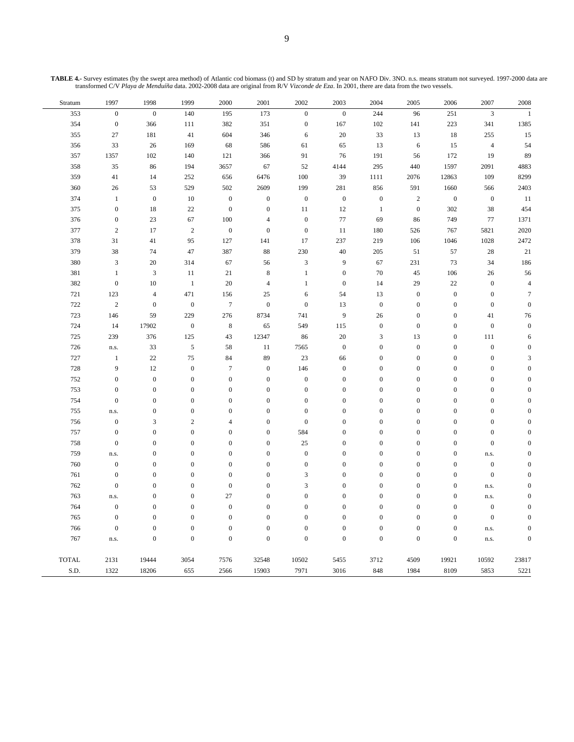**TABLE 4.-** Survey estimates (by the swept area method) of Atlantic cod biomass (t) and SD by stratum and year on NAFO Div. 3NO. n.s. means stratum not surveyed. 1997-2000 data are transformed C/V *Playa de Menduíña* data. 2002-2008 data are original from R/V *Vizconde de Eza*. In 2001, there are data from the two vessels.

| Stratum | 1997 | 1998 | 1999 | 2000 | 2001 | 2002 | 2003 | 2004 | 2005 | 2006 | 2007 | 2008 |
|---|---|---|---|---|---|---|---|---|---|---|---|---|
| 353 | 0 | 0 | 140 | 195 | 173 | 0 | 0 | 244 | 96 | 251 | 3 | 1 |
| 354 | 0 | 366 | 111 | 382 | 351 | 0 | 167 | 102 | 141 | 223 | 341 | 1385 |
| 355 | 27 | 181 | 41 | 604 | 346 | 6 | 20 | 33 | 13 | 18 | 255 | 15 |
| 356 | 33 | 26 | 169 | 68 | 586 | 61 | 65 | 13 | 6 | 15 | 4 | 54 |
| 357 | 1357 | 102 | 140 | 121 | 366 | 91 | 76 | 191 | 56 | 172 | 19 | 89 |
| 358 | 35 | 86 | 194 | 3657 | 67 | 52 | 4144 | 295 | 440 | 1597 | 2091 | 4883 |
| 359 | 41 | 14 | 252 | 656 | 6476 | 100 | 39 | 1111 | 2076 | 12863 | 109 | 8299 |
| 360 | 26 | 53 | 529 | 502 | 2609 | 199 | 281 | 856 | 591 | 1660 | 566 | 2403 |
| 374 | 1 | 0 | 10 | 0 | 0 | 0 | 0 | 0 | 2 | 0 | 0 | 11 |
| 375 | 0 | 18 | 22 | 0 | 0 | 11 | 12 | 1 | 0 | 302 | 38 | 454 |
| 376 | 0 | 23 | 67 | 100 | 4 | 0 | 77 | 69 | 86 | 749 | 77 | 1371 |
| 377 | 2 | 17 | 2 | 0 | 0 | 0 | 11 | 180 | 526 | 767 | 5821 | 2020 |
| 378 | 31 | 41 | 95 | 127 | 141 | 17 | 237 | 219 | 106 | 1046 | 1028 | 2472 |
| 379 | 38 | 74 | 47 | 387 | 88 | 230 | 40 | 205 | 51 | 57 | 28 | 21 |
| 380 | 3 | 20 | 314 | 67 | 56 | 3 | 9 | 67 | 231 | 73 | 34 | 186 |
| 381 | 1 | 3 | 11 | 21 | 8 | 1 | 0 | 70 | 45 | 106 | 26 | 56 |
| 382 | 0 | 10 | 1 | 20 | 4 | 1 | 0 | 14 | 29 | 22 | 0 | 4 |
| 721 | 123 | 4 | 471 | 156 | 25 | 6 | 54 | 13 | 0 | 0 | 0 | 7 |
| 722 | 2 | 0 | 0 | 7 | 0 | 0 | 13 | 0 | 0 | 0 | 0 | 0 |
| 723 | 146 | 59 | 229 | 276 | 8734 | 741 | 9 | 26 | 0 | 0 | 41 | 76 |
| 724 | 14 | 17902 | 0 | 8 | 65 | 549 | 115 | 0 | 0 | 0 | 0 | 0 |
| 725 | 239 | 376 | 125 | 43 | 12347 | 86 | 20 | 3 | 13 | 0 | 111 | 6 |
| 726 | n.s. | 33 | 5 | 58 | 11 | 7565 | 0 | 0 | 0 | 0 | 0 | 0 |
| 727 | 1 | 22 | 75 | 84 | 89 | 23 | 66 | 0 | 0 | 0 | 0 | 3 |
| 728 | 9 | 12 | 0 | 7 | 0 | 146 | 0 | 0 | 0 | 0 | 0 | 0 |
| 752 | 0 | 0 | 0 | 0 | 0 | 0 | 0 | 0 | 0 | 0 | 0 | 0 |
| 753 | 0 | 0 | 0 | 0 | 0 | 0 | 0 | 0 | 0 | 0 | 0 | 0 |
| 754 | 0 | 0 | 0 | 0 | 0 | 0 | 0 | 0 | 0 | 0 | 0 | 0 |
| 755 | n.s. | 0 | 0 | 0 | 0 | 0 | 0 | 0 | 0 | 0 | 0 | 0 |
| 756 | 0 | 3 | 2 | 4 | 0 | 0 | 0 | 0 | 0 | 0 | 0 | 0 |
| 757 | 0 | 0 | 0 | 0 | 0 | 584 | 0 | 0 | 0 | 0 | 0 | 0 |
| 758 | 0 | 0 | 0 | 0 | 0 | 25 | 0 | 0 | 0 | 0 | 0 | 0 |
| 759 | n.s. | 0 | 0 | 0 | 0 | 0 | 0 | 0 | 0 | 0 | n.s. | 0 |
| 760 | 0 | 0 | 0 | 0 | 0 | 0 | 0 | 0 | 0 | 0 | 0 | 0 |
| 761 | 0 | 0 | 0 | 0 | 0 | 3 | 0 | 0 | 0 | 0 | 0 | 0 |
| 762 | 0 | 0 | 0 | 0 | 0 | 3 | 0 | 0 | 0 | 0 | n.s. | 0 |
| 763 | n.s. | 0 | 0 | 27 | 0 | 0 | 0 | 0 | 0 | 0 | n.s. | 0 |
| 764 | 0 | 0 | 0 | 0 | 0 | 0 | 0 | 0 | 0 | 0 | 0 | 0 |
| 765 | 0 | 0 | 0 | 0 | 0 | 0 | 0 | 0 | 0 | 0 | 0 | 0 |
| 766 | 0 | 0 | 0 | 0 | 0 | 0 | 0 | 0 | 0 | 0 | n.s. | 0 |
| 767 | n.s. | 0 | 0 | 0 | 0 | 0 | 0 | 0 | 0 | 0 | n.s. | 0 |
| TOTAL | 2131 | 19444 | 3054 | 7576 | 32548 | 10502 | 5455 | 3712 | 4509 | 19921 | 10592 | 23817 |
| S.D. | 1322 | 18206 | 655 | 2566 | 15903 | 7971 | 3016 | 848 | 1984 | 8109 | 5853 | 5221 |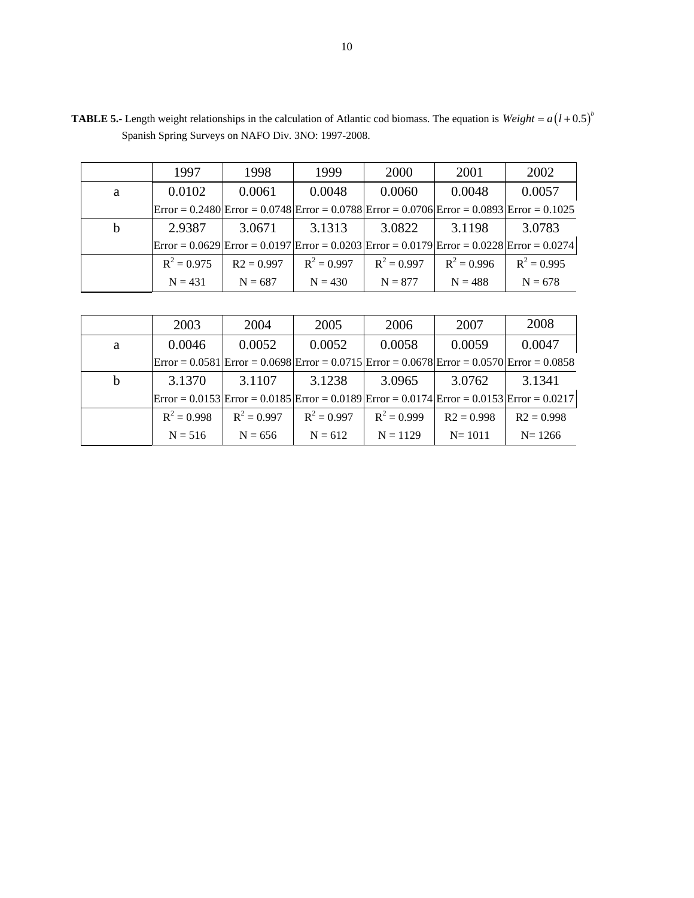**TABLE 5.-** Length weight relationships in the calculation of Atlantic cod biomass. The equation is $Weight = a\left(l + 0.5\right)^{b}$ Spanish Spring Surveys on NAFO Div. 3NO: 1997-2008.

| | 1997 | 1998 | 1999 | 2000 | 2001 | 2002 |
|---|---|---|---|---|---|---|
| a | 0.0102 | 0.0061 | 0.0048 | 0.0060 | 0.0048 | 0.0057 |
| | Error = 0.2480 | Error = 0.0748 | Error = 0.0788 | Error = 0.0706 | Error = 0.0893 | Error = 0.1025 |
| b | 2.9387 | 3.0671 | 3.1313 | 3.0822 | 3.1198 | 3.0783 |
| | Error = 0.0629 | Error = 0.0197 | Error = 0.0203 | Error = 0.0179 | Error = 0.0228 | Error = 0.0274 |
| | $R^2$ = 0.975 | R2 = 0.997 | $R^2$ = 0.997 | $R^2$ = 0.997 | $R^2$ = 0.996 | $R^2$ = 0.995 |
| | N = 431 | N = 687 | N = 430 | N = 877 | N = 488 | N = 678 |

| | 2003 | 2004 | 2005 | 2006 | 2007 | 2008 |
|---|---|---|---|---|---|---|
| a | 0.0046 | 0.0052 | 0.0052 | 0.0058 | 0.0059 | 0.0047 |
| | Error = 0.0581 | Error = 0.0698 | Error = 0.0715 | Error = 0.0678 | Error = 0.0570 | Error = 0.0858 |
| b | 3.1370 | 3.1107 | 3.1238 | 3.0965 | 3.0762 | 3.1341 |
| | Error = 0.0153 | Error = 0.0185 | Error = 0.0189 | Error = 0.0174 | Error = 0.0153 | Error = 0.0217 |
| | $R^2$ = 0.998 | $R^2$ = 0.997 | $R^2$ = 0.997 | $R^2$ = 0.999 | R2 = 0.998 | R2 = 0.998 |
| | N = 516 | N = 656 | N = 612 | N = 1129 | N= 1011 | N= 1266 |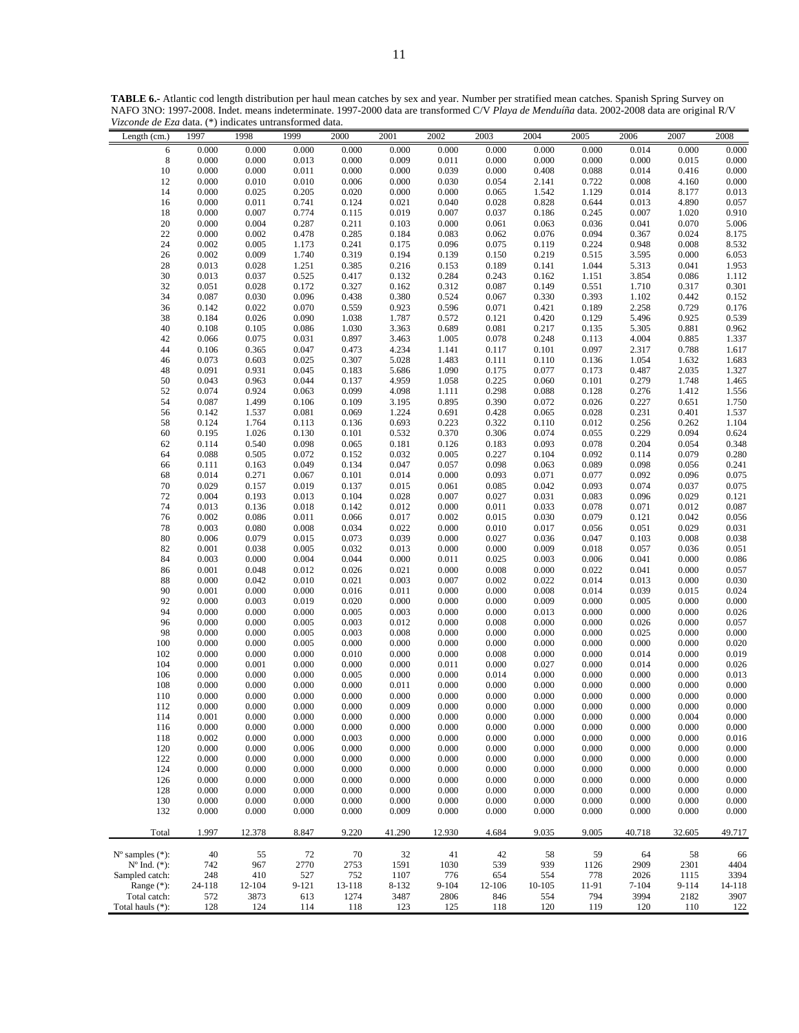**TABLE 6.-** Atlantic cod length distribution per haul mean catches by sex and year. Number per stratified mean catches. Spanish Spring Survey on NAFO 3NO: 1997-2008. Indet. means indeterminate. 1997-2000 data are transformed C/V *Playa de Menduíña* data. 2002-2008 data are original R/V *Vizconde de Eza* data. (*) indicates untransformed data.

| Length (cm.) | 1997 | 1998 | 1999 | 2000 | 2001 | 2002 | 2003 | 2004 | 2005 | 2006 | 2007 | 2008 |
|---|---|---|---|---|---|---|---|---|---|---|---|---|
| 6 | 0.000 | 0.000 | 0.000 | 0.000 | 0.000 | 0.000 | 0.000 | 0.000 | 0.000 | 0.014 | 0.000 | 0.000 |
| 8 | 0.000 | 0.000 | 0.013 | 0.000 | 0.009 | 0.011 | 0.000 | 0.000 | 0.000 | 0.000 | 0.015 | 0.000 |
| 10 | 0.000 | 0.000 | 0.011 | 0.000 | 0.000 | 0.039 | 0.000 | 0.408 | 0.088 | 0.014 | 0.416 | 0.000 |
| 12 | 0.000 | 0.010 | 0.010 | 0.006 | 0.000 | 0.030 | 0.054 | 2.141 | 0.722 | 0.008 | 4.160 | 0.000 |
| 14 | 0.000 | 0.025 | 0.205 | 0.020 | 0.000 | 0.000 | 0.065 | 1.542 | 1.129 | 0.014 | 8.177 | 0.013 |
| 16 | 0.000 | 0.011 | 0.741 | 0.124 | 0.021 | 0.040 | 0.028 | 0.828 | 0.644 | 0.013 | 4.890 | 0.057 |
| 18 | 0.000 | 0.007 | 0.774 | 0.115 | 0.019 | 0.007 | 0.037 | 0.186 | 0.245 | 0.007 | 1.020 | 0.910 |
| 20 | 0.000 | 0.004 | 0.287 | 0.211 | 0.103 | 0.000 | 0.061 | 0.063 | 0.036 | 0.041 | 0.070 | 5.006 |
| 22 | 0.000 | 0.002 | 0.478 | 0.285 | 0.184 | 0.083 | 0.062 | 0.076 | 0.094 | 0.367 | 0.024 | 8.175 |
| 24 | 0.002 | 0.005 | 1.173 | 0.241 | 0.175 | 0.096 | 0.075 | 0.119 | 0.224 | 0.948 | 0.008 | 8.532 |
| 26 | 0.002 | 0.009 | 1.740 | 0.319 | 0.194 | 0.139 | 0.150 | 0.219 | 0.515 | 3.595 | 0.000 | 6.053 |
| 28 | 0.013 | 0.028 | 1.251 | 0.385 | 0.216 | 0.153 | 0.189 | 0.141 | 1.044 | 5.313 | 0.041 | 1.953 |
| 30 | 0.013 | 0.037 | 0.525 | 0.417 | 0.132 | 0.284 | 0.243 | 0.162 | 1.151 | 3.854 | 0.086 | 1.112 |
| 32 | 0.051 | 0.028 | 0.172 | 0.327 | 0.162 | 0.312 | 0.087 | 0.149 | 0.551 | 1.710 | 0.317 | 0.301 |
| 34 | 0.087 | 0.030 | 0.096 | 0.438 | 0.380 | 0.524 | 0.067 | 0.330 | 0.393 | 1.102 | 0.442 | 0.152 |
| 36 | 0.142 | 0.022 | 0.070 | 0.559 | 0.923 | 0.596 | 0.071 | 0.421 | 0.189 | 2.258 | 0.729 | 0.176 |
| 38 | 0.184 | 0.026 | 0.090 | 1.038 | 1.787 | 0.572 | 0.121 | 0.420 | 0.129 | 5.496 | 0.925 | 0.539 |
| 40 | 0.108 | 0.105 | 0.086 | 1.030 | 3.363 | 0.689 | 0.081 | 0.217 | 0.135 | 5.305 | 0.881 | 0.962 |
| 42 | 0.066 | 0.075 | 0.031 | 0.897 | 3.463 | 1.005 | 0.078 | 0.248 | 0.113 | 4.004 | 0.885 | 1.337 |
| 44 | 0.106 | 0.365 | 0.047 | 0.473 | 4.234 | 1.141 | 0.117 | 0.101 | 0.097 | 2.317 | 0.788 | 1.617 |
| 46 | 0.073 | 0.603 | 0.025 | 0.307 | 5.028 | 1.483 | 0.111 | 0.110 | 0.136 | 1.054 | 1.632 | 1.683 |
| 48 | 0.091 | 0.931 | 0.045 | 0.183 | 5.686 | 1.090 | 0.175 | 0.077 | 0.173 | 0.487 | 2.035 | 1.327 |
| 50 | 0.043 | 0.963 | 0.044 | 0.137 | 4.959 | 1.058 | 0.225 | 0.060 | 0.101 | 0.279 | 1.748 | 1.465 |
| 52 | 0.074 | 0.924 | 0.063 | 0.099 | 4.098 | 1.111 | 0.298 | 0.088 | 0.128 | 0.276 | 1.412 | 1.556 |
| 54 | 0.087 | 1.499 | 0.106 | 0.109 | 3.195 | 0.895 | 0.390 | 0.072 | 0.026 | 0.227 | 0.651 | 1.750 |
| 56 | 0.142 | 1.537 | 0.081 | 0.069 | 1.224 | 0.691 | 0.428 | 0.065 | 0.028 | 0.231 | 0.401 | 1.537 |
| 58 | 0.124 | 1.764 | 0.113 | 0.136 | 0.693 | 0.223 | 0.322 | 0.110 | 0.012 | 0.256 | 0.262 | 1.104 |
| 60 | 0.195 | 1.026 | 0.130 | 0.101 | 0.532 | 0.370 | 0.306 | 0.074 | 0.055 | 0.229 | 0.094 | 0.624 |
| 62 | 0.114 | 0.540 | 0.098 | 0.065 | 0.181 | 0.126 | 0.183 | 0.093 | 0.078 | 0.204 | 0.054 | 0.348 |
| 64 | 0.088 | 0.505 | 0.072 | 0.152 | 0.032 | 0.005 | 0.227 | 0.104 | 0.092 | 0.114 | 0.079 | 0.280 |
| 66 | 0.111 | 0.163 | 0.049 | 0.134 | 0.047 | 0.057 | 0.098 | 0.063 | 0.089 | 0.098 | 0.056 | 0.241 |
| 68 | 0.014 | 0.271 | 0.067 | 0.101 | 0.014 | 0.000 | 0.093 | 0.071 | 0.077 | 0.092 | 0.096 | 0.075 |
| 70 | 0.029 | 0.157 | 0.019 | 0.137 | 0.015 | 0.061 | 0.085 | 0.042 | 0.093 | 0.074 | 0.037 | 0.075 |
| 72 | 0.004 | 0.193 | 0.013 | 0.104 | 0.028 | 0.007 | 0.027 | 0.031 | 0.083 | 0.096 | 0.029 | 0.121 |
| 74 | 0.013 | 0.136 | 0.018 | 0.142 | 0.012 | 0.000 | 0.011 | 0.033 | 0.078 | 0.071 | 0.012 | 0.087 |
| 76 | 0.002 | 0.086 | 0.011 | 0.066 | 0.017 | 0.002 | 0.015 | 0.030 | 0.079 | 0.121 | 0.042 | 0.056 |
| 78 | 0.003 | 0.080 | 0.008 | 0.034 | 0.022 | 0.000 | 0.010 | 0.017 | 0.056 | 0.051 | 0.029 | 0.031 |
| 80 | 0.006 | 0.079 | 0.015 | 0.073 | 0.039 | 0.000 | 0.027 | 0.036 | 0.047 | 0.103 | 0.008 | 0.038 |
| 82 | 0.001 | 0.038 | 0.005 | 0.032 | 0.013 | 0.000 | 0.000 | 0.009 | 0.018 | 0.057 | 0.036 | 0.051 |
| 84 | 0.003 | 0.000 | 0.004 | 0.044 | 0.000 | 0.011 | 0.025 | 0.003 | 0.006 | 0.041 | 0.000 | 0.086 |
| 86 | 0.001 | 0.048 | 0.012 | 0.026 | 0.021 | 0.000 | 0.008 | 0.000 | 0.022 | 0.041 | 0.000 | 0.057 |
| 88 | 0.000 | 0.042 | 0.010 | 0.021 | 0.003 | 0.007 | 0.002 | 0.022 | 0.014 | 0.013 | 0.000 | 0.030 |
| 90 | 0.001 | 0.000 | 0.000 | 0.016 | 0.011 | 0.000 | 0.000 | 0.008 | 0.014 | 0.039 | 0.015 | 0.024 |
| 92 | 0.000 | 0.003 | 0.019 | 0.020 | 0.000 | 0.000 | 0.000 | 0.009 | 0.000 | 0.005 | 0.000 | 0.000 |
| 94 | 0.000 | 0.000 | 0.000 | 0.005 | 0.003 | 0.000 | 0.000 | 0.013 | 0.000 | 0.000 | 0.000 | 0.026 |
| 96 | 0.000 | 0.000 | 0.005 | 0.003 | 0.012 | 0.000 | 0.008 | 0.000 | 0.000 | 0.026 | 0.000 | 0.057 |
| 98 | 0.000 | 0.000 | 0.005 | 0.003 | 0.008 | 0.000 | 0.000 | 0.000 | 0.000 | 0.025 | 0.000 | 0.000 |
| 100 | 0.000 | 0.000 | 0.005 | 0.000 | 0.000 | 0.000 | 0.000 | 0.000 | 0.000 | 0.000 | 0.000 | 0.020 |
| 102 | 0.000 | 0.000 | 0.000 | 0.010 | 0.000 | 0.000 | 0.008 | 0.000 | 0.000 | 0.014 | 0.000 | 0.019 |
| 104 | 0.000 | 0.001 | 0.000 | 0.000 | 0.000 | 0.011 | 0.000 | 0.027 | 0.000 | 0.014 | 0.000 | 0.026 |
| 106 | 0.000 | 0.000 | 0.000 | 0.005 | 0.000 | 0.000 | 0.014 | 0.000 | 0.000 | 0.000 | 0.000 | 0.013 |
| 108 | 0.000 | 0.000 | 0.000 | 0.000 | 0.011 | 0.000 | 0.000 | 0.000 | 0.000 | 0.000 | 0.000 | 0.000 |
| 110 | 0.000 | 0.000 | 0.000 | 0.000 | 0.000 | 0.000 | 0.000 | 0.000 | 0.000 | 0.000 | 0.000 | 0.000 |
| 112 | 0.000 | 0.000 | 0.000 | 0.000 | 0.009 | 0.000 | 0.000 | 0.000 | 0.000 | 0.000 | 0.000 | 0.000 |
| 114 | 0.001 | 0.000 | 0.000 | 0.000 | 0.000 | 0.000 | 0.000 | 0.000 | 0.000 | 0.000 | 0.004 | 0.000 |
| 116 | 0.000 | 0.000 | 0.000 | 0.000 | 0.000 | 0.000 | 0.000 | 0.000 | 0.000 | 0.000 | 0.000 | 0.000 |
| 118 | 0.002 | 0.000 | 0.000 | 0.003 | 0.000 | 0.000 | 0.000 | 0.000 | 0.000 | 0.000 | 0.000 | 0.016 |
| 120 | 0.000 | 0.000 | 0.006 | 0.000 | 0.000 | 0.000 | 0.000 | 0.000 | 0.000 | 0.000 | 0.000 | 0.000 |
| 122 | 0.000 | 0.000 | 0.000 | 0.000 | 0.000 | 0.000 | 0.000 | 0.000 | 0.000 | 0.000 | 0.000 | 0.000 |
| 124 | 0.000 | 0.000 | 0.000 | 0.000 | 0.000 | 0.000 | 0.000 | 0.000 | 0.000 | 0.000 | 0.000 | 0.000 |
| 126 | 0.000 | 0.000 | 0.000 | 0.000 | 0.000 | 0.000 | 0.000 | 0.000 | 0.000 | 0.000 | 0.000 | 0.000 |
| 128 | 0.000 | 0.000 | 0.000 | 0.000 | 0.000 | 0.000 | 0.000 | 0.000 | 0.000 | 0.000 | 0.000 | 0.000 |
| 130 | 0.000 | 0.000 | 0.000 | 0.000 | 0.000 | 0.000 | 0.000 | 0.000 | 0.000 | 0.000 | 0.000 | 0.000 |
| 132 | 0.000 | 0.000 | 0.000 | 0.000 | 0.009 | 0.000 | 0.000 | 0.000 | 0.000 | 0.000 | 0.000 | 0.000 |
| Total | 1.997 | 12.378 | 8.847 | 9.220 | 41.290 | 12.930 | 4.684 | 9.035 | 9.005 | 40.718 | 32.605 | 49.717 |
| Nº samples (*): | 40 | 55 | 72 | 70 | 32 | 41 | 42 | 58 | 59 | 64 | 58 | 66 |
| Nº Ind. (*): | 742 | 967 | 2770 | 2753 | 1591 | 1030 | 539 | 939 | 1126 | 2909 | 2301 | 4404 |
| Sampled catch: | 248 | 410 | 527 | 752 | 1107 | 776 | 654 | 554 | 778 | 2026 | 1115 | 3394 |
| Range (*): | 24-118 | 12-104 | 9-121 | 13-118 | 8-132 | 9-104 | 12-106 | 10-105 | 11-91 | 7-104 | 9-114 | 14-118 |
| Total catch: | 572 | 3873 | 613 | 1274 | 3487 | 2806 | 846 | 554 | 794 | 3994 | 2182 | 3907 |
| Total hauls (*): | 128 | 124 | 114 | 118 | 123 | 125 | 118 | 120 | 119 | 120 | 110 | 122 |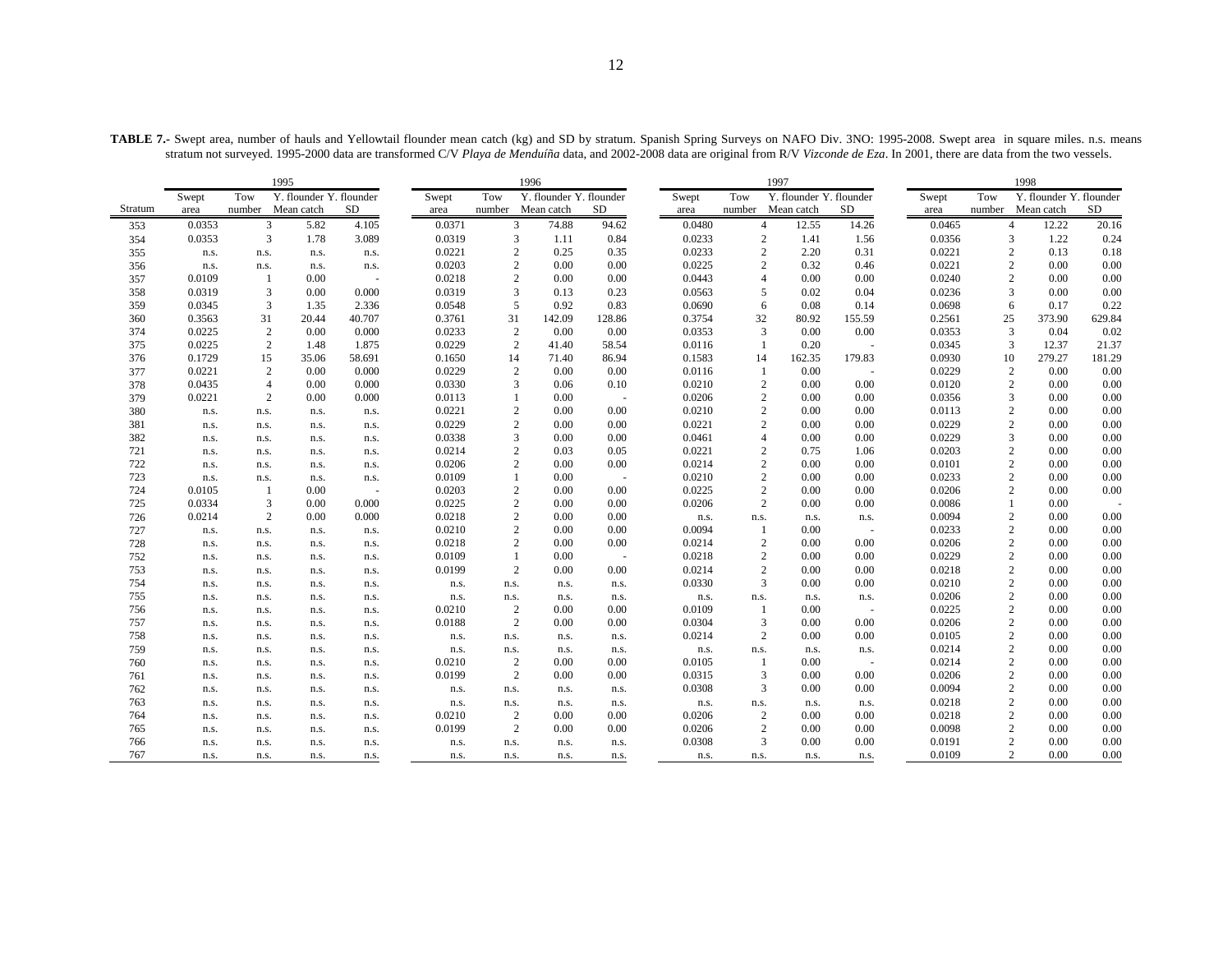**TABLE 7.-** Swept area, number of hauls and Yellowtail flounder mean catch (kg) and SD by stratum. Spanish Spring Surveys on NAFO Div. 3NO: 1995-2008. Swept area in square miles. n.s. means stratum not surveyed. 1995-2000 data are transformed C/V *Playa de Menduíña* data, and 2002-2008 data are original from R/V *Vizconde de Eza*. In 2001, there are data from the two vessels.

| | 1995 | | | | 1996 | | | | 1997 | | | | 1998 | | | |
|---|---|---|---|---|---|---|---|---|---|---|---|---|---|---|---|---|
| Stratum | Swept area | Tow number | Y. flounder Mean catch | Y. flounder SD | Swept area | Tow number | Y. flounder Mean catch | Y. flounder SD | Swept area | Tow number | Y. flounder Mean catch | Y. flounder SD | Swept area | Tow number | Y. flounder Mean catch | Y. flounder SD |
| 353 | 0.0353 | 3 | 5.82 | 4.105 | 0.0371 | 3 | 74.88 | 94.62 | 0.0480 | 4 | 12.55 | 14.26 | 0.0465 | 4 | 12.22 | 20.16 |
| 354 | 0.0353 | 3 | 1.78 | 3.089 | 0.0319 | 3 | 1.11 | 0.84 | 0.0233 | 2 | 1.41 | 1.56 | 0.0356 | 3 | 1.22 | 0.24 |
| 355 | n.s. | n.s. | n.s. | n.s. | 0.0221 | 2 | 0.25 | 0.35 | 0.0233 | 2 | 2.20 | 0.31 | 0.0221 | 2 | 0.13 | 0.18 |
| 356 | n.s. | n.s. | n.s. | n.s. | 0.0203 | 2 | 0.00 | 0.00 | 0.0225 | 2 | 0.32 | 0.46 | 0.0221 | 2 | 0.00 | 0.00 |
| 357 | 0.0109 | 1 | 0.00 | - | 0.0218 | 2 | 0.00 | 0.00 | 0.0443 | 4 | 0.00 | 0.00 | 0.0240 | 2 | 0.00 | 0.00 |
| 358 | 0.0319 | 3 | 0.00 | 0.000 | 0.0319 | 3 | 0.13 | 0.23 | 0.0563 | 5 | 0.02 | 0.04 | 0.0236 | 3 | 0.00 | 0.00 |
| 359 | 0.0345 | 3 | 1.35 | 2.336 | 0.0548 | 5 | 0.92 | 0.83 | 0.0690 | 6 | 0.08 | 0.14 | 0.0698 | 6 | 0.17 | 0.22 |
| 360 | 0.3563 | 31 | 20.44 | 40.707 | 0.3761 | 31 | 142.09 | 128.86 | 0.3754 | 32 | 80.92 | 155.59 | 0.2561 | 25 | 373.90 | 629.84 |
| 374 | 0.0225 | 2 | 0.00 | 0.000 | 0.0233 | 2 | 0.00 | 0.00 | 0.0353 | 3 | 0.00 | 0.00 | 0.0353 | 3 | 0.04 | 0.02 |
| 375 | 0.0225 | 2 | 1.48 | 1.875 | 0.0229 | 2 | 41.40 | 58.54 | 0.0116 | 1 | 0.20 | - | 0.0345 | 3 | 12.37 | 21.37 |
| 376 | 0.1729 | 15 | 35.06 | 58.691 | 0.1650 | 14 | 71.40 | 86.94 | 0.1583 | 14 | 162.35 | 179.83 | 0.0930 | 10 | 279.27 | 181.29 |
| 377 | 0.0221 | 2 | 0.00 | 0.000 | 0.0229 | 2 | 0.00 | 0.00 | 0.0116 | 1 | 0.00 | - | 0.0229 | 2 | 0.00 | 0.00 |
| 378 | 0.0435 | 4 | 0.00 | 0.000 | 0.0330 | 3 | 0.06 | 0.10 | 0.0210 | 2 | 0.00 | 0.00 | 0.0120 | 2 | 0.00 | 0.00 |
| 379 | 0.0221 | 2 | 0.00 | 0.000 | 0.0113 | 1 | 0.00 | - | 0.0206 | 2 | 0.00 | 0.00 | 0.0356 | 3 | 0.00 | 0.00 |
| 380 | n.s. | n.s. | n.s. | n.s. | 0.0221 | 2 | 0.00 | 0.00 | 0.0210 | 2 | 0.00 | 0.00 | 0.0113 | 2 | 0.00 | 0.00 |
| 381 | n.s. | n.s. | n.s. | n.s. | 0.0229 | 2 | 0.00 | 0.00 | 0.0221 | 2 | 0.00 | 0.00 | 0.0229 | 2 | 0.00 | 0.00 |
| 382 | n.s. | n.s. | n.s. | n.s. | 0.0338 | 3 | 0.00 | 0.00 | 0.0461 | 4 | 0.00 | 0.00 | 0.0229 | 3 | 0.00 | 0.00 |
| 721 | n.s. | n.s. | n.s. | n.s. | 0.0214 | 2 | 0.03 | 0.05 | 0.0221 | 2 | 0.75 | 1.06 | 0.0203 | 2 | 0.00 | 0.00 |
| 722 | n.s. | n.s. | n.s. | n.s. | 0.0206 | 2 | 0.00 | 0.00 | 0.0214 | 2 | 0.00 | 0.00 | 0.0101 | 2 | 0.00 | 0.00 |
| 723 | n.s. | n.s. | n.s. | n.s. | 0.0109 | 1 | 0.00 | - | 0.0210 | 2 | 0.00 | 0.00 | 0.0233 | 2 | 0.00 | 0.00 |
| 724 | 0.0105 | 1 | 0.00 | - | 0.0203 | 2 | 0.00 | 0.00 | 0.0225 | 2 | 0.00 | 0.00 | 0.0206 | 2 | 0.00 | 0.00 |
| 725 | 0.0334 | 3 | 0.00 | 0.000 | 0.0225 | 2 | 0.00 | 0.00 | 0.0206 | 2 | 0.00 | 0.00 | 0.0086 | 1 | 0.00 | - |
| 726 | 0.0214 | 2 | 0.00 | 0.000 | 0.0218 | 2 | 0.00 | 0.00 | n.s. | n.s. | n.s. | n.s. | 0.0094 | 2 | 0.00 | 0.00 |
| 727 | n.s. | n.s. | n.s. | n.s. | 0.0210 | 2 | 0.00 | 0.00 | 0.0094 | 1 | 0.00 | - | 0.0233 | 2 | 0.00 | 0.00 |
| 728 | n.s. | n.s. | n.s. | n.s. | 0.0218 | 2 | 0.00 | 0.00 | 0.0214 | 2 | 0.00 | 0.00 | 0.0206 | 2 | 0.00 | 0.00 |
| 752 | n.s. | n.s. | n.s. | n.s. | 0.0109 | 1 | 0.00 | - | 0.0218 | 2 | 0.00 | 0.00 | 0.0229 | 2 | 0.00 | 0.00 |
| 753 | n.s. | n.s. | n.s. | n.s. | 0.0199 | 2 | 0.00 | 0.00 | 0.0214 | 2 | 0.00 | 0.00 | 0.0218 | 2 | 0.00 | 0.00 |
| 754 | n.s. | n.s. | n.s. | n.s. | n.s. | n.s. | n.s. | n.s. | 0.0330 | 3 | 0.00 | 0.00 | 0.0210 | 2 | 0.00 | 0.00 |
| 755 | n.s. | n.s. | n.s. | n.s. | n.s. | n.s. | n.s. | n.s. | n.s. | n.s. | n.s. | n.s. | 0.0206 | 2 | 0.00 | 0.00 |
| 756 | n.s. | n.s. | n.s. | n.s. | 0.0210 | 2 | 0.00 | 0.00 | 0.0109 | 1 | 0.00 | - | 0.0225 | 2 | 0.00 | 0.00 |
| 757 | n.s. | n.s. | n.s. | n.s. | 0.0188 | 2 | 0.00 | 0.00 | 0.0304 | 3 | 0.00 | 0.00 | 0.0206 | 2 | 0.00 | 0.00 |
| 758 | n.s. | n.s. | n.s. | n.s. | n.s. | n.s. | n.s. | n.s. | 0.0214 | 2 | 0.00 | 0.00 | 0.0105 | 2 | 0.00 | 0.00 |
| 759 | n.s. | n.s. | n.s. | n.s. | n.s. | n.s. | n.s. | n.s. | n.s. | n.s. | n.s. | n.s. | 0.0214 | 2 | 0.00 | 0.00 |
| 760 | n.s. | n.s. | n.s. | n.s. | 0.0210 | 2 | 0.00 | 0.00 | 0.0105 | 1 | 0.00 | - | 0.0214 | 2 | 0.00 | 0.00 |
| 761 | n.s. | n.s. | n.s. | n.s. | 0.0199 | 2 | 0.00 | 0.00 | 0.0315 | 3 | 0.00 | 0.00 | 0.0206 | 2 | 0.00 | 0.00 |
| 762 | n.s. | n.s. | n.s. | n.s. | n.s. | n.s. | n.s. | n.s. | 0.0308 | 3 | 0.00 | 0.00 | 0.0094 | 2 | 0.00 | 0.00 |
| 763 | n.s. | n.s. | n.s. | n.s. | n.s. | n.s. | n.s. | n.s. | n.s. | n.s. | n.s. | n.s. | 0.0218 | 2 | 0.00 | 0.00 |
| 764 | n.s. | n.s. | n.s. | n.s. | 0.0210 | 2 | 0.00 | 0.00 | 0.0206 | 2 | 0.00 | 0.00 | 0.0218 | 2 | 0.00 | 0.00 |
| 765 | n.s. | n.s. | n.s. | n.s. | 0.0199 | 2 | 0.00 | 0.00 | 0.0206 | 2 | 0.00 | 0.00 | 0.0098 | 2 | 0.00 | 0.00 |
| 766 | n.s. | n.s. | n.s. | n.s. | n.s. | n.s. | n.s. | n.s. | 0.0308 | 3 | 0.00 | 0.00 | 0.0191 | 2 | 0.00 | 0.00 |
| 767 | n.s. | n.s. | n.s. | n.s. | n.s. | n.s. | n.s. | n.s. | n.s. | n.s. | n.s. | n.s. | 0.0109 | 2 | 0.00 | 0.00 |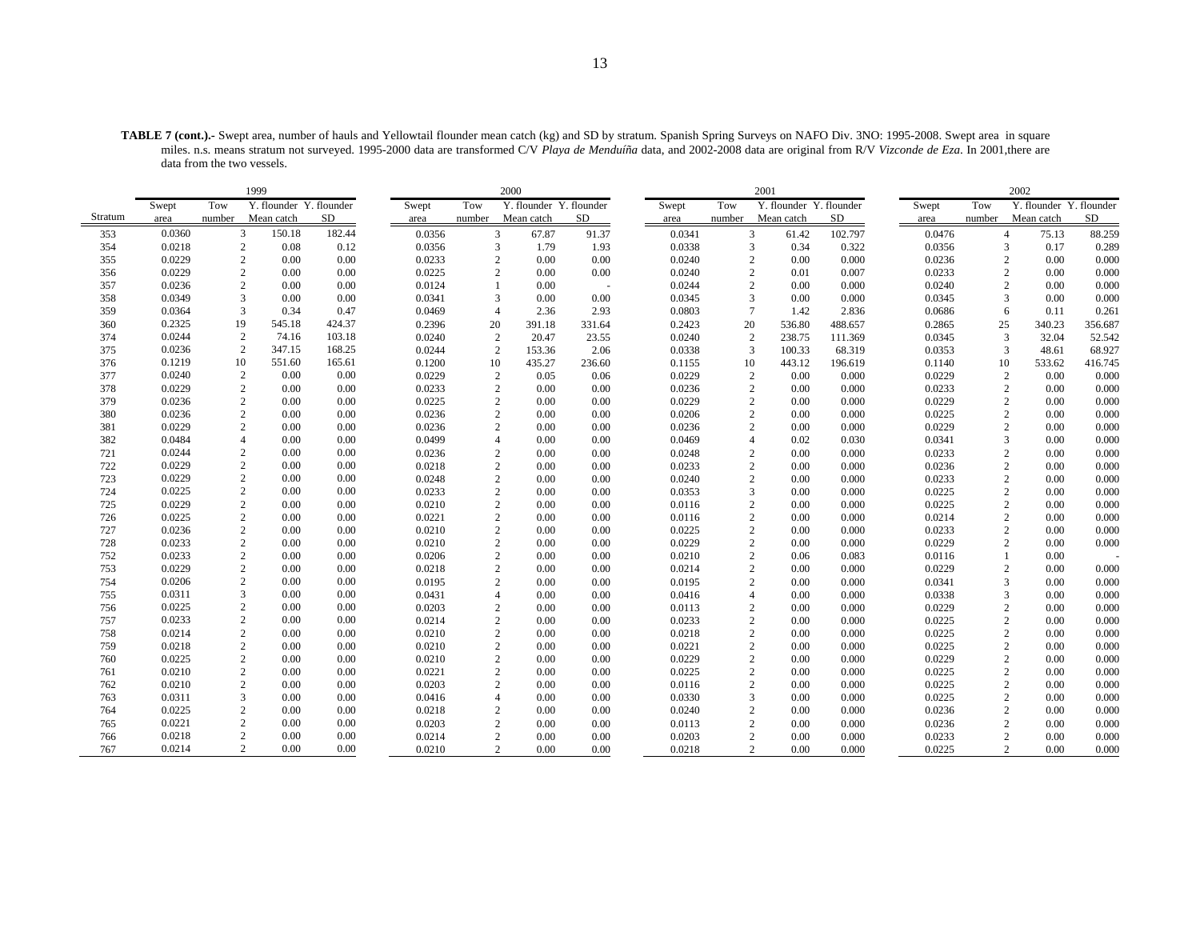**TABLE 7 (cont.).-** Swept area, number of hauls and Yellowtail flounder mean catch (kg) and SD by stratum. Spanish Spring Surveys on NAFO Div. 3NO: 1995-2008. Swept area in square miles. n.s. means stratum not surveyed. 1995-2000 data are transformed C/V *Playa de Menduíña* data, and 2002-2008 data are original from R/V *Vizconde de Eza*. In 2001,there are data from the two vessels.

| | 1999 | | | | 2000 | | | | 2001 | | | | 2002 | | | |
|---|---|---|---|---|---|---|---|---|---|---|---|---|---|---|---|---|
| Stratum | Swept area | Tow number | Y. flounder Mean catch | Y. flounder SD | Swept area | Tow number | Y. flounder Mean catch | Y. flounder SD | Swept area | Tow number | Y. flounder Mean catch | Y. flounder SD | Swept area | Tow number | Y. flounder Mean catch | Y. flounder SD |
| 353 | 0.0360 | 3 | 150.18 | 182.44 | 0.0356 | 3 | 67.87 | 91.37 | 0.0341 | 3 | 61.42 | 102.797 | 0.0476 | 4 | 75.13 | 88.259 |
| 354 | 0.0218 | 2 | 0.08 | 0.12 | 0.0356 | 3 | 1.79 | 1.93 | 0.0338 | 3 | 0.34 | 0.322 | 0.0356 | 3 | 0.17 | 0.289 |
| 355 | 0.0229 | 2 | 0.00 | 0.00 | 0.0233 | 2 | 0.00 | 0.00 | 0.0240 | 2 | 0.00 | 0.000 | 0.0236 | 2 | 0.00 | 0.000 |
| 356 | 0.0229 | 2 | 0.00 | 0.00 | 0.0225 | 2 | 0.00 | 0.00 | 0.0240 | 2 | 0.01 | 0.007 | 0.0233 | 2 | 0.00 | 0.000 |
| 357 | 0.0236 | 2 | 0.00 | 0.00 | 0.0124 | 1 | 0.00 | - | 0.0244 | 2 | 0.00 | 0.000 | 0.0240 | 2 | 0.00 | 0.000 |
| 358 | 0.0349 | 3 | 0.00 | 0.00 | 0.0341 | 3 | 0.00 | 0.00 | 0.0345 | 3 | 0.00 | 0.000 | 0.0345 | 3 | 0.00 | 0.000 |
| 359 | 0.0364 | 3 | 0.34 | 0.47 | 0.0469 | 4 | 2.36 | 2.93 | 0.0803 | 7 | 1.42 | 2.836 | 0.0686 | 6 | 0.11 | 0.261 |
| 360 | 0.2325 | 19 | 545.18 | 424.37 | 0.2396 | 20 | 391.18 | 331.64 | 0.2423 | 20 | 536.80 | 488.657 | 0.2865 | 25 | 340.23 | 356.687 |
| 374 | 0.0244 | 2 | 74.16 | 103.18 | 0.0240 | 2 | 20.47 | 23.55 | 0.0240 | 2 | 238.75 | 111.369 | 0.0345 | 3 | 32.04 | 52.542 |
| 375 | 0.0236 | 2 | 347.15 | 168.25 | 0.0244 | 2 | 153.36 | 2.06 | 0.0338 | 3 | 100.33 | 68.319 | 0.0353 | 3 | 48.61 | 68.927 |
| 376 | 0.1219 | 10 | 551.60 | 165.61 | 0.1200 | 10 | 435.27 | 236.60 | 0.1155 | 10 | 443.12 | 196.619 | 0.1140 | 10 | 533.62 | 416.745 |
| 377 | 0.0240 | 2 | 0.00 | 0.00 | 0.0229 | 2 | 0.05 | 0.06 | 0.0229 | 2 | 0.00 | 0.000 | 0.0229 | 2 | 0.00 | 0.000 |
| 378 | 0.0229 | 2 | 0.00 | 0.00 | 0.0233 | 2 | 0.00 | 0.00 | 0.0236 | 2 | 0.00 | 0.000 | 0.0233 | 2 | 0.00 | 0.000 |
| 379 | 0.0236 | 2 | 0.00 | 0.00 | 0.0225 | 2 | 0.00 | 0.00 | 0.0229 | 2 | 0.00 | 0.000 | 0.0229 | 2 | 0.00 | 0.000 |
| 380 | 0.0236 | 2 | 0.00 | 0.00 | 0.0236 | 2 | 0.00 | 0.00 | 0.0206 | 2 | 0.00 | 0.000 | 0.0225 | 2 | 0.00 | 0.000 |
| 381 | 0.0229 | 2 | 0.00 | 0.00 | 0.0236 | 2 | 0.00 | 0.00 | 0.0236 | 2 | 0.00 | 0.000 | 0.0229 | 2 | 0.00 | 0.000 |
| 382 | 0.0484 | 4 | 0.00 | 0.00 | 0.0499 | 4 | 0.00 | 0.00 | 0.0469 | 4 | 0.02 | 0.030 | 0.0341 | 3 | 0.00 | 0.000 |
| 721 | 0.0244 | 2 | 0.00 | 0.00 | 0.0236 | 2 | 0.00 | 0.00 | 0.0248 | 2 | 0.00 | 0.000 | 0.0233 | 2 | 0.00 | 0.000 |
| 722 | 0.0229 | 2 | 0.00 | 0.00 | 0.0218 | 2 | 0.00 | 0.00 | 0.0233 | 2 | 0.00 | 0.000 | 0.0236 | 2 | 0.00 | 0.000 |
| 723 | 0.0229 | 2 | 0.00 | 0.00 | 0.0248 | 2 | 0.00 | 0.00 | 0.0240 | 2 | 0.00 | 0.000 | 0.0233 | 2 | 0.00 | 0.000 |
| 724 | 0.0225 | 2 | 0.00 | 0.00 | 0.0233 | 2 | 0.00 | 0.00 | 0.0353 | 3 | 0.00 | 0.000 | 0.0225 | 2 | 0.00 | 0.000 |
| 725 | 0.0229 | 2 | 0.00 | 0.00 | 0.0210 | 2 | 0.00 | 0.00 | 0.0116 | 2 | 0.00 | 0.000 | 0.0225 | 2 | 0.00 | 0.000 |
| 726 | 0.0225 | 2 | 0.00 | 0.00 | 0.0221 | 2 | 0.00 | 0.00 | 0.0116 | 2 | 0.00 | 0.000 | 0.0214 | 2 | 0.00 | 0.000 |
| 727 | 0.0236 | 2 | 0.00 | 0.00 | 0.0210 | 2 | 0.00 | 0.00 | 0.0225 | 2 | 0.00 | 0.000 | 0.0233 | 2 | 0.00 | 0.000 |
| 728 | 0.0233 | 2 | 0.00 | 0.00 | 0.0210 | 2 | 0.00 | 0.00 | 0.0229 | 2 | 0.00 | 0.000 | 0.0229 | 2 | 0.00 | 0.000 |
| 752 | 0.0233 | 2 | 0.00 | 0.00 | 0.0206 | 2 | 0.00 | 0.00 | 0.0210 | 2 | 0.06 | 0.083 | 0.0116 | 1 | 0.00 | - |
| 753 | 0.0229 | 2 | 0.00 | 0.00 | 0.0218 | 2 | 0.00 | 0.00 | 0.0214 | 2 | 0.00 | 0.000 | 0.0229 | 2 | 0.00 | 0.000 |
| 754 | 0.0206 | 2 | 0.00 | 0.00 | 0.0195 | 2 | 0.00 | 0.00 | 0.0195 | 2 | 0.00 | 0.000 | 0.0341 | 3 | 0.00 | 0.000 |
| 755 | 0.0311 | 3 | 0.00 | 0.00 | 0.0431 | 4 | 0.00 | 0.00 | 0.0416 | 4 | 0.00 | 0.000 | 0.0338 | 3 | 0.00 | 0.000 |
| 756 | 0.0225 | 2 | 0.00 | 0.00 | 0.0203 | 2 | 0.00 | 0.00 | 0.0113 | 2 | 0.00 | 0.000 | 0.0229 | 2 | 0.00 | 0.000 |
| 757 | 0.0233 | 2 | 0.00 | 0.00 | 0.0214 | 2 | 0.00 | 0.00 | 0.0233 | 2 | 0.00 | 0.000 | 0.0225 | 2 | 0.00 | 0.000 |
| 758 | 0.0214 | 2 | 0.00 | 0.00 | 0.0210 | 2 | 0.00 | 0.00 | 0.0218 | 2 | 0.00 | 0.000 | 0.0225 | 2 | 0.00 | 0.000 |
| 759 | 0.0218 | 2 | 0.00 | 0.00 | 0.0210 | 2 | 0.00 | 0.00 | 0.0221 | 2 | 0.00 | 0.000 | 0.0225 | 2 | 0.00 | 0.000 |
| 760 | 0.0225 | 2 | 0.00 | 0.00 | 0.0210 | 2 | 0.00 | 0.00 | 0.0229 | 2 | 0.00 | 0.000 | 0.0229 | 2 | 0.00 | 0.000 |
| 761 | 0.0210 | 2 | 0.00 | 0.00 | 0.0221 | 2 | 0.00 | 0.00 | 0.0225 | 2 | 0.00 | 0.000 | 0.0225 | 2 | 0.00 | 0.000 |
| 762 | 0.0210 | 2 | 0.00 | 0.00 | 0.0203 | 2 | 0.00 | 0.00 | 0.0116 | 2 | 0.00 | 0.000 | 0.0225 | 2 | 0.00 | 0.000 |
| 763 | 0.0311 | 3 | 0.00 | 0.00 | 0.0416 | 4 | 0.00 | 0.00 | 0.0330 | 3 | 0.00 | 0.000 | 0.0225 | 2 | 0.00 | 0.000 |
| 764 | 0.0225 | 2 | 0.00 | 0.00 | 0.0218 | 2 | 0.00 | 0.00 | 0.0240 | 2 | 0.00 | 0.000 | 0.0236 | 2 | 0.00 | 0.000 |
| 765 | 0.0221 | 2 | 0.00 | 0.00 | 0.0203 | 2 | 0.00 | 0.00 | 0.0113 | 2 | 0.00 | 0.000 | 0.0236 | 2 | 0.00 | 0.000 |
| 766 | 0.0218 | 2 | 0.00 | 0.00 | 0.0214 | 2 | 0.00 | 0.00 | 0.0203 | 2 | 0.00 | 0.000 | 0.0233 | 2 | 0.00 | 0.000 |
| 767 | 0.0214 | 2 | 0.00 | 0.00 | 0.0210 | 2 | 0.00 | 0.00 | 0.0218 | 2 | 0.00 | 0.000 | 0.0225 | 2 | 0.00 | 0.000 |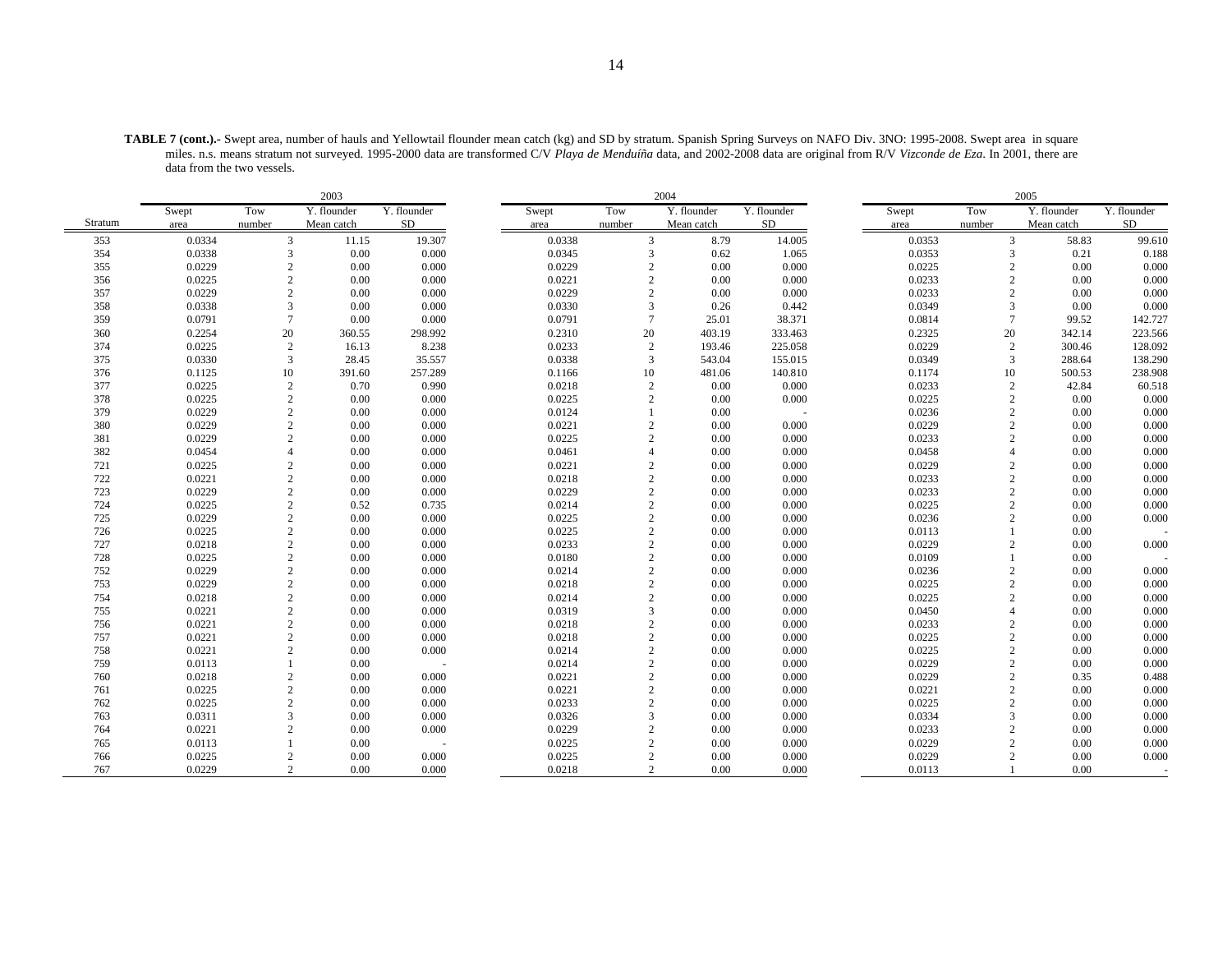**TABLE 7 (cont.).-** Swept area, number of hauls and Yellowtail flounder mean catch (kg) and SD by stratum. Spanish Spring Surveys on NAFO Div. 3NO: 1995-2008. Swept area in square miles. n.s. means stratum not surveyed. 1995-2000 data are transformed C/V *Playa de Menduíña* data, and 2002-2008 data are original from R/V *Vizconde de Eza*. In 2001, there are data from the two vessels.

| | 2003 | | | | 2004 | | | | 2005 | | | |
|---|---|---|---|---|---|---|---|---|---|---|---|---|
| Stratum | Swept area | Tow number | Y. flounder Mean catch | Y. flounder SD | Swept area | Tow number | Y. flounder Mean catch | Y. flounder SD | Swept area | Tow number | Y. flounder Mean catch | Y. flounder SD |
| 353 | 0.0334 | 3 | 11.15 | 19.307 | 0.0338 | 3 | 8.79 | 14.005 | 0.0353 | 3 | 58.83 | 99.610 |
| 354 | 0.0338 | 3 | 0.00 | 0.000 | 0.0345 | 3 | 0.62 | 1.065 | 0.0353 | 3 | 0.21 | 0.188 |
| 355 | 0.0229 | 2 | 0.00 | 0.000 | 0.0229 | 2 | 0.00 | 0.000 | 0.0225 | 2 | 0.00 | 0.000 |
| 356 | 0.0225 | 2 | 0.00 | 0.000 | 0.0221 | 2 | 0.00 | 0.000 | 0.0233 | 2 | 0.00 | 0.000 |
| 357 | 0.0229 | 2 | 0.00 | 0.000 | 0.0229 | 2 | 0.00 | 0.000 | 0.0233 | 2 | 0.00 | 0.000 |
| 358 | 0.0338 | 3 | 0.00 | 0.000 | 0.0330 | 3 | 0.26 | 0.442 | 0.0349 | 3 | 0.00 | 0.000 |
| 359 | 0.0791 | 7 | 0.00 | 0.000 | 0.0791 | 7 | 25.01 | 38.371 | 0.0814 | 7 | 99.52 | 142.727 |
| 360 | 0.2254 | 20 | 360.55 | 298.992 | 0.2310 | 20 | 403.19 | 333.463 | 0.2325 | 20 | 342.14 | 223.566 |
| 374 | 0.0225 | 2 | 16.13 | 8.238 | 0.0233 | 2 | 193.46 | 225.058 | 0.0229 | 2 | 300.46 | 128.092 |
| 375 | 0.0330 | 3 | 28.45 | 35.557 | 0.0338 | 3 | 543.04 | 155.015 | 0.0349 | 3 | 288.64 | 138.290 |
| 376 | 0.1125 | 10 | 391.60 | 257.289 | 0.1166 | 10 | 481.06 | 140.810 | 0.1174 | 10 | 500.53 | 238.908 |
| 377 | 0.0225 | 2 | 0.70 | 0.990 | 0.0218 | 2 | 0.00 | 0.000 | 0.0233 | 2 | 42.84 | 60.518 |
| 378 | 0.0225 | 2 | 0.00 | 0.000 | 0.0225 | 2 | 0.00 | 0.000 | 0.0225 | 2 | 0.00 | 0.000 |
| 379 | 0.0229 | 2 | 0.00 | 0.000 | 0.0124 | 1 | 0.00 | - | 0.0236 | 2 | 0.00 | 0.000 |
| 380 | 0.0229 | 2 | 0.00 | 0.000 | 0.0221 | 2 | 0.00 | 0.000 | 0.0229 | 2 | 0.00 | 0.000 |
| 381 | 0.0229 | 2 | 0.00 | 0.000 | 0.0225 | 2 | 0.00 | 0.000 | 0.0233 | 2 | 0.00 | 0.000 |
| 382 | 0.0454 | 4 | 0.00 | 0.000 | 0.0461 | 4 | 0.00 | 0.000 | 0.0458 | 4 | 0.00 | 0.000 |
| 721 | 0.0225 | 2 | 0.00 | 0.000 | 0.0221 | 2 | 0.00 | 0.000 | 0.0229 | 2 | 0.00 | 0.000 |
| 722 | 0.0221 | 2 | 0.00 | 0.000 | 0.0218 | 2 | 0.00 | 0.000 | 0.0233 | 2 | 0.00 | 0.000 |
| 723 | 0.0229 | 2 | 0.00 | 0.000 | 0.0229 | 2 | 0.00 | 0.000 | 0.0233 | 2 | 0.00 | 0.000 |
| 724 | 0.0225 | 2 | 0.52 | 0.735 | 0.0214 | 2 | 0.00 | 0.000 | 0.0225 | 2 | 0.00 | 0.000 |
| 725 | 0.0229 | 2 | 0.00 | 0.000 | 0.0225 | 2 | 0.00 | 0.000 | 0.0236 | 2 | 0.00 | 0.000 |
| 726 | 0.0225 | 2 | 0.00 | 0.000 | 0.0225 | 2 | 0.00 | 0.000 | 0.0113 | 1 | 0.00 | - |
| 727 | 0.0218 | 2 | 0.00 | 0.000 | 0.0233 | 2 | 0.00 | 0.000 | 0.0229 | 2 | 0.00 | 0.000 |
| 728 | 0.0225 | 2 | 0.00 | 0.000 | 0.0180 | 2 | 0.00 | 0.000 | 0.0109 | 1 | 0.00 | - |
| 752 | 0.0229 | 2 | 0.00 | 0.000 | 0.0214 | 2 | 0.00 | 0.000 | 0.0236 | 2 | 0.00 | 0.000 |
| 753 | 0.0229 | 2 | 0.00 | 0.000 | 0.0218 | 2 | 0.00 | 0.000 | 0.0225 | 2 | 0.00 | 0.000 |
| 754 | 0.0218 | 2 | 0.00 | 0.000 | 0.0214 | 2 | 0.00 | 0.000 | 0.0225 | 2 | 0.00 | 0.000 |
| 755 | 0.0221 | 2 | 0.00 | 0.000 | 0.0319 | 3 | 0.00 | 0.000 | 0.0450 | 4 | 0.00 | 0.000 |
| 756 | 0.0221 | 2 | 0.00 | 0.000 | 0.0218 | 2 | 0.00 | 0.000 | 0.0233 | 2 | 0.00 | 0.000 |
| 757 | 0.0221 | 2 | 0.00 | 0.000 | 0.0218 | 2 | 0.00 | 0.000 | 0.0225 | 2 | 0.00 | 0.000 |
| 758 | 0.0221 | 2 | 0.00 | 0.000 | 0.0214 | 2 | 0.00 | 0.000 | 0.0225 | 2 | 0.00 | 0.000 |
| 759 | 0.0113 | 1 | 0.00 | - | 0.0214 | 2 | 0.00 | 0.000 | 0.0229 | 2 | 0.00 | 0.000 |
| 760 | 0.0218 | 2 | 0.00 | 0.000 | 0.0221 | 2 | 0.00 | 0.000 | 0.0229 | 2 | 0.35 | 0.488 |
| 761 | 0.0225 | 2 | 0.00 | 0.000 | 0.0221 | 2 | 0.00 | 0.000 | 0.0221 | 2 | 0.00 | 0.000 |
| 762 | 0.0225 | 2 | 0.00 | 0.000 | 0.0233 | 2 | 0.00 | 0.000 | 0.0225 | 2 | 0.00 | 0.000 |
| 763 | 0.0311 | 3 | 0.00 | 0.000 | 0.0326 | 3 | 0.00 | 0.000 | 0.0334 | 3 | 0.00 | 0.000 |
| 764 | 0.0221 | 2 | 0.00 | 0.000 | 0.0229 | 2 | 0.00 | 0.000 | 0.0233 | 2 | 0.00 | 0.000 |
| 765 | 0.0113 | 1 | 0.00 | - | 0.0225 | 2 | 0.00 | 0.000 | 0.0229 | 2 | 0.00 | 0.000 |
| 766 | 0.0225 | 2 | 0.00 | 0.000 | 0.0225 | 2 | 0.00 | 0.000 | 0.0229 | 2 | 0.00 | 0.000 |
| 767 | 0.0229 | 2 | 0.00 | 0.000 | 0.0218 | 2 | 0.00 | 0.000 | 0.0113 | 1 | 0.00 | - |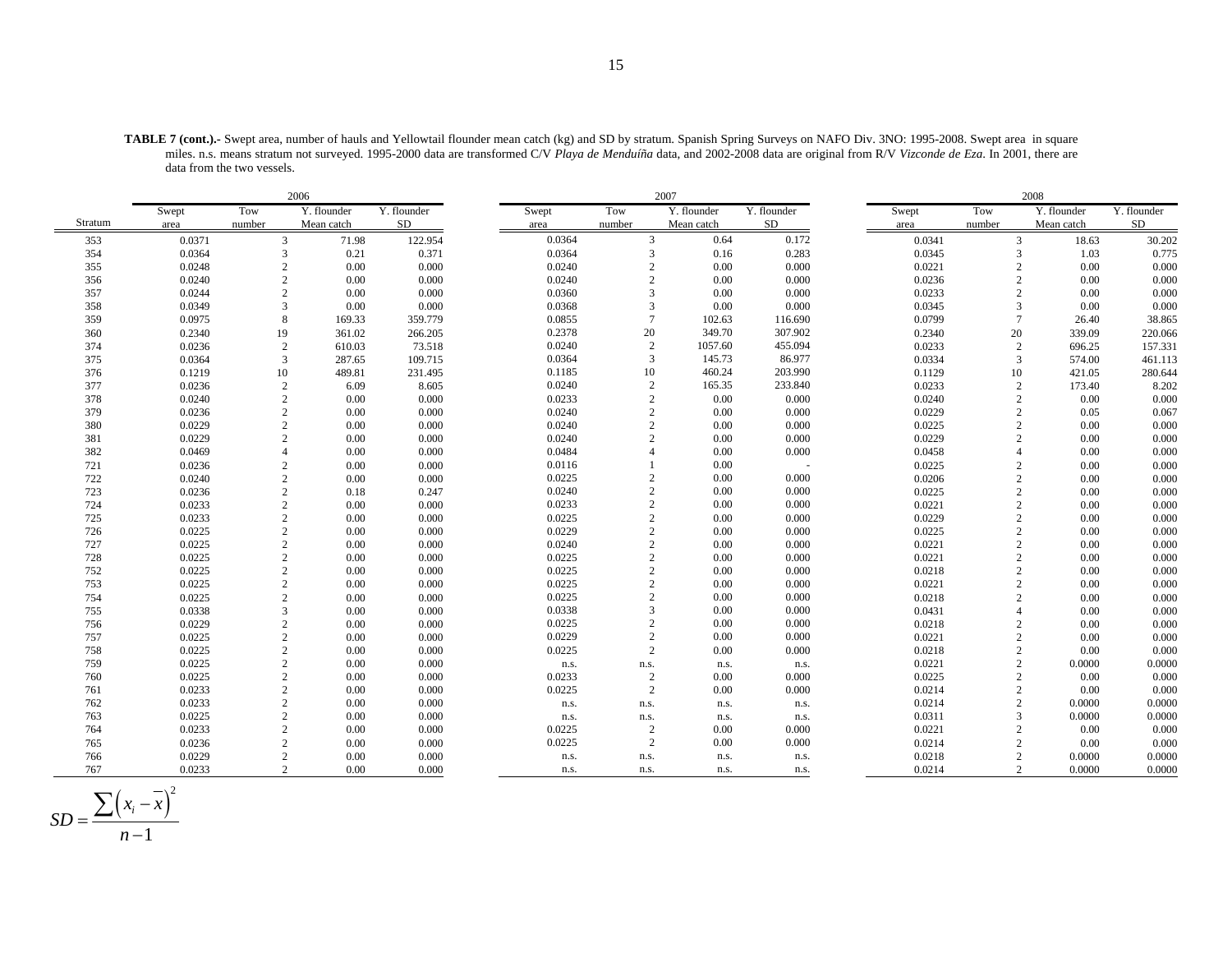**TABLE 7 (cont.).-** Swept area, number of hauls and Yellowtail flounder mean catch (kg) and SD by stratum. Spanish Spring Surveys on NAFO Div. 3NO: 1995-2008. Swept area in square miles. n.s. means stratum not surveyed. 1995-2000 data are transformed C/V *Playa de Menduíña* data, and 2002-2008 data are original from R/V *Vizconde de Eza*. In 2001, there are data from the two vessels.

| | 2006 | | | | 2007 | | | | 2008 | | | |
|---|---|---|---|---|---|---|---|---|---|---|---|---|
| Stratum | Swept area | Tow number | Y. flounder Mean catch | Y. flounder SD | Swept area | Tow number | Y. flounder Mean catch | Y. flounder SD | Swept area | Tow number | Y. flounder Mean catch | Y. flounder SD |
| 353 | 0.0371 | 3 | 71.98 | 122.954 | 0.0364 | 3 | 0.64 | 0.172 | 0.0341 | 3 | 18.63 | 30.202 |
| 354 | 0.0364 | 3 | 0.21 | 0.371 | 0.0364 | 3 | 0.16 | 0.283 | 0.0345 | 3 | 1.03 | 0.775 |
| 355 | 0.0248 | 2 | 0.00 | 0.000 | 0.0240 | 2 | 0.00 | 0.000 | 0.0221 | 2 | 0.00 | 0.000 |
| 356 | 0.0240 | 2 | 0.00 | 0.000 | 0.0240 | 2 | 0.00 | 0.000 | 0.0236 | 2 | 0.00 | 0.000 |
| 357 | 0.0244 | 2 | 0.00 | 0.000 | 0.0360 | 3 | 0.00 | 0.000 | 0.0233 | 2 | 0.00 | 0.000 |
| 358 | 0.0349 | 3 | 0.00 | 0.000 | 0.0368 | 3 | 0.00 | 0.000 | 0.0345 | 3 | 0.00 | 0.000 |
| 359 | 0.0975 | 8 | 169.33 | 359.779 | 0.0855 | 7 | 102.63 | 116.690 | 0.0799 | 7 | 26.40 | 38.865 |
| 360 | 0.2340 | 19 | 361.02 | 266.205 | 0.2378 | 20 | 349.70 | 307.902 | 0.2340 | 20 | 339.09 | 220.066 |
| 374 | 0.0236 | 2 | 610.03 | 73.518 | 0.0240 | 2 | 1057.60 | 455.094 | 0.0233 | 2 | 696.25 | 157.331 |
| 375 | 0.0364 | 3 | 287.65 | 109.715 | 0.0364 | 3 | 145.73 | 86.977 | 0.0334 | 3 | 574.00 | 461.113 |
| 376 | 0.1219 | 10 | 489.81 | 231.495 | 0.1185 | 10 | 460.24 | 203.990 | 0.1129 | 10 | 421.05 | 280.644 |
| 377 | 0.0236 | 2 | 6.09 | 8.605 | 0.0240 | 2 | 165.35 | 233.840 | 0.0233 | 2 | 173.40 | 8.202 |
| 378 | 0.0240 | 2 | 0.00 | 0.000 | 0.0233 | 2 | 0.00 | 0.000 | 0.0240 | 2 | 0.00 | 0.000 |
| 379 | 0.0236 | 2 | 0.00 | 0.000 | 0.0240 | 2 | 0.00 | 0.000 | 0.0229 | 2 | 0.05 | 0.067 |
| 380 | 0.0229 | 2 | 0.00 | 0.000 | 0.0240 | 2 | 0.00 | 0.000 | 0.0225 | 2 | 0.00 | 0.000 |
| 381 | 0.0229 | 2 | 0.00 | 0.000 | 0.0240 | 2 | 0.00 | 0.000 | 0.0229 | 2 | 0.00 | 0.000 |
| 382 | 0.0469 | 4 | 0.00 | 0.000 | 0.0484 | 4 | 0.00 | 0.000 | 0.0458 | 4 | 0.00 | 0.000 |
| 721 | 0.0236 | 2 | 0.00 | 0.000 | 0.0116 | 1 | 0.00 | - | 0.0225 | 2 | 0.00 | 0.000 |
| 722 | 0.0240 | 2 | 0.00 | 0.000 | 0.0225 | 2 | 0.00 | 0.000 | 0.0206 | 2 | 0.00 | 0.000 |
| 723 | 0.0236 | 2 | 0.18 | 0.247 | 0.0240 | 2 | 0.00 | 0.000 | 0.0225 | 2 | 0.00 | 0.000 |
| 724 | 0.0233 | 2 | 0.00 | 0.000 | 0.0233 | 2 | 0.00 | 0.000 | 0.0221 | 2 | 0.00 | 0.000 |
| 725 | 0.0233 | 2 | 0.00 | 0.000 | 0.0225 | 2 | 0.00 | 0.000 | 0.0229 | 2 | 0.00 | 0.000 |
| 726 | 0.0225 | 2 | 0.00 | 0.000 | 0.0229 | 2 | 0.00 | 0.000 | 0.0225 | 2 | 0.00 | 0.000 |
| 727 | 0.0225 | 2 | 0.00 | 0.000 | 0.0240 | 2 | 0.00 | 0.000 | 0.0221 | 2 | 0.00 | 0.000 |
| 728 | 0.0225 | 2 | 0.00 | 0.000 | 0.0225 | 2 | 0.00 | 0.000 | 0.0221 | 2 | 0.00 | 0.000 |
| 752 | 0.0225 | 2 | 0.00 | 0.000 | 0.0225 | 2 | 0.00 | 0.000 | 0.0218 | 2 | 0.00 | 0.000 |
| 753 | 0.0225 | 2 | 0.00 | 0.000 | 0.0225 | 2 | 0.00 | 0.000 | 0.0221 | 2 | 0.00 | 0.000 |
| 754 | 0.0225 | 2 | 0.00 | 0.000 | 0.0225 | 2 | 0.00 | 0.000 | 0.0218 | 2 | 0.00 | 0.000 |
| 755 | 0.0338 | 3 | 0.00 | 0.000 | 0.0338 | 3 | 0.00 | 0.000 | 0.0431 | 4 | 0.00 | 0.000 |
| 756 | 0.0229 | 2 | 0.00 | 0.000 | 0.0225 | 2 | 0.00 | 0.000 | 0.0218 | 2 | 0.00 | 0.000 |
| 757 | 0.0225 | 2 | 0.00 | 0.000 | 0.0229 | 2 | 0.00 | 0.000 | 0.0221 | 2 | 0.00 | 0.000 |
| 758 | 0.0225 | 2 | 0.00 | 0.000 | 0.0225 | 2 | 0.00 | 0.000 | 0.0218 | 2 | 0.00 | 0.000 |
| 759 | 0.0225 | 2 | 0.00 | 0.000 | n.s. | n.s. | n.s. | n.s. | 0.0221 | 2 | 0.0000 | 0.0000 |
| 760 | 0.0225 | 2 | 0.00 | 0.000 | 0.0233 | 2 | 0.00 | 0.000 | 0.0225 | 2 | 0.00 | 0.000 |
| 761 | 0.0233 | 2 | 0.00 | 0.000 | 0.0225 | 2 | 0.00 | 0.000 | 0.0214 | 2 | 0.00 | 0.000 |
| 762 | 0.0233 | 2 | 0.00 | 0.000 | n.s. | n.s. | n.s. | n.s. | 0.0214 | 2 | 0.0000 | 0.0000 |
| 763 | 0.0225 | 2 | 0.00 | 0.000 | n.s. | n.s. | n.s. | n.s. | 0.0311 | 3 | 0.0000 | 0.0000 |
| 764 | 0.0233 | 2 | 0.00 | 0.000 | 0.0225 | 2 | 0.00 | 0.000 | 0.0221 | 2 | 0.00 | 0.000 |
| 765 | 0.0236 | 2 | 0.00 | 0.000 | 0.0225 | 2 | 0.00 | 0.000 | 0.0214 | 2 | 0.00 | 0.000 |
| 766 | 0.0229 | 2 | 0.00 | 0.000 | n.s. | n.s. | n.s. | n.s. | 0.0218 | 2 | 0.0000 | 0.0000 |
| 767 | 0.0233 | 2 | 0.00 | 0.000 | n.s. | n.s. | n.s. | n.s. | 0.0214 | 2 | 0.0000 | 0.0000 |

$$SD = \frac{\sum \left( x_i - \overline{x} \right)^2}{n-1}$$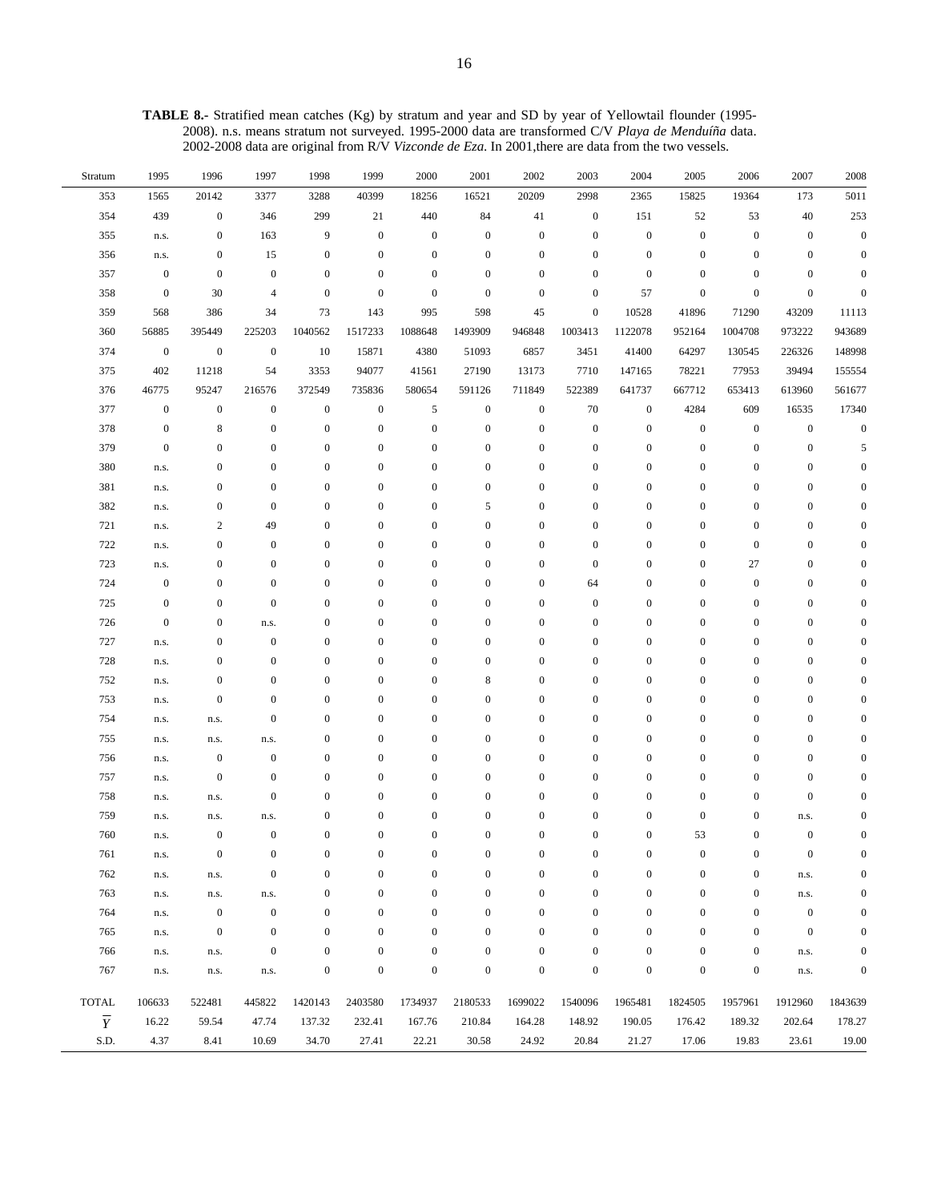**TABLE 8.-** Stratified mean catches (Kg) by stratum and year and SD by year of Yellowtail flounder (1995-2008). n.s. means stratum not surveyed. 1995-2000 data are transformed C/V *Playa de Menduíña* data. 2002-2008 data are original from R/V *Vizconde de Eza*. In 2001,there are data from the two vessels.

| Stratum | 1995 | 1996 | 1997 | 1998 | 1999 | 2000 | 2001 | 2002 | 2003 | 2004 | 2005 | 2006 | 2007 | 2008 |
|---|---|---|---|---|---|---|---|---|---|---|---|---|---|---|
| 353 | 1565 | 20142 | 3377 | 3288 | 40399 | 18256 | 16521 | 20209 | 2998 | 2365 | 15825 | 19364 | 173 | 5011 |
| 354 | 439 | 0 | 346 | 299 | 21 | 440 | 84 | 41 | 0 | 151 | 52 | 53 | 40 | 253 |
| 355 | n.s. | 0 | 163 | 9 | 0 | 0 | 0 | 0 | 0 | 0 | 0 | 0 | 0 | 0 |
| 356 | n.s. | 0 | 15 | 0 | 0 | 0 | 0 | 0 | 0 | 0 | 0 | 0 | 0 | 0 |
| 357 | 0 | 0 | 0 | 0 | 0 | 0 | 0 | 0 | 0 | 0 | 0 | 0 | 0 | 0 |
| 358 | 0 | 30 | 4 | 0 | 0 | 0 | 0 | 0 | 0 | 57 | 0 | 0 | 0 | 0 |
| 359 | 568 | 386 | 34 | 73 | 143 | 995 | 598 | 45 | 0 | 10528 | 41896 | 71290 | 43209 | 11113 |
| 360 | 56885 | 395449 | 225203 | 1040562 | 1517233 | 1088648 | 1493909 | 946848 | 1003413 | 1122078 | 952164 | 1004708 | 973222 | 943689 |
| 374 | 0 | 0 | 0 | 10 | 15871 | 4380 | 51093 | 6857 | 3451 | 41400 | 64297 | 130545 | 226326 | 148998 |
| 375 | 402 | 11218 | 54 | 3353 | 94077 | 41561 | 27190 | 13173 | 7710 | 147165 | 78221 | 77953 | 39494 | 155554 |
| 376 | 46775 | 95247 | 216576 | 372549 | 735836 | 580654 | 591126 | 711849 | 522389 | 641737 | 667712 | 653413 | 613960 | 561677 |
| 377 | 0 | 0 | 0 | 0 | 0 | 5 | 0 | 0 | 70 | 0 | 4284 | 609 | 16535 | 17340 |
| 378 | 0 | 8 | 0 | 0 | 0 | 0 | 0 | 0 | 0 | 0 | 0 | 0 | 0 | 0 |
| 379 | 0 | 0 | 0 | 0 | 0 | 0 | 0 | 0 | 0 | 0 | 0 | 0 | 0 | 5 |
| 380 | n.s. | 0 | 0 | 0 | 0 | 0 | 0 | 0 | 0 | 0 | 0 | 0 | 0 | 0 |
| 381 | n.s. | 0 | 0 | 0 | 0 | 0 | 0 | 0 | 0 | 0 | 0 | 0 | 0 | 0 |
| 382 | n.s. | 0 | 0 | 0 | 0 | 0 | 5 | 0 | 0 | 0 | 0 | 0 | 0 | 0 |
| 721 | n.s. | 2 | 49 | 0 | 0 | 0 | 0 | 0 | 0 | 0 | 0 | 0 | 0 | 0 |
| 722 | n.s. | 0 | 0 | 0 | 0 | 0 | 0 | 0 | 0 | 0 | 0 | 0 | 0 | 0 |
| 723 | n.s. | 0 | 0 | 0 | 0 | 0 | 0 | 0 | 0 | 0 | 0 | 27 | 0 | 0 |
| 724 | 0 | 0 | 0 | 0 | 0 | 0 | 0 | 0 | 64 | 0 | 0 | 0 | 0 | 0 |
| 725 | 0 | 0 | 0 | 0 | 0 | 0 | 0 | 0 | 0 | 0 | 0 | 0 | 0 | 0 |
| 726 | 0 | 0 | n.s. | 0 | 0 | 0 | 0 | 0 | 0 | 0 | 0 | 0 | 0 | 0 |
| 727 | n.s. | 0 | 0 | 0 | 0 | 0 | 0 | 0 | 0 | 0 | 0 | 0 | 0 | 0 |
| 728 | n.s. | 0 | 0 | 0 | 0 | 0 | 0 | 0 | 0 | 0 | 0 | 0 | 0 | 0 |
| 752 | n.s. | 0 | 0 | 0 | 0 | 0 | 8 | 0 | 0 | 0 | 0 | 0 | 0 | 0 |
| 753 | n.s. | 0 | 0 | 0 | 0 | 0 | 0 | 0 | 0 | 0 | 0 | 0 | 0 | 0 |
| 754 | n.s. | n.s. | 0 | 0 | 0 | 0 | 0 | 0 | 0 | 0 | 0 | 0 | 0 | 0 |
| 755 | n.s. | n.s. | n.s. | 0 | 0 | 0 | 0 | 0 | 0 | 0 | 0 | 0 | 0 | 0 |
| 756 | n.s. | 0 | 0 | 0 | 0 | 0 | 0 | 0 | 0 | 0 | 0 | 0 | 0 | 0 |
| 757 | n.s. | 0 | 0 | 0 | 0 | 0 | 0 | 0 | 0 | 0 | 0 | 0 | 0 | 0 |
| 758 | n.s. | n.s. | 0 | 0 | 0 | 0 | 0 | 0 | 0 | 0 | 0 | 0 | 0 | 0 |
| 759 | n.s. | n.s. | n.s. | 0 | 0 | 0 | 0 | 0 | 0 | 0 | 0 | 0 | n.s. | 0 |
| 760 | n.s. | 0 | 0 | 0 | 0 | 0 | 0 | 0 | 0 | 0 | 53 | 0 | 0 | 0 |
| 761 | n.s. | 0 | 0 | 0 | 0 | 0 | 0 | 0 | 0 | 0 | 0 | 0 | 0 | 0 |
| 762 | n.s. | n.s. | 0 | 0 | 0 | 0 | 0 | 0 | 0 | 0 | 0 | 0 | n.s. | 0 |
| 763 | n.s. | n.s. | n.s. | 0 | 0 | 0 | 0 | 0 | 0 | 0 | 0 | 0 | n.s. | 0 |
| 764 | n.s. | 0 | 0 | 0 | 0 | 0 | 0 | 0 | 0 | 0 | 0 | 0 | 0 | 0 |
| 765 | n.s. | 0 | 0 | 0 | 0 | 0 | 0 | 0 | 0 | 0 | 0 | 0 | 0 | 0 |
| 766 | n.s. | n.s. | 0 | 0 | 0 | 0 | 0 | 0 | 0 | 0 | 0 | 0 | n.s. | 0 |
| 767 | n.s. | n.s. | n.s. | 0 | 0 | 0 | 0 | 0 | 0 | 0 | 0 | 0 | n.s. | 0 |
| TOTAL | 106633 | 522481 | 445822 | 1420143 | 2403580 | 1734937 | 2180533 | 1699022 | 1540096 | 1965481 | 1824505 | 1957961 | 1912960 | 1843639 |
| $\overline{Y}$ | 16.22 | 59.54 | 47.74 | 137.32 | 232.41 | 167.76 | 210.84 | 164.28 | 148.92 | 190.05 | 176.42 | 189.32 | 202.64 | 178.27 |
| S.D. | 4.37 | 8.41 | 10.69 | 34.70 | 27.41 | 22.21 | 30.58 | 24.92 | 20.84 | 21.27 | 17.06 | 19.83 | 23.61 | 19.00 |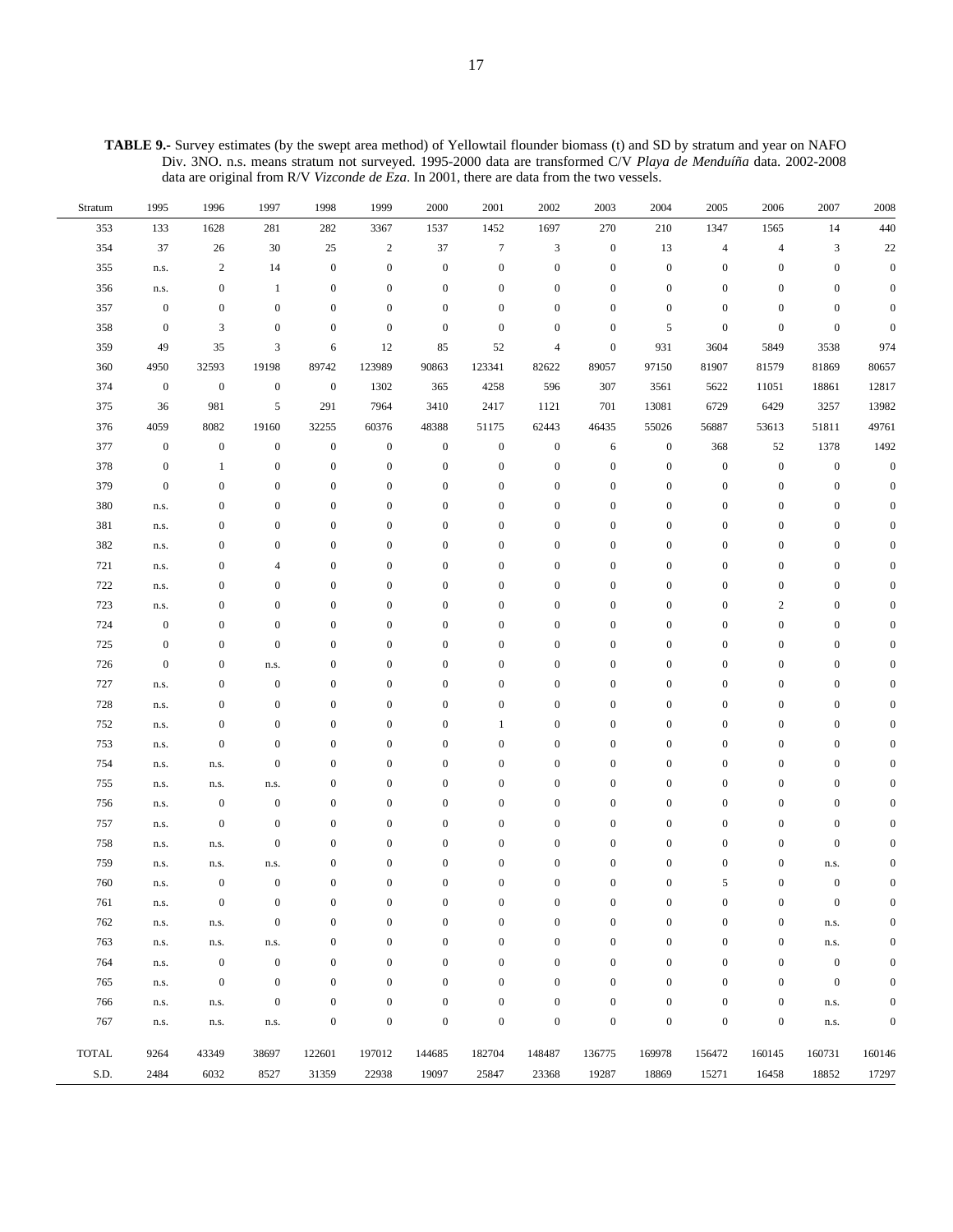**TABLE 9.-** Survey estimates (by the swept area method) of Yellowtail flounder biomass (t) and SD by stratum and year on NAFO Div. 3NO. n.s. means stratum not surveyed. 1995-2000 data are transformed C/V *Playa de Menduíña* data. 2002-2008 data are original from R/V *Vizconde de Eza*. In 2001, there are data from the two vessels.

| Stratum | 1995 | 1996 | 1997 | 1998 | 1999 | 2000 | 2001 | 2002 | 2003 | 2004 | 2005 | 2006 | 2007 | 2008 |
|---|---|---|---|---|---|---|---|---|---|---|---|---|---|---|
| 353 | 133 | 1628 | 281 | 282 | 3367 | 1537 | 1452 | 1697 | 270 | 210 | 1347 | 1565 | 14 | 440 |
| 354 | 37 | 26 | 30 | 25 | 2 | 37 | 7 | 3 | 0 | 13 | 4 | 4 | 3 | 22 |
| 355 | n.s. | 2 | 14 | 0 | 0 | 0 | 0 | 0 | 0 | 0 | 0 | 0 | 0 | 0 |
| 356 | n.s. | 0 | 1 | 0 | 0 | 0 | 0 | 0 | 0 | 0 | 0 | 0 | 0 | 0 |
| 357 | 0 | 0 | 0 | 0 | 0 | 0 | 0 | 0 | 0 | 0 | 0 | 0 | 0 | 0 |
| 358 | 0 | 3 | 0 | 0 | 0 | 0 | 0 | 0 | 0 | 5 | 0 | 0 | 0 | 0 |
| 359 | 49 | 35 | 3 | 6 | 12 | 85 | 52 | 4 | 0 | 931 | 3604 | 5849 | 3538 | 974 |
| 360 | 4950 | 32593 | 19198 | 89742 | 123989 | 90863 | 123341 | 82622 | 89057 | 97150 | 81907 | 81579 | 81869 | 80657 |
| 374 | 0 | 0 | 0 | 0 | 1302 | 365 | 4258 | 596 | 307 | 3561 | 5622 | 11051 | 18861 | 12817 |
| 375 | 36 | 981 | 5 | 291 | 7964 | 3410 | 2417 | 1121 | 701 | 13081 | 6729 | 6429 | 3257 | 13982 |
| 376 | 4059 | 8082 | 19160 | 32255 | 60376 | 48388 | 51175 | 62443 | 46435 | 55026 | 56887 | 53613 | 51811 | 49761 |
| 377 | 0 | 0 | 0 | 0 | 0 | 0 | 0 | 0 | 6 | 0 | 368 | 52 | 1378 | 1492 |
| 378 | 0 | 1 | 0 | 0 | 0 | 0 | 0 | 0 | 0 | 0 | 0 | 0 | 0 | 0 |
| 379 | 0 | 0 | 0 | 0 | 0 | 0 | 0 | 0 | 0 | 0 | 0 | 0 | 0 | 0 |
| 380 | n.s. | 0 | 0 | 0 | 0 | 0 | 0 | 0 | 0 | 0 | 0 | 0 | 0 | 0 |
| 381 | n.s. | 0 | 0 | 0 | 0 | 0 | 0 | 0 | 0 | 0 | 0 | 0 | 0 | 0 |
| 382 | n.s. | 0 | 0 | 0 | 0 | 0 | 0 | 0 | 0 | 0 | 0 | 0 | 0 | 0 |
| 721 | n.s. | 0 | 4 | 0 | 0 | 0 | 0 | 0 | 0 | 0 | 0 | 0 | 0 | 0 |
| 722 | n.s. | 0 | 0 | 0 | 0 | 0 | 0 | 0 | 0 | 0 | 0 | 0 | 0 | 0 |
| 723 | n.s. | 0 | 0 | 0 | 0 | 0 | 0 | 0 | 0 | 0 | 0 | 2 | 0 | 0 |
| 724 | 0 | 0 | 0 | 0 | 0 | 0 | 0 | 0 | 0 | 0 | 0 | 0 | 0 | 0 |
| 725 | 0 | 0 | 0 | 0 | 0 | 0 | 0 | 0 | 0 | 0 | 0 | 0 | 0 | 0 |
| 726 | 0 | 0 | n.s. | 0 | 0 | 0 | 0 | 0 | 0 | 0 | 0 | 0 | 0 | 0 |
| 727 | n.s. | 0 | 0 | 0 | 0 | 0 | 0 | 0 | 0 | 0 | 0 | 0 | 0 | 0 |
| 728 | n.s. | 0 | 0 | 0 | 0 | 0 | 0 | 0 | 0 | 0 | 0 | 0 | 0 | 0 |
| 752 | n.s. | 0 | 0 | 0 | 0 | 0 | 1 | 0 | 0 | 0 | 0 | 0 | 0 | 0 |
| 753 | n.s. | 0 | 0 | 0 | 0 | 0 | 0 | 0 | 0 | 0 | 0 | 0 | 0 | 0 |
| 754 | n.s. | n.s. | 0 | 0 | 0 | 0 | 0 | 0 | 0 | 0 | 0 | 0 | 0 | 0 |
| 755 | n.s. | n.s. | n.s. | 0 | 0 | 0 | 0 | 0 | 0 | 0 | 0 | 0 | 0 | 0 |
| 756 | n.s. | 0 | 0 | 0 | 0 | 0 | 0 | 0 | 0 | 0 | 0 | 0 | 0 | 0 |
| 757 | n.s. | 0 | 0 | 0 | 0 | 0 | 0 | 0 | 0 | 0 | 0 | 0 | 0 | 0 |
| 758 | n.s. | n.s. | 0 | 0 | 0 | 0 | 0 | 0 | 0 | 0 | 0 | 0 | 0 | 0 |
| 759 | n.s. | n.s. | n.s. | 0 | 0 | 0 | 0 | 0 | 0 | 0 | 0 | 0 | n.s. | 0 |
| 760 | n.s. | 0 | 0 | 0 | 0 | 0 | 0 | 0 | 0 | 0 | 5 | 0 | 0 | 0 |
| 761 | n.s. | 0 | 0 | 0 | 0 | 0 | 0 | 0 | 0 | 0 | 0 | 0 | 0 | 0 |
| 762 | n.s. | n.s. | 0 | 0 | 0 | 0 | 0 | 0 | 0 | 0 | 0 | 0 | n.s. | 0 |
| 763 | n.s. | n.s. | n.s. | 0 | 0 | 0 | 0 | 0 | 0 | 0 | 0 | 0 | n.s. | 0 |
| 764 | n.s. | 0 | 0 | 0 | 0 | 0 | 0 | 0 | 0 | 0 | 0 | 0 | 0 | 0 |
| 765 | n.s. | 0 | 0 | 0 | 0 | 0 | 0 | 0 | 0 | 0 | 0 | 0 | 0 | 0 |
| 766 | n.s. | n.s. | 0 | 0 | 0 | 0 | 0 | 0 | 0 | 0 | 0 | 0 | n.s. | 0 |
| 767 | n.s. | n.s. | n.s. | 0 | 0 | 0 | 0 | 0 | 0 | 0 | 0 | 0 | n.s. | 0 |
| TOTAL | 9264 | 43349 | 38697 | 122601 | 197012 | 144685 | 182704 | 148487 | 136775 | 169978 | 156472 | 160145 | 160731 | 160146 |
| S.D. | 2484 | 6032 | 8527 | 31359 | 22938 | 19097 | 25847 | 23368 | 19287 | 18869 | 15271 | 16458 | 18852 | 17297 |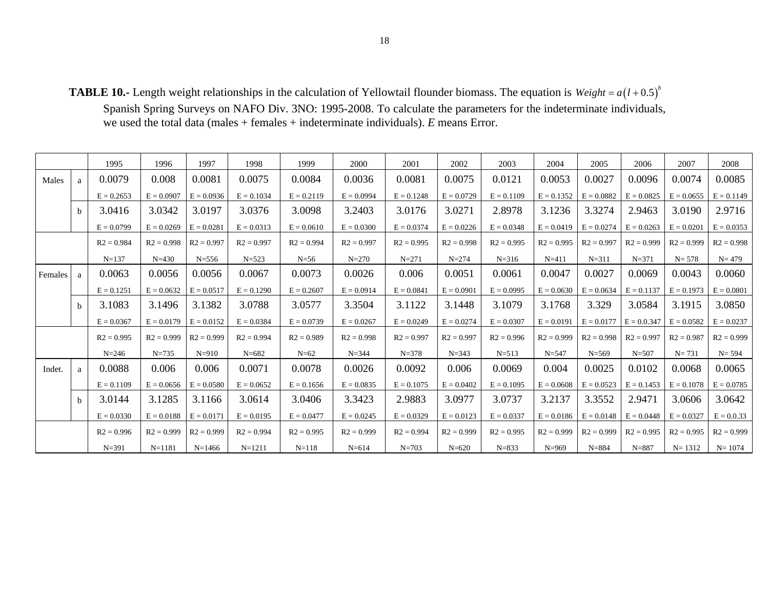**TABLE 10.-** Length weight relationships in the calculation of Yellowtail flounder biomass. The equation is $Weight = a(l + 0.5)^b$ Spanish Spring Surveys on NAFO Div. 3NO: 1995-2008. To calculate the parameters for the indeterminate individuals, we used the total data (males + females + indeterminate individuals). *E* means Error.

| | | 1995 | 1996 | 1997 | 1998 | 1999 | 2000 | 2001 | 2002 | 2003 | 2004 | 2005 | 2006 | 2007 | 2008 |
|---|---|---|---|---|---|---|---|---|---|---|---|---|---|---|---|
| Males | a | 0.0079 | 0.008 | 0.0081 | 0.0075 | 0.0084 | 0.0036 | 0.0081 | 0.0075 | 0.0121 | 0.0053 | 0.0027 | 0.0096 | 0.0074 | 0.0085 |
| | | E = 0.2653 | E = 0.0907 | E = 0.0936 | E = 0.1034 | E = 0.2119 | E = 0.0994 | E = 0.1248 | E = 0.0729 | E = 0.1109 | E = 0.1352 | E = 0.0882 | E = 0.0825 | E = 0.0655 | E = 0.1149 |
| | b | 3.0416 | 3.0342 | 3.0197 | 3.0376 | 3.0098 | 3.2403 | 3.0176 | 3.0271 | 2.8978 | 3.1236 | 3.3274 | 2.9463 | 3.0190 | 2.9716 |
| | | E = 0.0799 | E = 0.0269 | E = 0.0281 | E = 0.0313 | E = 0.0610 | E = 0.0300 | E = 0.0374 | E = 0.0226 | E = 0.0348 | E = 0.0419 | E = 0.0274 | E = 0.0263 | E = 0.0201 | E = 0.0353 |
| | | R2 = 0.984 | R2 = 0.998 | R2 = 0.997 | R2 = 0.997 | R2 = 0.994 | R2 = 0.997 | R2 = 0.995 | R2 = 0.998 | R2 = 0.995 | R2 = 0.995 | R2 = 0.997 | R2 = 0.999 | R2 = 0.999 | R2 = 0.998 |
| | | N=137 | N=430 | N=556 | N=523 | N=56 | N=270 | N=271 | N=274 | N=316 | N=411 | N=311 | N=371 | N= 578 | N= 479 |
| Females | a | 0.0063 | 0.0056 | 0.0056 | 0.0067 | 0.0073 | 0.0026 | 0.006 | 0.0051 | 0.0061 | 0.0047 | 0.0027 | 0.0069 | 0.0043 | 0.0060 |
| | | E = 0.1251 | E = 0.0632 | E = 0.0517 | E = 0.1290 | E = 0.2607 | E = 0.0914 | E = 0.0841 | E = 0.0901 | E = 0.0995 | E = 0.0630 | E = 0.0634 | E = 0.1137 | E = 0.1973 | E = 0.0801 |
| | b | 3.1083 | 3.1496 | 3.1382 | 3.0788 | 3.0577 | 3.3504 | 3.1122 | 3.1448 | 3.1079 | 3.1768 | 3.329 | 3.0584 | 3.1915 | 3.0850 |
| | | E = 0.0367 | E = 0.0179 | E = 0.0152 | E = 0.0384 | E = 0.0739 | E = 0.0267 | E = 0.0249 | E = 0.0274 | E = 0.0307 | E = 0.0191 | E = 0.0177 | E = 0.0.347 | E = 0.0582 | E = 0.0237 |
| | | R2 = 0.995 | R2 = 0.999 | R2 = 0.999 | R2 = 0.994 | R2 = 0.989 | R2 = 0.998 | R2 = 0.997 | R2 = 0.997 | R2 = 0.996 | R2 = 0.999 | R2 = 0.998 | R2 = 0.997 | R2 = 0.987 | R2 = 0.999 |
| | | N=246 | N=735 | N=910 | N=682 | N=62 | N=344 | N=378 | N=343 | N=513 | N=547 | N=569 | N=507 | N= 731 | N= 594 |
| Indet. | a | 0.0088 | 0.006 | 0.006 | 0.0071 | 0.0078 | 0.0026 | 0.0092 | 0.006 | 0.0069 | 0.004 | 0.0025 | 0.0102 | 0.0068 | 0.0065 |
| | | E = 0.1109 | E = 0.0656 | E = 0.0580 | E = 0.0652 | E = 0.1656 | E = 0.0835 | E = 0.1075 | E = 0.0402 | E = 0.1095 | E = 0.0608 | E = 0.0523 | E = 0.1453 | E = 0.1078 | E = 0.0785 |
| | b | 3.0144 | 3.1285 | 3.1166 | 3.0614 | 3.0406 | 3.3423 | 2.9883 | 3.0977 | 3.0737 | 3.2137 | 3.3552 | 2.9471 | 3.0606 | 3.0642 |
| | | E = 0.0330 | E = 0.0188 | E = 0.0171 | E = 0.0195 | E = 0.0477 | E = 0.0245 | E = 0.0329 | E = 0.0123 | E = 0.0337 | E = 0.0186 | E = 0.0148 | E = 0.0448 | E = 0.0327 | E = 0.0.33 |
| | | R2 = 0.996 | R2 = 0.999 | R2 = 0.999 | R2 = 0.994 | R2 = 0.995 | R2 = 0.999 | R2 = 0.994 | R2 = 0.999 | R2 = 0.995 | R2 = 0.999 | R2 = 0.999 | R2 = 0.995 | R2 = 0.995 | R2 = 0.999 |
| | | N=391 | N=1181 | N=1466 | N=1211 | N=118 | N=614 | N=703 | N=620 | N=833 | N=969 | N=884 | N=887 | N= 1312 | N= 1074 |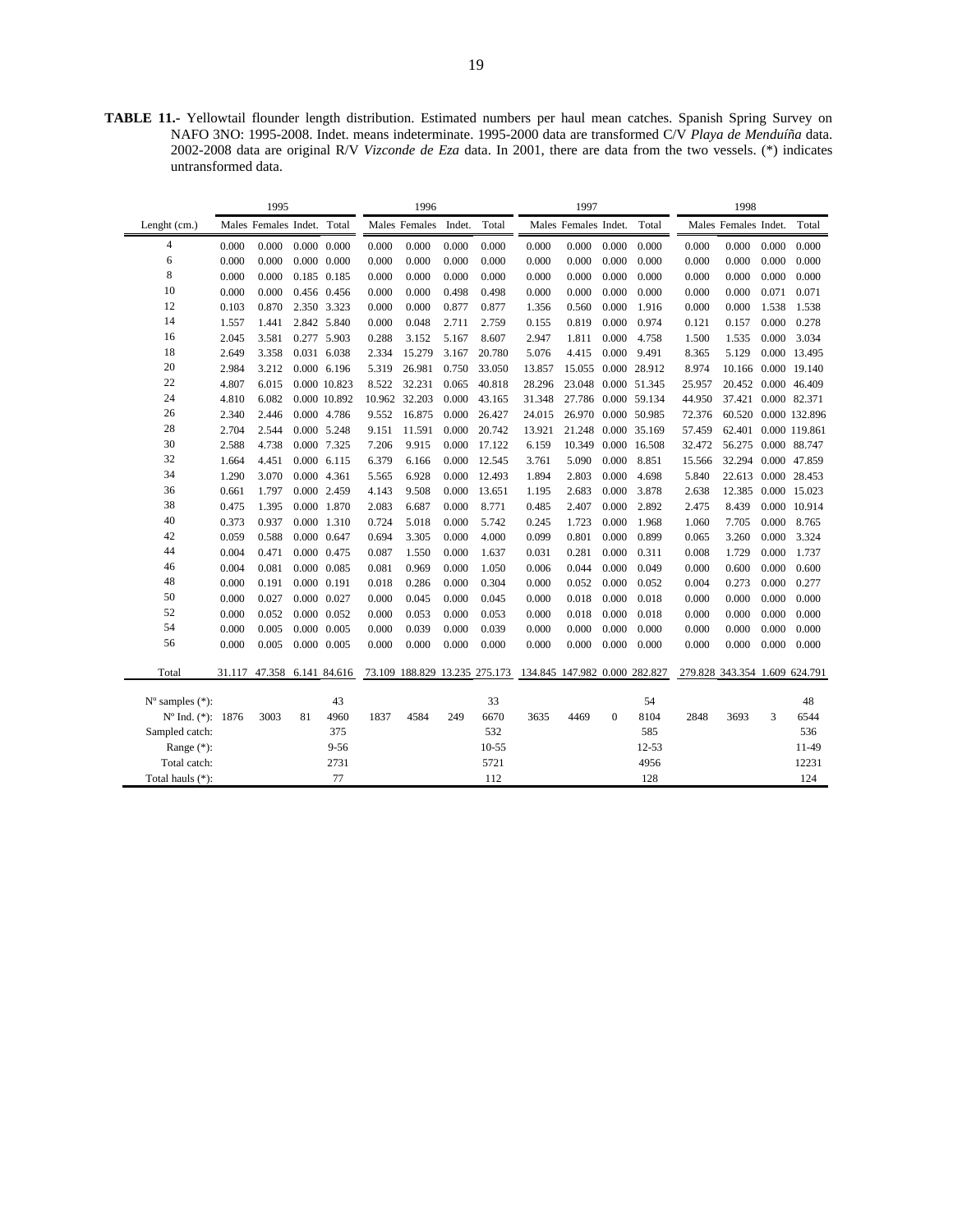**TABLE 11.-** Yellowtail flounder length distribution. Estimated numbers per haul mean catches. Spanish Spring Survey on NAFO 3NO: 1995-2008. Indet. means indeterminate. 1995-2000 data are transformed C/V *Playa de Menduíña* data. 2002-2008 data are original R/V *Vizconde de Eza* data. In 2001, there are data from the two vessels. (*) indicates untransformed data.

| | 1995 | | | | 1996 | | | | 1997 | | | | 1998 | | | |
|---|---|---|---|---|---|---|---|---|---|---|---|---|---|---|---|---|
| Lenght (cm.) | Males | Females | Indet. | Total | Males | Females | Indet. | Total | Males | Females | Indet. | Total | Males | Females | Indet. | Total |
| 4 | 0.000 | 0.000 | 0.000 | 0.000 | 0.000 | 0.000 | 0.000 | 0.000 | 0.000 | 0.000 | 0.000 | 0.000 | 0.000 | 0.000 | 0.000 | 0.000 |
| 6 | 0.000 | 0.000 | 0.000 | 0.000 | 0.000 | 0.000 | 0.000 | 0.000 | 0.000 | 0.000 | 0.000 | 0.000 | 0.000 | 0.000 | 0.000 | 0.000 |
| 8 | 0.000 | 0.000 | 0.185 | 0.185 | 0.000 | 0.000 | 0.000 | 0.000 | 0.000 | 0.000 | 0.000 | 0.000 | 0.000 | 0.000 | 0.000 | 0.000 |
| 10 | 0.000 | 0.000 | 0.456 | 0.456 | 0.000 | 0.000 | 0.498 | 0.498 | 0.000 | 0.000 | 0.000 | 0.000 | 0.000 | 0.000 | 0.071 | 0.071 |
| 12 | 0.103 | 0.870 | 2.350 | 3.323 | 0.000 | 0.000 | 0.877 | 0.877 | 1.356 | 0.560 | 0.000 | 1.916 | 0.000 | 0.000 | 1.538 | 1.538 |
| 14 | 1.557 | 1.441 | 2.842 | 5.840 | 0.000 | 0.048 | 2.711 | 2.759 | 0.155 | 0.819 | 0.000 | 0.974 | 0.121 | 0.157 | 0.000 | 0.278 |
| 16 | 2.045 | 3.581 | 0.277 | 5.903 | 0.288 | 3.152 | 5.167 | 8.607 | 2.947 | 1.811 | 0.000 | 4.758 | 1.500 | 1.535 | 0.000 | 3.034 |
| 18 | 2.649 | 3.358 | 0.031 | 6.038 | 2.334 | 15.279 | 3.167 | 20.780 | 5.076 | 4.415 | 0.000 | 9.491 | 8.365 | 5.129 | 0.000 | 13.495 |
| 20 | 2.984 | 3.212 | 0.000 | 6.196 | 5.319 | 26.981 | 0.750 | 33.050 | 13.857 | 15.055 | 0.000 | 28.912 | 8.974 | 10.166 | 0.000 | 19.140 |
| 22 | 4.807 | 6.015 | 0.000 | 10.823 | 8.522 | 32.231 | 0.065 | 40.818 | 28.296 | 23.048 | 0.000 | 51.345 | 25.957 | 20.452 | 0.000 | 46.409 |
| 24 | 4.810 | 6.082 | 0.000 | 10.892 | 10.962 | 32.203 | 0.000 | 43.165 | 31.348 | 27.786 | 0.000 | 59.134 | 44.950 | 37.421 | 0.000 | 82.371 |
| 26 | 2.340 | 2.446 | 0.000 | 4.786 | 9.552 | 16.875 | 0.000 | 26.427 | 24.015 | 26.970 | 0.000 | 50.985 | 72.376 | 60.520 | 0.000 | 132.896 |
| 28 | 2.704 | 2.544 | 0.000 | 5.248 | 9.151 | 11.591 | 0.000 | 20.742 | 13.921 | 21.248 | 0.000 | 35.169 | 57.459 | 62.401 | 0.000 | 119.861 |
| 30 | 2.588 | 4.738 | 0.000 | 7.325 | 7.206 | 9.915 | 0.000 | 17.122 | 6.159 | 10.349 | 0.000 | 16.508 | 32.472 | 56.275 | 0.000 | 88.747 |
| 32 | 1.664 | 4.451 | 0.000 | 6.115 | 6.379 | 6.166 | 0.000 | 12.545 | 3.761 | 5.090 | 0.000 | 8.851 | 15.566 | 32.294 | 0.000 | 47.859 |
| 34 | 1.290 | 3.070 | 0.000 | 4.361 | 5.565 | 6.928 | 0.000 | 12.493 | 1.894 | 2.803 | 0.000 | 4.698 | 5.840 | 22.613 | 0.000 | 28.453 |
| 36 | 0.661 | 1.797 | 0.000 | 2.459 | 4.143 | 9.508 | 0.000 | 13.651 | 1.195 | 2.683 | 0.000 | 3.878 | 2.638 | 12.385 | 0.000 | 15.023 |
| 38 | 0.475 | 1.395 | 0.000 | 1.870 | 2.083 | 6.687 | 0.000 | 8.771 | 0.485 | 2.407 | 0.000 | 2.892 | 2.475 | 8.439 | 0.000 | 10.914 |
| 40 | 0.373 | 0.937 | 0.000 | 1.310 | 0.724 | 5.018 | 0.000 | 5.742 | 0.245 | 1.723 | 0.000 | 1.968 | 1.060 | 7.705 | 0.000 | 8.765 |
| 42 | 0.059 | 0.588 | 0.000 | 0.647 | 0.694 | 3.305 | 0.000 | 4.000 | 0.099 | 0.801 | 0.000 | 0.899 | 0.065 | 3.260 | 0.000 | 3.324 |
| 44 | 0.004 | 0.471 | 0.000 | 0.475 | 0.087 | 1.550 | 0.000 | 1.637 | 0.031 | 0.281 | 0.000 | 0.311 | 0.008 | 1.729 | 0.000 | 1.737 |
| 46 | 0.004 | 0.081 | 0.000 | 0.085 | 0.081 | 0.969 | 0.000 | 1.050 | 0.006 | 0.044 | 0.000 | 0.049 | 0.000 | 0.600 | 0.000 | 0.600 |
| 48 | 0.000 | 0.191 | 0.000 | 0.191 | 0.018 | 0.286 | 0.000 | 0.304 | 0.000 | 0.052 | 0.000 | 0.052 | 0.004 | 0.273 | 0.000 | 0.277 |
| 50 | 0.000 | 0.027 | 0.000 | 0.027 | 0.000 | 0.045 | 0.000 | 0.045 | 0.000 | 0.018 | 0.000 | 0.018 | 0.000 | 0.000 | 0.000 | 0.000 |
| 52 | 0.000 | 0.052 | 0.000 | 0.052 | 0.000 | 0.053 | 0.000 | 0.053 | 0.000 | 0.018 | 0.000 | 0.018 | 0.000 | 0.000 | 0.000 | 0.000 |
| 54 | 0.000 | 0.005 | 0.000 | 0.005 | 0.000 | 0.039 | 0.000 | 0.039 | 0.000 | 0.000 | 0.000 | 0.000 | 0.000 | 0.000 | 0.000 | 0.000 |
| 56 | 0.000 | 0.005 | 0.000 | 0.005 | 0.000 | 0.000 | 0.000 | 0.000 | 0.000 | 0.000 | 0.000 | 0.000 | 0.000 | 0.000 | 0.000 | 0.000 |
| Total | 31.117 | 47.358 | 6.141 | 84.616 | 73.109 | 188.829 | 13.235 | 275.173 | 134.845 | 147.982 | 0.000 | 282.827 | 279.828 | 343.354 | 1.609 | 624.791 |
| Nº samples (*): | | | | 43 | | | | 33 | | | | 54 | | | | 48 |
| Nº Ind. (*): | 1876 | 3003 | 81 | 4960 | 1837 | 4584 | 249 | 6670 | 3635 | 4469 | 0 | 8104 | 2848 | 3693 | 3 | 6544 |
| Sampled catch: | | | | 375 | | | | 532 | | | | 585 | | | | 536 |
| Range (*): | | | | 9-56 | | | | 10-55 | | | | 12-53 | | | | 11-49 |
| Total catch: | | | | 2731 | | | | 5721 | | | | 4956 | | | | 12231 |
| Total hauls (*): | | | | 77 | | | | 112 | | | | 128 | | | | 124 |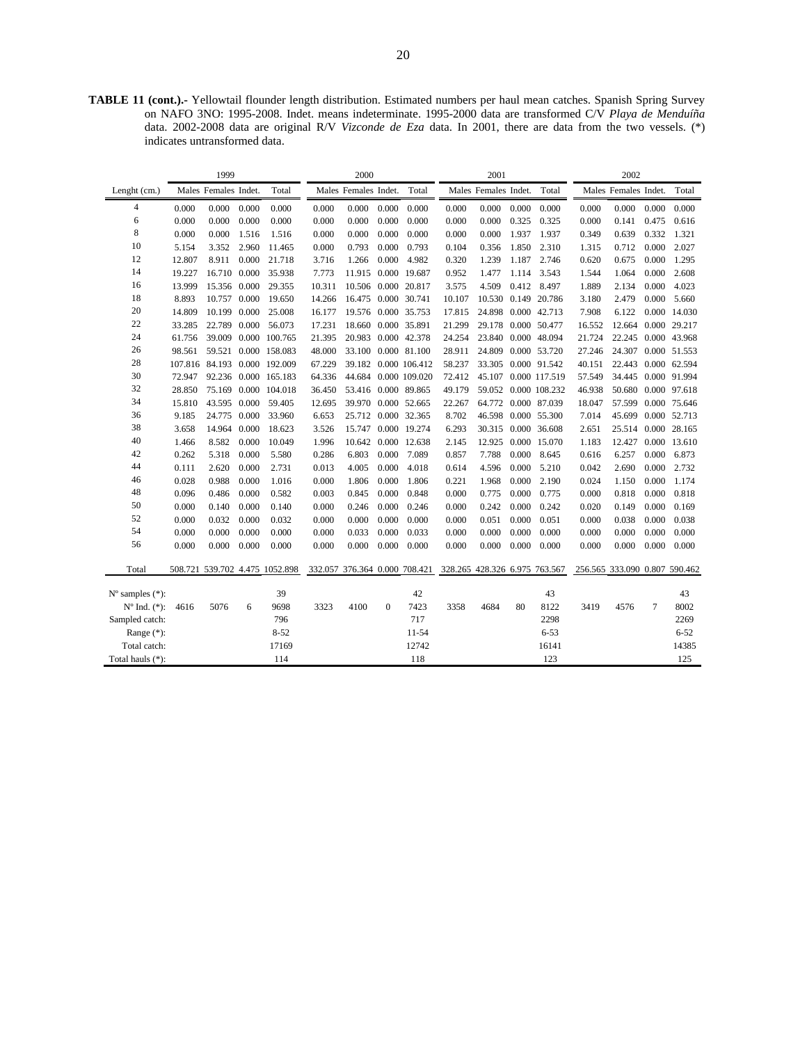**TABLE 11 (cont.).-** Yellowtail flounder length distribution. Estimated numbers per haul mean catches. Spanish Spring Survey on NAFO 3NO: 1995-2008. Indet. means indeterminate. 1995-2000 data are transformed C/V *Playa de Menduíña* data. 2002-2008 data are original R/V *Vizconde de Eza* data. In 2001, there are data from the two vessels. (*) indicates untransformed data.

| | 1999 | | | | 2000 | | | | 2001 | | | | 2002 | | | |
|---|---|---|---|---|---|---|---|---|---|---|---|---|---|---|---|---|
| Lenght (cm.) | Males | Females | Indet. | Total | Males | Females | Indet. | Total | Males | Females | Indet. | Total | Males | Females | Indet. | Total |
| 4 | 0.000 | 0.000 | 0.000 | 0.000 | 0.000 | 0.000 | 0.000 | 0.000 | 0.000 | 0.000 | 0.000 | 0.000 | 0.000 | 0.000 | 0.000 | 0.000 |
| 6 | 0.000 | 0.000 | 0.000 | 0.000 | 0.000 | 0.000 | 0.000 | 0.000 | 0.000 | 0.000 | 0.325 | 0.325 | 0.000 | 0.141 | 0.475 | 0.616 |
| 8 | 0.000 | 0.000 | 1.516 | 1.516 | 0.000 | 0.000 | 0.000 | 0.000 | 0.000 | 0.000 | 1.937 | 1.937 | 0.349 | 0.639 | 0.332 | 1.321 |
| 10 | 5.154 | 3.352 | 2.960 | 11.465 | 0.000 | 0.793 | 0.000 | 0.793 | 0.104 | 0.356 | 1.850 | 2.310 | 1.315 | 0.712 | 0.000 | 2.027 |
| 12 | 12.807 | 8.911 | 0.000 | 21.718 | 3.716 | 1.266 | 0.000 | 4.982 | 0.320 | 1.239 | 1.187 | 2.746 | 0.620 | 0.675 | 0.000 | 1.295 |
| 14 | 19.227 | 16.710 | 0.000 | 35.938 | 7.773 | 11.915 | 0.000 | 19.687 | 0.952 | 1.477 | 1.114 | 3.543 | 1.544 | 1.064 | 0.000 | 2.608 |
| 16 | 13.999 | 15.356 | 0.000 | 29.355 | 10.311 | 10.506 | 0.000 | 20.817 | 3.575 | 4.509 | 0.412 | 8.497 | 1.889 | 2.134 | 0.000 | 4.023 |
| 18 | 8.893 | 10.757 | 0.000 | 19.650 | 14.266 | 16.475 | 0.000 | 30.741 | 10.107 | 10.530 | 0.149 | 20.786 | 3.180 | 2.479 | 0.000 | 5.660 |
| 20 | 14.809 | 10.199 | 0.000 | 25.008 | 16.177 | 19.576 | 0.000 | 35.753 | 17.815 | 24.898 | 0.000 | 42.713 | 7.908 | 6.122 | 0.000 | 14.030 |
| 22 | 33.285 | 22.789 | 0.000 | 56.073 | 17.231 | 18.660 | 0.000 | 35.891 | 21.299 | 29.178 | 0.000 | 50.477 | 16.552 | 12.664 | 0.000 | 29.217 |
| 24 | 61.756 | 39.009 | 0.000 | 100.765 | 21.395 | 20.983 | 0.000 | 42.378 | 24.254 | 23.840 | 0.000 | 48.094 | 21.724 | 22.245 | 0.000 | 43.968 |
| 26 | 98.561 | 59.521 | 0.000 | 158.083 | 48.000 | 33.100 | 0.000 | 81.100 | 28.911 | 24.809 | 0.000 | 53.720 | 27.246 | 24.307 | 0.000 | 51.553 |
| 28 | 107.816 | 84.193 | 0.000 | 192.009 | 67.229 | 39.182 | 0.000 | 106.412 | 58.237 | 33.305 | 0.000 | 91.542 | 40.151 | 22.443 | 0.000 | 62.594 |
| 30 | 72.947 | 92.236 | 0.000 | 165.183 | 64.336 | 44.684 | 0.000 | 109.020 | 72.412 | 45.107 | 0.000 | 117.519 | 57.549 | 34.445 | 0.000 | 91.994 |
| 32 | 28.850 | 75.169 | 0.000 | 104.018 | 36.450 | 53.416 | 0.000 | 89.865 | 49.179 | 59.052 | 0.000 | 108.232 | 46.938 | 50.680 | 0.000 | 97.618 |
| 34 | 15.810 | 43.595 | 0.000 | 59.405 | 12.695 | 39.970 | 0.000 | 52.665 | 22.267 | 64.772 | 0.000 | 87.039 | 18.047 | 57.599 | 0.000 | 75.646 |
| 36 | 9.185 | 24.775 | 0.000 | 33.960 | 6.653 | 25.712 | 0.000 | 32.365 | 8.702 | 46.598 | 0.000 | 55.300 | 7.014 | 45.699 | 0.000 | 52.713 |
| 38 | 3.658 | 14.964 | 0.000 | 18.623 | 3.526 | 15.747 | 0.000 | 19.274 | 6.293 | 30.315 | 0.000 | 36.608 | 2.651 | 25.514 | 0.000 | 28.165 |
| 40 | 1.466 | 8.582 | 0.000 | 10.049 | 1.996 | 10.642 | 0.000 | 12.638 | 2.145 | 12.925 | 0.000 | 15.070 | 1.183 | 12.427 | 0.000 | 13.610 |
| 42 | 0.262 | 5.318 | 0.000 | 5.580 | 0.286 | 6.803 | 0.000 | 7.089 | 0.857 | 7.788 | 0.000 | 8.645 | 0.616 | 6.257 | 0.000 | 6.873 |
| 44 | 0.111 | 2.620 | 0.000 | 2.731 | 0.013 | 4.005 | 0.000 | 4.018 | 0.614 | 4.596 | 0.000 | 5.210 | 0.042 | 2.690 | 0.000 | 2.732 |
| 46 | 0.028 | 0.988 | 0.000 | 1.016 | 0.000 | 1.806 | 0.000 | 1.806 | 0.221 | 1.968 | 0.000 | 2.190 | 0.024 | 1.150 | 0.000 | 1.174 |
| 48 | 0.096 | 0.486 | 0.000 | 0.582 | 0.003 | 0.845 | 0.000 | 0.848 | 0.000 | 0.775 | 0.000 | 0.775 | 0.000 | 0.818 | 0.000 | 0.818 |
| 50 | 0.000 | 0.140 | 0.000 | 0.140 | 0.000 | 0.246 | 0.000 | 0.246 | 0.000 | 0.242 | 0.000 | 0.242 | 0.020 | 0.149 | 0.000 | 0.169 |
| 52 | 0.000 | 0.032 | 0.000 | 0.032 | 0.000 | 0.000 | 0.000 | 0.000 | 0.000 | 0.051 | 0.000 | 0.051 | 0.000 | 0.038 | 0.000 | 0.038 |
| 54 | 0.000 | 0.000 | 0.000 | 0.000 | 0.000 | 0.033 | 0.000 | 0.033 | 0.000 | 0.000 | 0.000 | 0.000 | 0.000 | 0.000 | 0.000 | 0.000 |
| 56 | 0.000 | 0.000 | 0.000 | 0.000 | 0.000 | 0.000 | 0.000 | 0.000 | 0.000 | 0.000 | 0.000 | 0.000 | 0.000 | 0.000 | 0.000 | 0.000 |
| Total | 508.721 | 539.702 | 4.475 | 1052.898 | 332.057 | 376.364 | 0.000 | 708.421 | 328.265 | 428.326 | 6.975 | 763.567 | 256.565 | 333.090 | 0.807 | 590.462 |
| Nº samples (*): | | | | 39 | | | | 42 | | | | 43 | | | | 43 |
| Nº Ind. (*): | 4616 | 5076 | 6 | 9698 | 3323 | 4100 | 0 | 7423 | 3358 | 4684 | 80 | 8122 | 3419 | 4576 | 7 | 8002 |
| Sampled catch: | | | | 796 | | | | 717 | | | | 2298 | | | | 2269 |
| Range (*): | | | | 8-52 | | | | 11-54 | | | | 6-53 | | | | 6-52 |
| Total catch: | | | | 17169 | | | | 12742 | | | | 16141 | | | | 14385 |
| Total hauls (*): | | | | 114 | | | | 118 | | | | 123 | | | | 125 |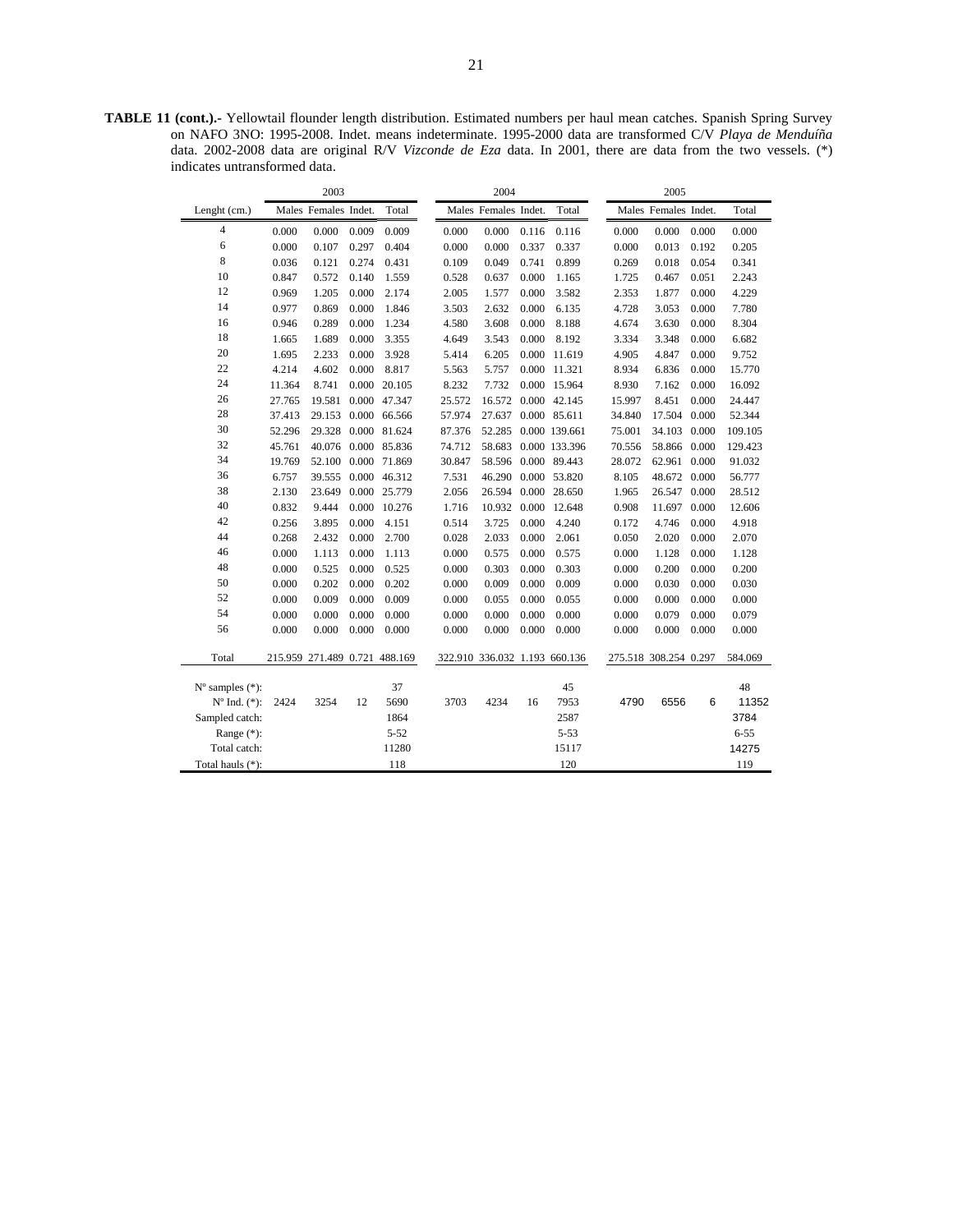**TABLE 11 (cont.).-** Yellowtail flounder length distribution. Estimated numbers per haul mean catches. Spanish Spring Survey on NAFO 3NO: 1995-2008. Indet. means indeterminate. 1995-2000 data are transformed C/V *Playa de Menduíña* data. 2002-2008 data are original R/V *Vizconde de Eza* data. In 2001, there are data from the two vessels. (*) indicates untransformed data.

| | 2003 | | | | 2004 | | | | 2005 | | | |
|---|---|---|---|---|---|---|---|---|---|---|---|---|
| Lenght (cm.) | Males | Females | Indet. | Total | Males | Females | Indet. | Total | Males | Females | Indet. | Total |
| 4 | 0.000 | 0.000 | 0.009 | 0.009 | 0.000 | 0.000 | 0.116 | 0.116 | 0.000 | 0.000 | 0.000 | 0.000 |
| 6 | 0.000 | 0.107 | 0.297 | 0.404 | 0.000 | 0.000 | 0.337 | 0.337 | 0.000 | 0.013 | 0.192 | 0.205 |
| 8 | 0.036 | 0.121 | 0.274 | 0.431 | 0.109 | 0.049 | 0.741 | 0.899 | 0.269 | 0.018 | 0.054 | 0.341 |
| 10 | 0.847 | 0.572 | 0.140 | 1.559 | 0.528 | 0.637 | 0.000 | 1.165 | 1.725 | 0.467 | 0.051 | 2.243 |
| 12 | 0.969 | 1.205 | 0.000 | 2.174 | 2.005 | 1.577 | 0.000 | 3.582 | 2.353 | 1.877 | 0.000 | 4.229 |
| 14 | 0.977 | 0.869 | 0.000 | 1.846 | 3.503 | 2.632 | 0.000 | 6.135 | 4.728 | 3.053 | 0.000 | 7.780 |
| 16 | 0.946 | 0.289 | 0.000 | 1.234 | 4.580 | 3.608 | 0.000 | 8.188 | 4.674 | 3.630 | 0.000 | 8.304 |
| 18 | 1.665 | 1.689 | 0.000 | 3.355 | 4.649 | 3.543 | 0.000 | 8.192 | 3.334 | 3.348 | 0.000 | 6.682 |
| 20 | 1.695 | 2.233 | 0.000 | 3.928 | 5.414 | 6.205 | 0.000 | 11.619 | 4.905 | 4.847 | 0.000 | 9.752 |
| 22 | 4.214 | 4.602 | 0.000 | 8.817 | 5.563 | 5.757 | 0.000 | 11.321 | 8.934 | 6.836 | 0.000 | 15.770 |
| 24 | 11.364 | 8.741 | 0.000 | 20.105 | 8.232 | 7.732 | 0.000 | 15.964 | 8.930 | 7.162 | 0.000 | 16.092 |
| 26 | 27.765 | 19.581 | 0.000 | 47.347 | 25.572 | 16.572 | 0.000 | 42.145 | 15.997 | 8.451 | 0.000 | 24.447 |
| 28 | 37.413 | 29.153 | 0.000 | 66.566 | 57.974 | 27.637 | 0.000 | 85.611 | 34.840 | 17.504 | 0.000 | 52.344 |
| 30 | 52.296 | 29.328 | 0.000 | 81.624 | 87.376 | 52.285 | 0.000 | 139.661 | 75.001 | 34.103 | 0.000 | 109.105 |
| 32 | 45.761 | 40.076 | 0.000 | 85.836 | 74.712 | 58.683 | 0.000 | 133.396 | 70.556 | 58.866 | 0.000 | 129.423 |
| 34 | 19.769 | 52.100 | 0.000 | 71.869 | 30.847 | 58.596 | 0.000 | 89.443 | 28.072 | 62.961 | 0.000 | 91.032 |
| 36 | 6.757 | 39.555 | 0.000 | 46.312 | 7.531 | 46.290 | 0.000 | 53.820 | 8.105 | 48.672 | 0.000 | 56.777 |
| 38 | 2.130 | 23.649 | 0.000 | 25.779 | 2.056 | 26.594 | 0.000 | 28.650 | 1.965 | 26.547 | 0.000 | 28.512 |
| 40 | 0.832 | 9.444 | 0.000 | 10.276 | 1.716 | 10.932 | 0.000 | 12.648 | 0.908 | 11.697 | 0.000 | 12.606 |
| 42 | 0.256 | 3.895 | 0.000 | 4.151 | 0.514 | 3.725 | 0.000 | 4.240 | 0.172 | 4.746 | 0.000 | 4.918 |
| 44 | 0.268 | 2.432 | 0.000 | 2.700 | 0.028 | 2.033 | 0.000 | 2.061 | 0.050 | 2.020 | 0.000 | 2.070 |
| 46 | 0.000 | 1.113 | 0.000 | 1.113 | 0.000 | 0.575 | 0.000 | 0.575 | 0.000 | 1.128 | 0.000 | 1.128 |
| 48 | 0.000 | 0.525 | 0.000 | 0.525 | 0.000 | 0.303 | 0.000 | 0.303 | 0.000 | 0.200 | 0.000 | 0.200 |
| 50 | 0.000 | 0.202 | 0.000 | 0.202 | 0.000 | 0.009 | 0.000 | 0.009 | 0.000 | 0.030 | 0.000 | 0.030 |
| 52 | 0.000 | 0.009 | 0.000 | 0.009 | 0.000 | 0.055 | 0.000 | 0.055 | 0.000 | 0.000 | 0.000 | 0.000 |
| 54 | 0.000 | 0.000 | 0.000 | 0.000 | 0.000 | 0.000 | 0.000 | 0.000 | 0.000 | 0.079 | 0.000 | 0.079 |
| 56 | 0.000 | 0.000 | 0.000 | 0.000 | 0.000 | 0.000 | 0.000 | 0.000 | 0.000 | 0.000 | 0.000 | 0.000 |
| Total | 215.959 | 271.489 | 0.721 | 488.169 | 322.910 | 336.032 | 1.193 | 660.136 | 275.518 | 308.254 | 0.297 | 584.069 |
| Nº samples (*): | | | | 37 | | | | 45 | | | | 48 |
| Nº Ind. (*): | 2424 | 3254 | 12 | 5690 | 3703 | 4234 | 16 | 7953 | 4790 | 6556 | 6 | 11352 |
| Sampled catch: | | | | 1864 | | | | 2587 | | | | 3784 |
| Range (*): | | | | 5-52 | | | | 5-53 | | | | 6-55 |
| Total catch: | | | | 11280 | | | | 15117 | | | | 14275 |
| Total hauls (*): | | | | 118 | | | | 120 | | | | 119 |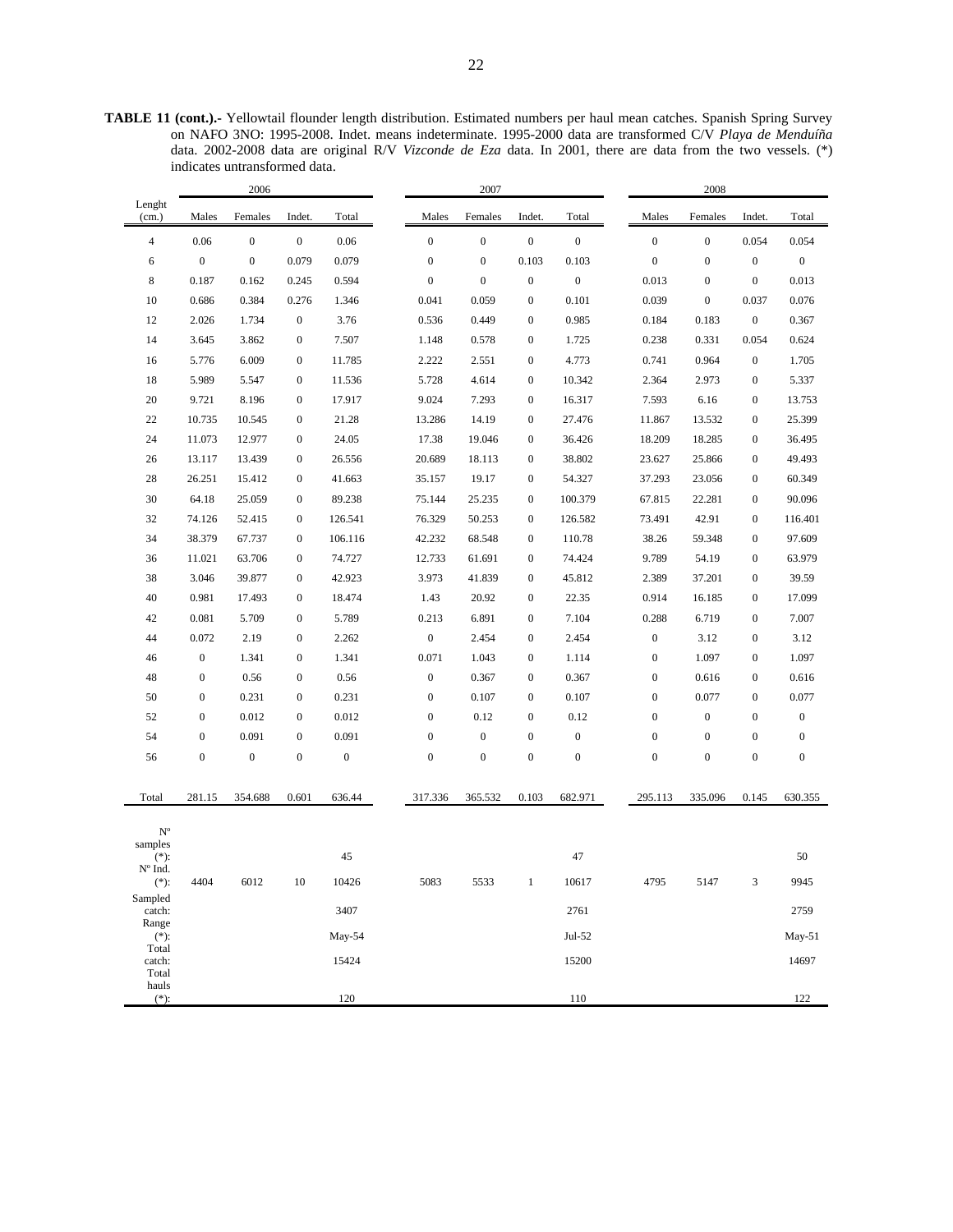**TABLE 11 (cont.).-** Yellowtail flounder length distribution. Estimated numbers per haul mean catches. Spanish Spring Survey on NAFO 3NO: 1995-2008. Indet. means indeterminate. 1995-2000 data are transformed C/V *Playa de Menduíña* data. 2002-2008 data are original R/V *Vizconde de Eza* data. In 2001, there are data from the two vessels. (*) indicates untransformed data.

| | 2006 | | | | 2007 | | | | 2008 | | | |
|---|---|---|---|---|---|---|---|---|---|---|---|---|
| Lenght (cm.) | Males | Females | Indet. | Total | Males | Females | Indet. | Total | Males | Females | Indet. | Total |
| 4 | 0.06 | 0 | 0 | 0.06 | 0 | 0 | 0 | 0 | 0 | 0 | 0.054 | 0.054 |
| 6 | 0 | 0 | 0.079 | 0.079 | 0 | 0 | 0.103 | 0.103 | 0 | 0 | 0 | 0 |
| 8 | 0.187 | 0.162 | 0.245 | 0.594 | 0 | 0 | 0 | 0 | 0.013 | 0 | 0 | 0.013 |
| 10 | 0.686 | 0.384 | 0.276 | 1.346 | 0.041 | 0.059 | 0 | 0.101 | 0.039 | 0 | 0.037 | 0.076 |
| 12 | 2.026 | 1.734 | 0 | 3.76 | 0.536 | 0.449 | 0 | 0.985 | 0.184 | 0.183 | 0 | 0.367 |
| 14 | 3.645 | 3.862 | 0 | 7.507 | 1.148 | 0.578 | 0 | 1.725 | 0.238 | 0.331 | 0.054 | 0.624 |
| 16 | 5.776 | 6.009 | 0 | 11.785 | 2.222 | 2.551 | 0 | 4.773 | 0.741 | 0.964 | 0 | 1.705 |
| 18 | 5.989 | 5.547 | 0 | 11.536 | 5.728 | 4.614 | 0 | 10.342 | 2.364 | 2.973 | 0 | 5.337 |
| 20 | 9.721 | 8.196 | 0 | 17.917 | 9.024 | 7.293 | 0 | 16.317 | 7.593 | 6.16 | 0 | 13.753 |
| 22 | 10.735 | 10.545 | 0 | 21.28 | 13.286 | 14.19 | 0 | 27.476 | 11.867 | 13.532 | 0 | 25.399 |
| 24 | 11.073 | 12.977 | 0 | 24.05 | 17.38 | 19.046 | 0 | 36.426 | 18.209 | 18.285 | 0 | 36.495 |
| 26 | 13.117 | 13.439 | 0 | 26.556 | 20.689 | 18.113 | 0 | 38.802 | 23.627 | 25.866 | 0 | 49.493 |
| 28 | 26.251 | 15.412 | 0 | 41.663 | 35.157 | 19.17 | 0 | 54.327 | 37.293 | 23.056 | 0 | 60.349 |
| 30 | 64.18 | 25.059 | 0 | 89.238 | 75.144 | 25.235 | 0 | 100.379 | 67.815 | 22.281 | 0 | 90.096 |
| 32 | 74.126 | 52.415 | 0 | 126.541 | 76.329 | 50.253 | 0 | 126.582 | 73.491 | 42.91 | 0 | 116.401 |
| 34 | 38.379 | 67.737 | 0 | 106.116 | 42.232 | 68.548 | 0 | 110.78 | 38.26 | 59.348 | 0 | 97.609 |
| 36 | 11.021 | 63.706 | 0 | 74.727 | 12.733 | 61.691 | 0 | 74.424 | 9.789 | 54.19 | 0 | 63.979 |
| 38 | 3.046 | 39.877 | 0 | 42.923 | 3.973 | 41.839 | 0 | 45.812 | 2.389 | 37.201 | 0 | 39.59 |
| 40 | 0.981 | 17.493 | 0 | 18.474 | 1.43 | 20.92 | 0 | 22.35 | 0.914 | 16.185 | 0 | 17.099 |
| 42 | 0.081 | 5.709 | 0 | 5.789 | 0.213 | 6.891 | 0 | 7.104 | 0.288 | 6.719 | 0 | 7.007 |
| 44 | 0.072 | 2.19 | 0 | 2.262 | 0 | 2.454 | 0 | 2.454 | 0 | 3.12 | 0 | 3.12 |
| 46 | 0 | 1.341 | 0 | 1.341 | 0.071 | 1.043 | 0 | 1.114 | 0 | 1.097 | 0 | 1.097 |
| 48 | 0 | 0.56 | 0 | 0.56 | 0 | 0.367 | 0 | 0.367 | 0 | 0.616 | 0 | 0.616 |
| 50 | 0 | 0.231 | 0 | 0.231 | 0 | 0.107 | 0 | 0.107 | 0 | 0.077 | 0 | 0.077 |
| 52 | 0 | 0.012 | 0 | 0.012 | 0 | 0.12 | 0 | 0.12 | 0 | 0 | 0 | 0 |
| 54 | 0 | 0.091 | 0 | 0.091 | 0 | 0 | 0 | 0 | 0 | 0 | 0 | 0 |
| 56 | 0 | 0 | 0 | 0 | 0 | 0 | 0 | 0 | 0 | 0 | 0 | 0 |
| Total | 281.15 | 354.688 | 0.601 | 636.44 | 317.336 | 365.532 | 0.103 | 682.971 | 295.113 | 335.096 | 0.145 | 630.355 |
| Nº samples (*): | | | | 45 | | | | 47 | | | | 50 |
| Nº Ind. (*): | 4404 | 6012 | 10 | 10426 | 5083 | 5533 | 1 | 10617 | 4795 | 5147 | 3 | 9945 |
| Sampled catch: | | | | 3407 | | | | 2761 | | | | 2759 |
| Range (*): | | | | May-54 | | | | Jul-52 | | | | May-51 |
| Total catch: | | | | 15424 | | | | 15200 | | | | 14697 |
| Total hauls (*): | | | | 120 | | | | 110 | | | | 122 |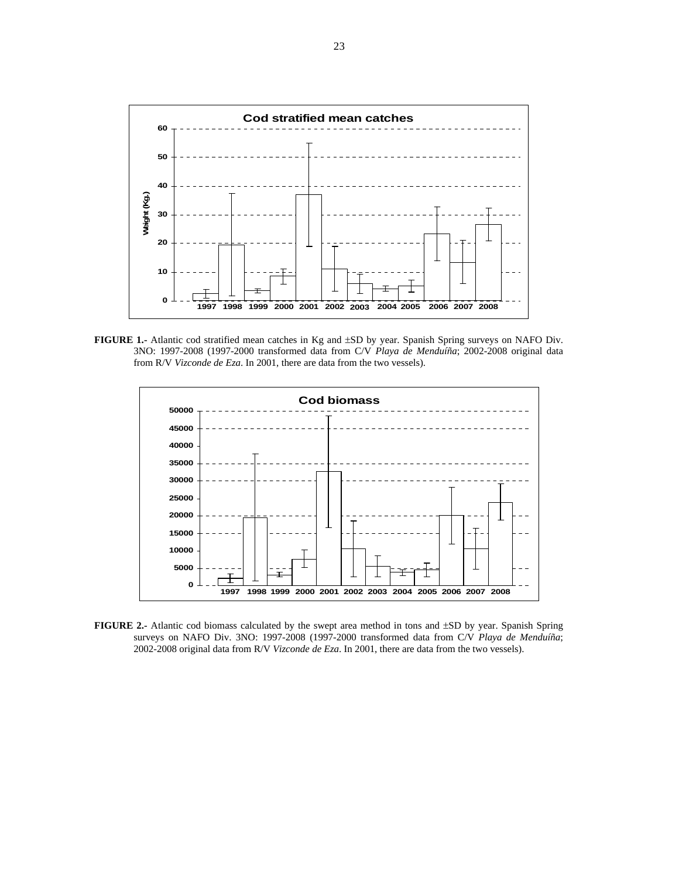**FIGURE 1.-** Atlantic cod stratified mean catches in Kg and ±SD by year. Spanish Spring surveys on NAFO Div. 3NO: 1997-2008 (1997-2000 transformed data from C/V *Playa de Menduíña*; 2002-2008 original data from R/V *Vizconde de Eza*. In 2001, there are data from the two vessels).

**FIGURE 2.-** Atlantic cod biomass calculated by the swept area method in tons and ±SD by year. Spanish Spring surveys on NAFO Div. 3NO: 1997-2008 (1997-2000 transformed data from C/V *Playa de Menduíña*; 2002-2008 original data from R/V *Vizconde de Eza*. In 2001, there are data from the two vessels).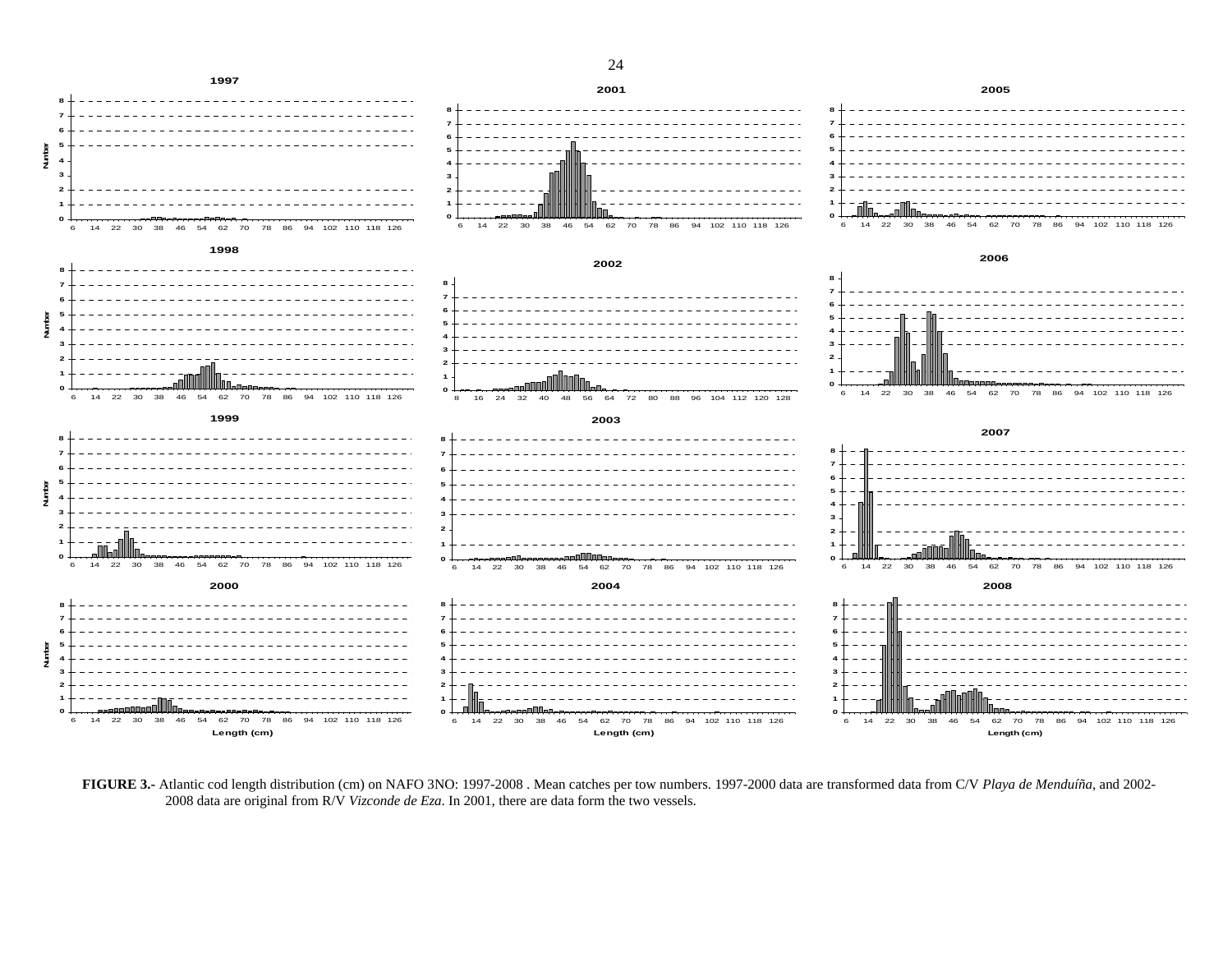**FIGURE 3.-** Atlantic cod length distribution (cm) on NAFO 3NO: 1997-2008 . Mean catches per tow numbers. 1997-2000 data are transformed data from C/V *Playa de Menduíña*, and 2002-2008 data are original from R/V *Vizconde de Eza*. In 2001, there are data form the two vessels.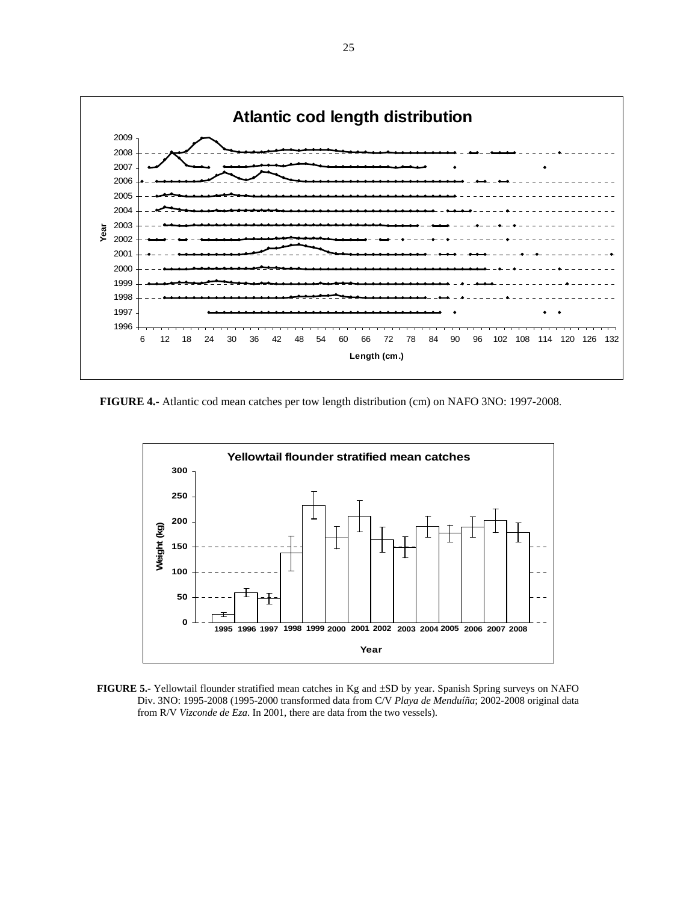**FIGURE 4.-** Atlantic cod mean catches per tow length distribution (cm) on NAFO 3NO: 1997-2008.

**FIGURE 5.-** Yellowtail flounder stratified mean catches in Kg and ±SD by year. Spanish Spring surveys on NAFO Div. 3NO: 1995-2008 (1995-2000 transformed data from C/V *Playa de Menduíña*; 2002-2008 original data from R/V *Vizconde de Eza*. In 2001, there are data from the two vessels).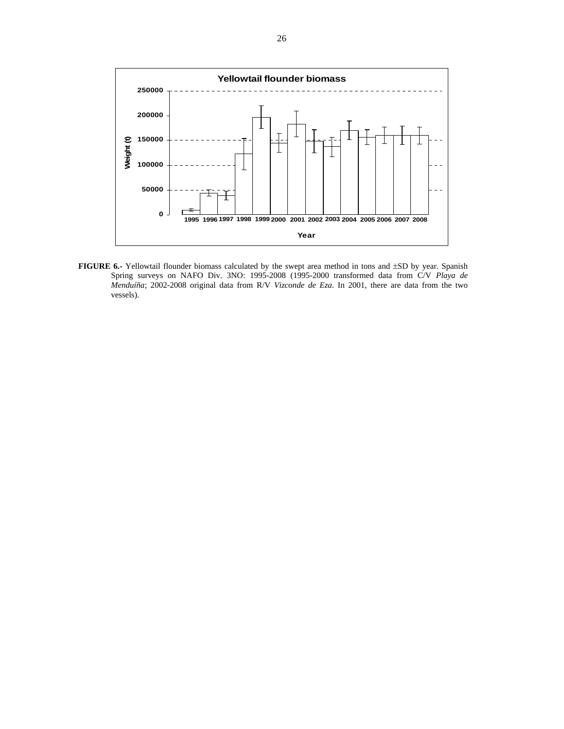**FIGURE 6.-** Yellowtail flounder biomass calculated by the swept area method in tons and ±SD by year. Spanish Spring surveys on NAFO Div. 3NO: 1995-2008 (1995-2000 transformed data from C/V *Playa de Menduíña*; 2002-2008 original data from R/V *Vizconde de Eza*. In 2001, there are data from the two vessels).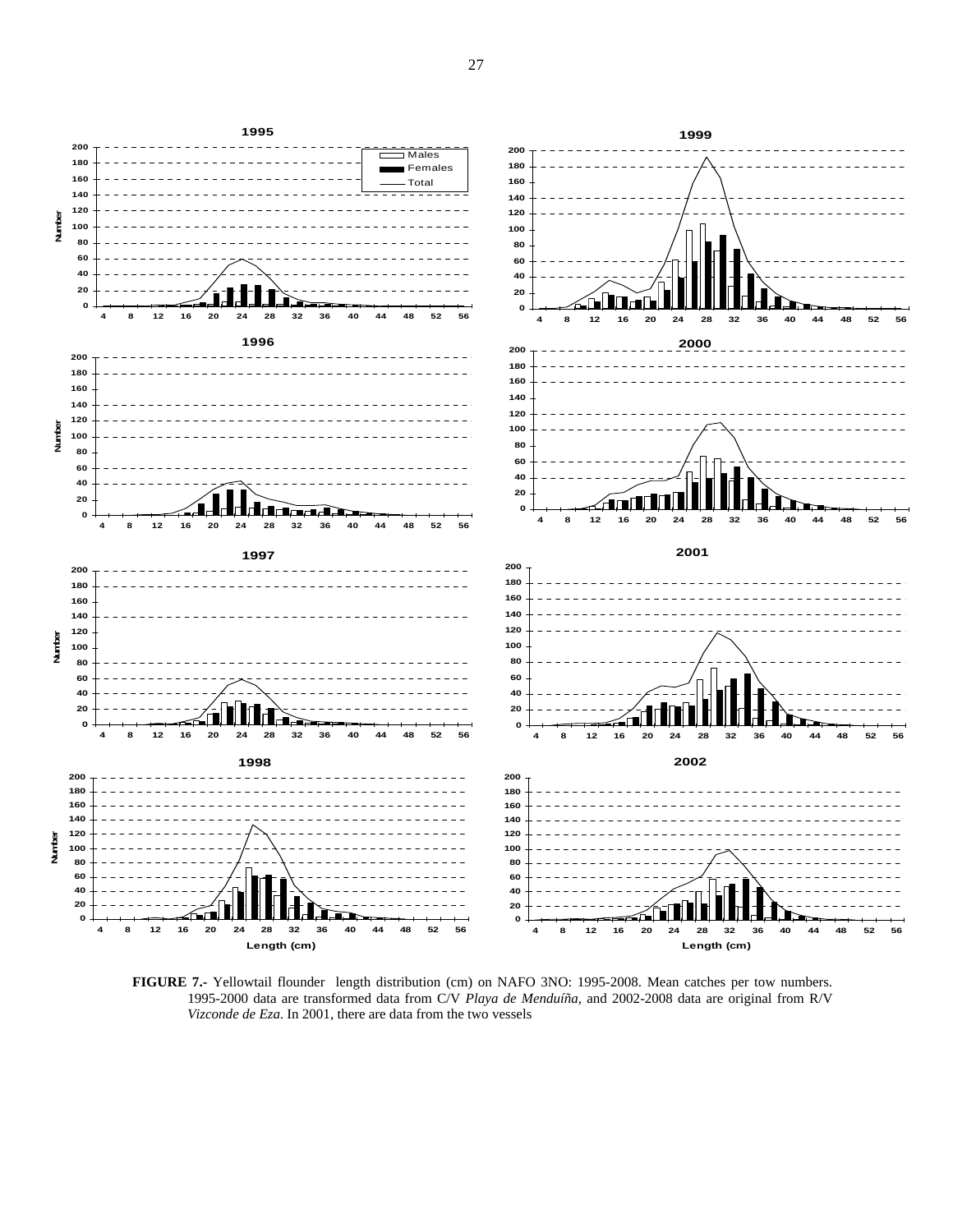**FIGURE 7.-** Yellowtail flounder length distribution (cm) on NAFO 3NO: 1995-2008. Mean catches per tow numbers. 1995-2000 data are transformed data from C/V *Playa de Menduíña*, and 2002-2008 data are original from R/V *Vizconde de Eza*. In 2001, there are data from the two vessels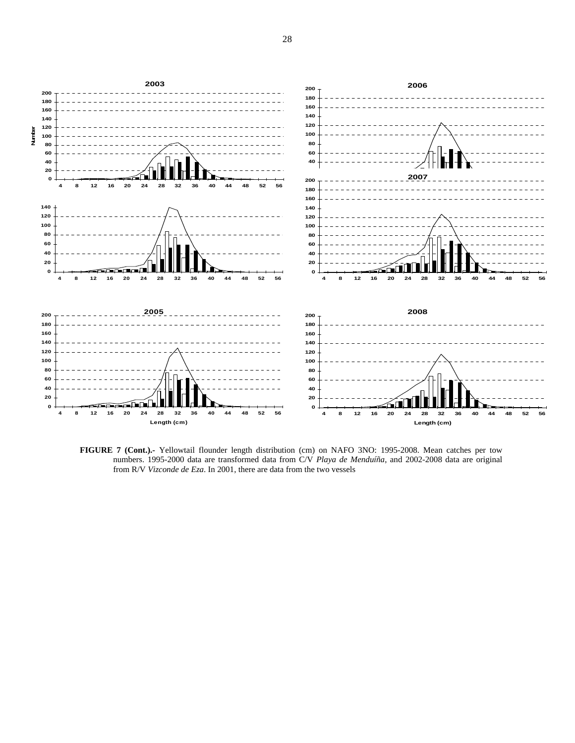**FIGURE 7 (Cont.).-** Yellowtail flounder length distribution (cm) on NAFO 3NO: 1995-2008. Mean catches per tow numbers. 1995-2000 data are transformed data from C/V *Playa de Menduíña*, and 2002-2008 data are original from R/V *Vizconde de Eza*. In 2001, there are data from the two vessels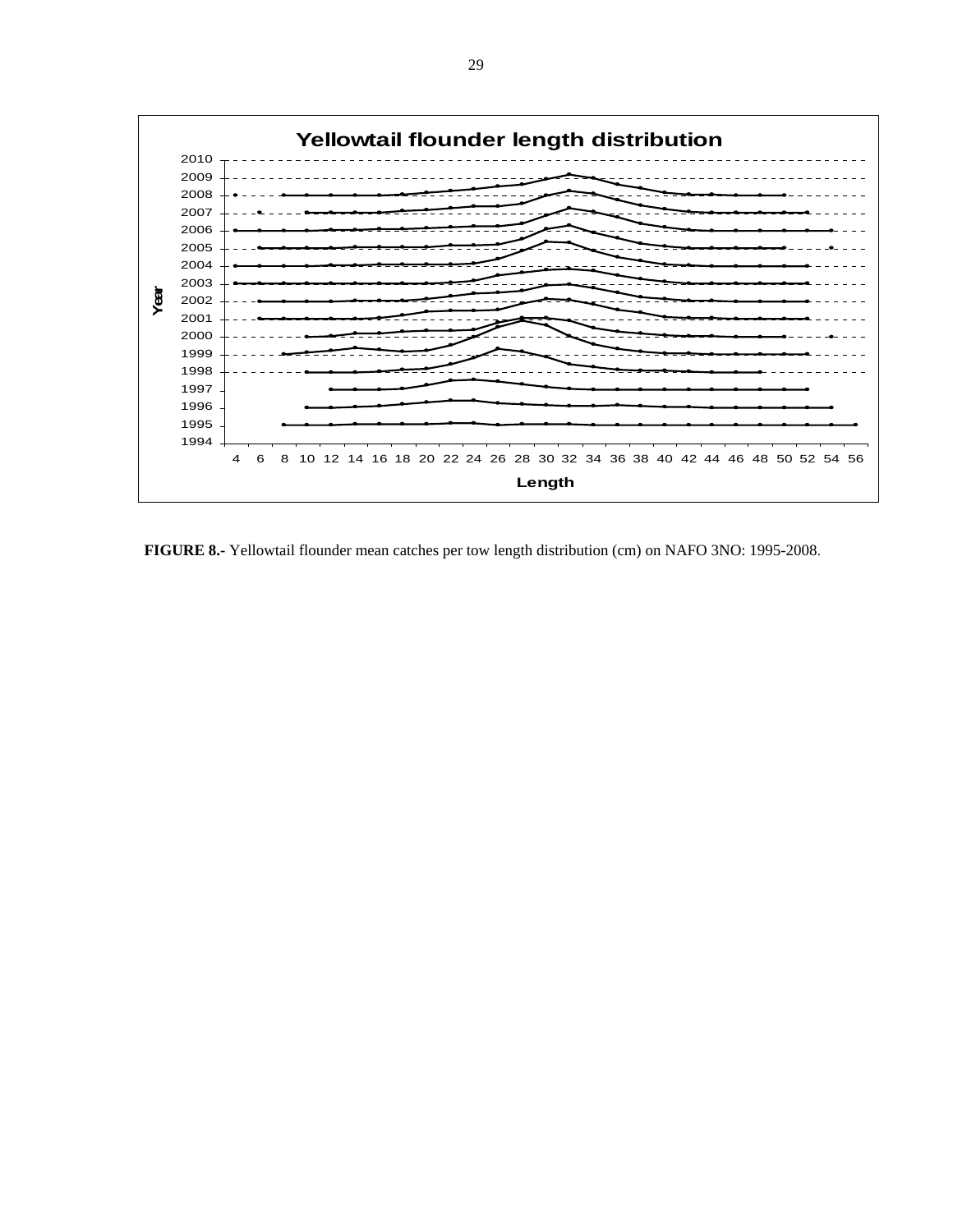Yellowtail flounder length distribution

2010
2009
2008
2007
2006
2005
2004
2003
2002
2001
2000
1999
1998
1997
1996
1995
1994

Year

4 6 8 10 12 14 16 18 20 22 24 26 28 30 32 34 36 38 40 42 44 46 48 50 52 54 56

Length

**FIGURE 8.-** Yellowtail flounder mean catches per tow length distribution (cm) on NAFO 3NO: 1995-2008.